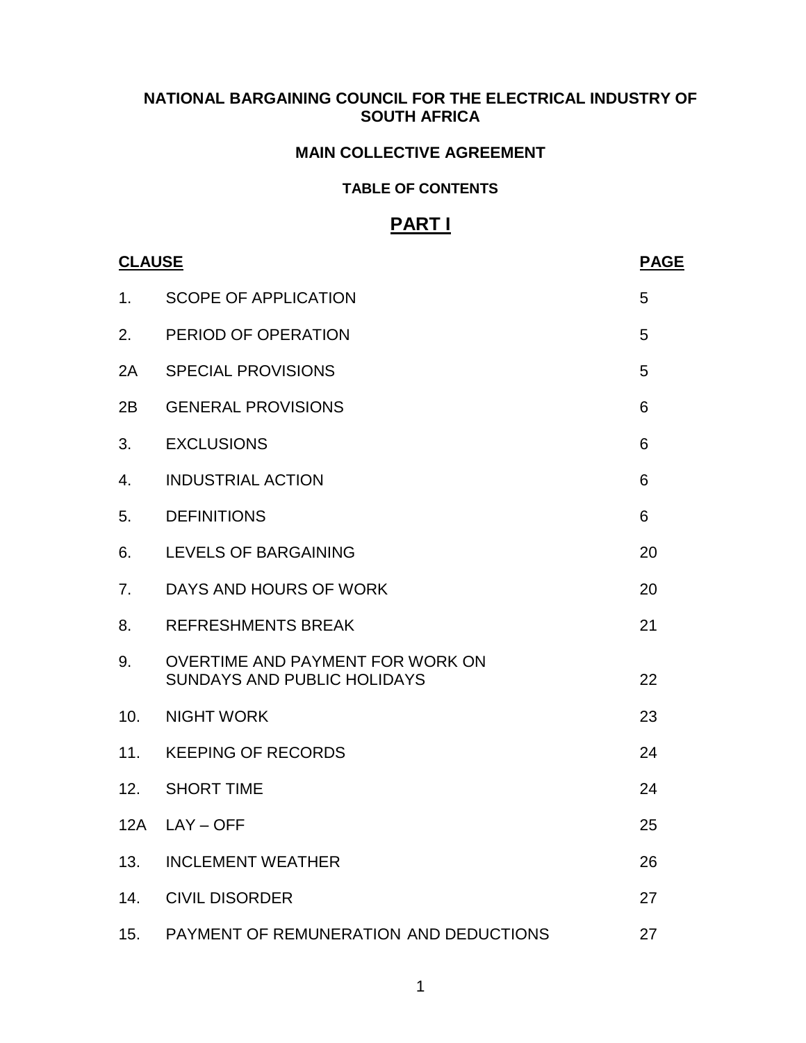# NATIONAL BARGAINING COUNCIL FOR THE ELECTRICAL INDUSTRY OF SOUTH AFRICA

## MAIN COLLECTIVE AGREEMENT

### TABLE OF CONTENTS

## PART I

| CLAUSE | | PAGE |
|---|---|---|
| 1. | SCOPE OF APPLICATION | 5 |
| 2. | PERIOD OF OPERATION | 5 |
| 2A | SPECIAL PROVISIONS | 5 |
| 2B | GENERAL PROVISIONS | 6 |
| 3. | EXCLUSIONS | 6 |
| 4. | INDUSTRIAL ACTION | 6 |
| 5. | DEFINITIONS | 6 |
| 6. | LEVELS OF BARGAINING | 20 |
| 7. | DAYS AND HOURS OF WORK | 20 |
| 8. | REFRESHMENTS BREAK | 21 |
| 9. | OVERTIME AND PAYMENT FOR WORK ON SUNDAYS AND PUBLIC HOLIDAYS | 22 |
| 10. | NIGHT WORK | 23 |
| 11. | KEEPING OF RECORDS | 24 |
| 12. | SHORT TIME | 24 |
| 12A | LAY – OFF | 25 |
| 13. | INCLEMENT WEATHER | 26 |
| 14. | CIVIL DISORDER | 27 |
| 15. | PAYMENT OF REMUNERATION AND DEDUCTIONS | 27 |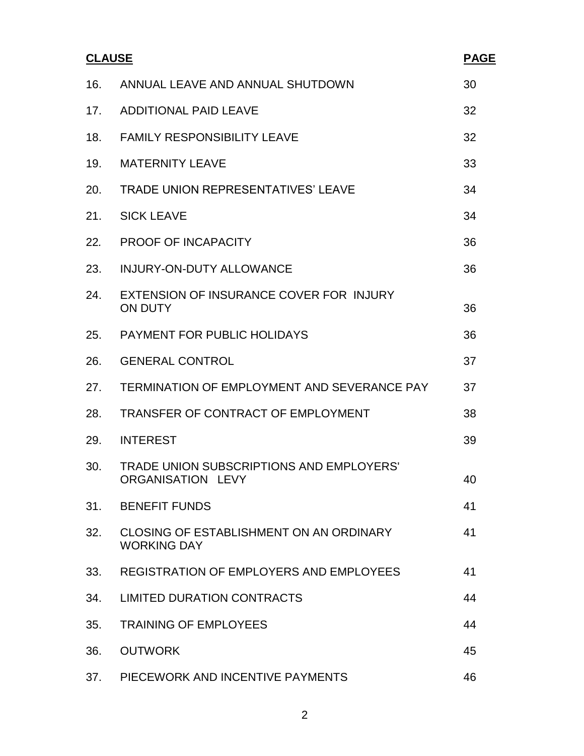| **CLAUSE** | | **PAGE** |
|---|---|---|
| 16. | ANNUAL LEAVE AND ANNUAL SHUTDOWN | 30 |
| 17. | ADDITIONAL PAID LEAVE | 32 |
| 18. | FAMILY RESPONSIBILITY LEAVE | 32 |
| 19. | MATERNITY LEAVE | 33 |
| 20. | TRADE UNION REPRESENTATIVES' LEAVE | 34 |
| 21. | SICK LEAVE | 34 |
| 22. | PROOF OF INCAPACITY | 36 |
| 23. | INJURY-ON-DUTY ALLOWANCE | 36 |
| 24. | EXTENSION OF INSURANCE COVER FOR INJURY ON DUTY | 36 |
| 25. | PAYMENT FOR PUBLIC HOLIDAYS | 36 |
| 26. | GENERAL CONTROL | 37 |
| 27. | TERMINATION OF EMPLOYMENT AND SEVERANCE PAY | 37 |
| 28. | TRANSFER OF CONTRACT OF EMPLOYMENT | 38 |
| 29. | INTEREST | 39 |
| 30. | TRADE UNION SUBSCRIPTIONS AND EMPLOYERS' ORGANISATION LEVY | 40 |
| 31. | BENEFIT FUNDS | 41 |
| 32. | CLOSING OF ESTABLISHMENT ON AN ORDINARY WORKING DAY | 41 |
| 33. | REGISTRATION OF EMPLOYERS AND EMPLOYEES | 41 |
| 34. | LIMITED DURATION CONTRACTS | 44 |
| 35. | TRAINING OF EMPLOYEES | 44 |
| 36. | OUTWORK | 45 |
| 37. | PIECEWORK AND INCENTIVE PAYMENTS | 46 |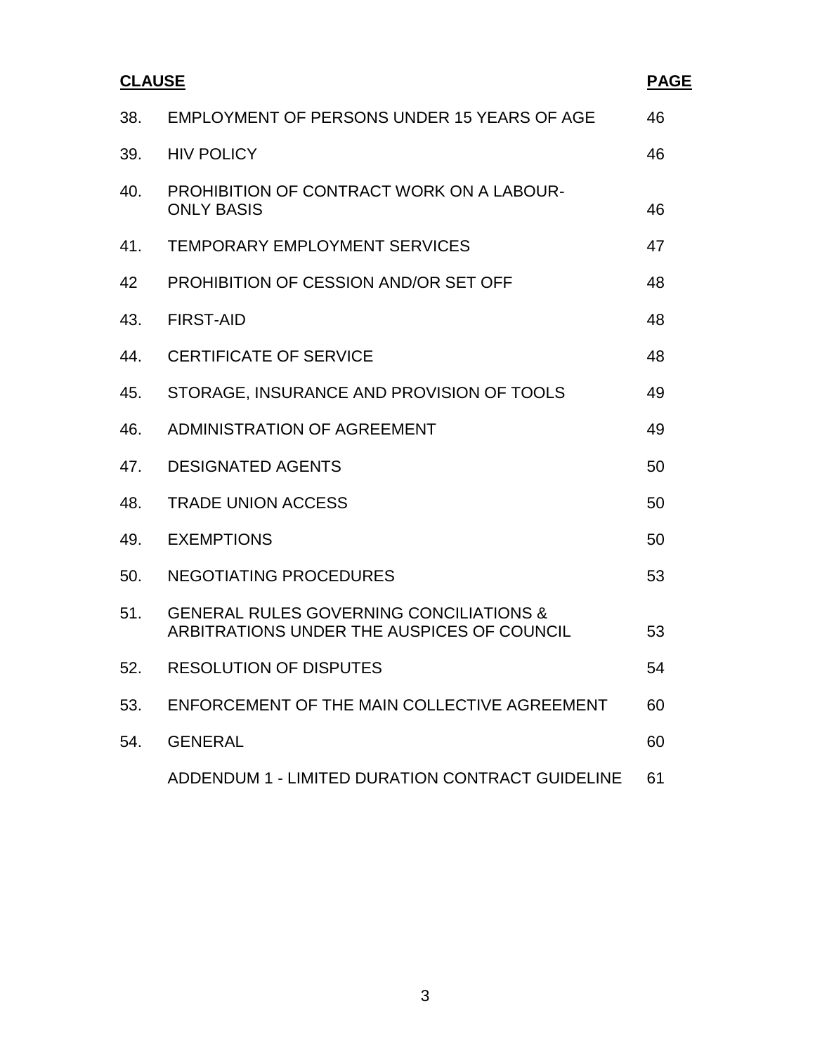| CLAUSE | | PAGE |
|---|---|---|
| 38. | EMPLOYMENT OF PERSONS UNDER 15 YEARS OF AGE | 46 |
| 39. | HIV POLICY | 46 |
| 40. | PROHIBITION OF CONTRACT WORK ON A LABOUR-ONLY BASIS | 46 |
| 41. | TEMPORARY EMPLOYMENT SERVICES | 47 |
| 42 | PROHIBITION OF CESSION AND/OR SET OFF | 48 |
| 43. | FIRST-AID | 48 |
| 44. | CERTIFICATE OF SERVICE | 48 |
| 45. | STORAGE, INSURANCE AND PROVISION OF TOOLS | 49 |
| 46. | ADMINISTRATION OF AGREEMENT | 49 |
| 47. | DESIGNATED AGENTS | 50 |
| 48. | TRADE UNION ACCESS | 50 |
| 49. | EXEMPTIONS | 50 |
| 50. | NEGOTIATING PROCEDURES | 53 |
| 51. | GENERAL RULES GOVERNING CONCILIATIONS & ARBITRATIONS UNDER THE AUSPICES OF COUNCIL | 53 |
| 52. | RESOLUTION OF DISPUTES | 54 |
| 53. | ENFORCEMENT OF THE MAIN COLLECTIVE AGREEMENT | 60 |
| 54. | GENERAL | 60 |
| | ADDENDUM 1 - LIMITED DURATION CONTRACT GUIDELINE | 61 |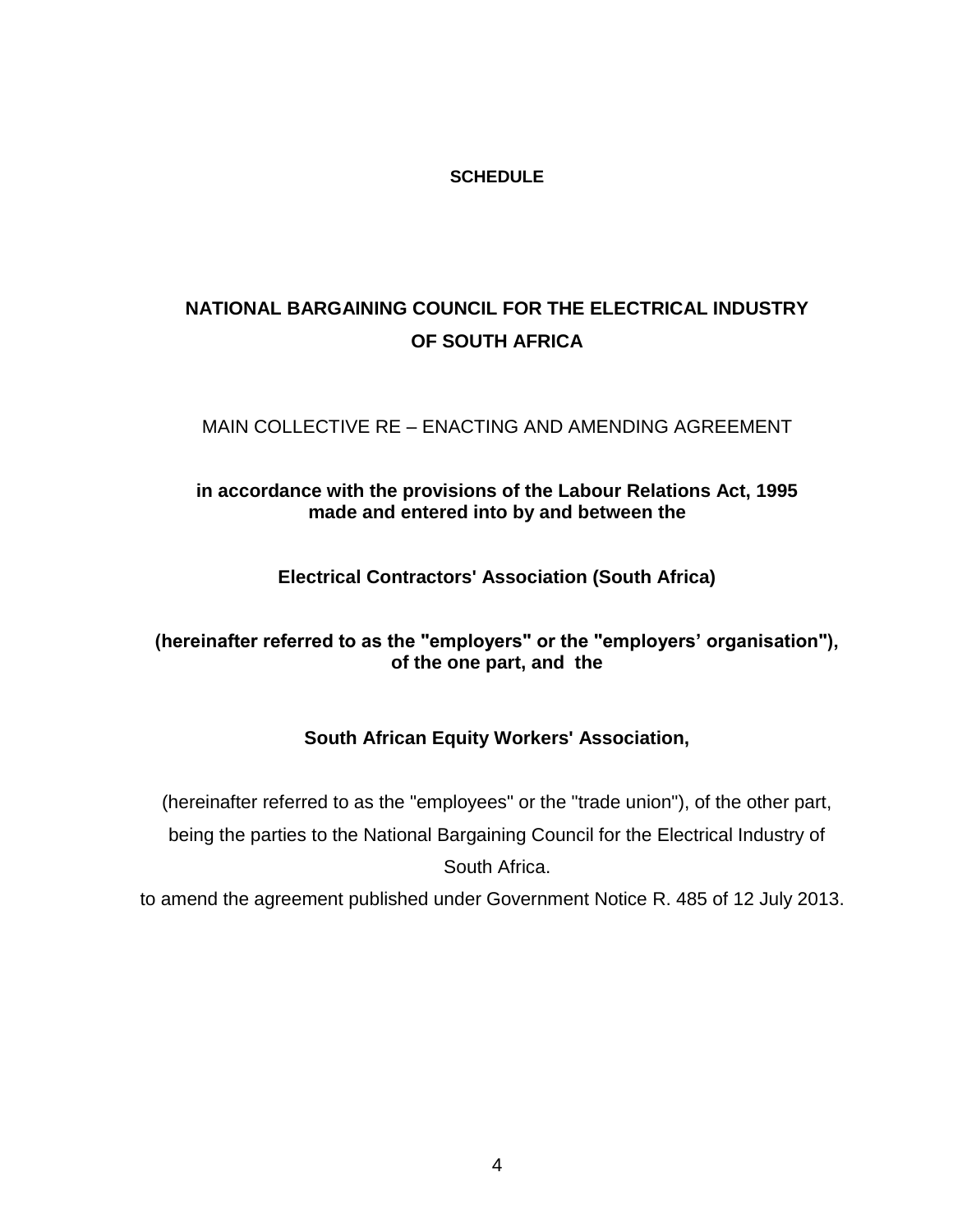**SCHEDULE**

# NATIONAL BARGAINING COUNCIL FOR THE ELECTRICAL INDUSTRY OF SOUTH AFRICA

MAIN COLLECTIVE RE – ENACTING AND AMENDING AGREEMENT

**in accordance with the provisions of the Labour Relations Act, 1995 made and entered into by and between the**

**Electrical Contractors' Association (South Africa)**

**(hereinafter referred to as the "employers" or the "employers' organisation"), of the one part, and the**

**South African Equity Workers' Association,**

(hereinafter referred to as the "employees" or the "trade union"), of the other part, being the parties to the National Bargaining Council for the Electrical Industry of South Africa.

to amend the agreement published under Government Notice R. 485 of 12 July 2013.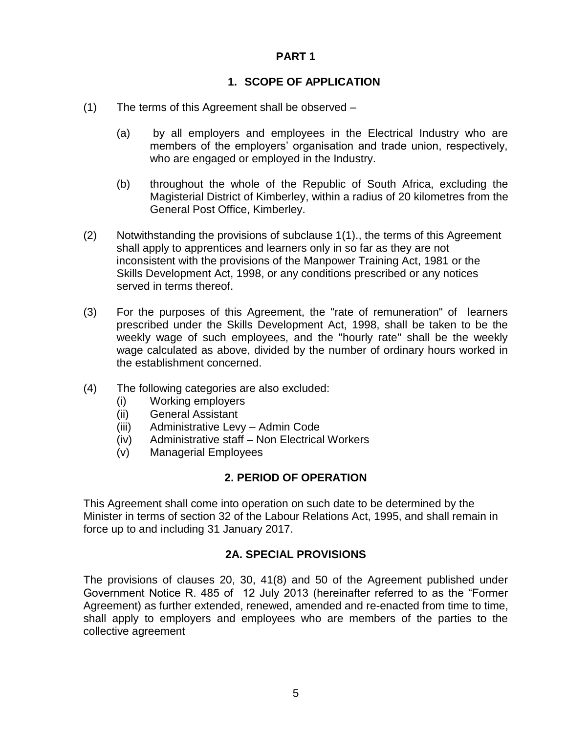# PART 1

## 1. SCOPE OF APPLICATION

(1) The terms of this Agreement shall be observed –

(a) by all employers and employees in the Electrical Industry who are members of the employers' organisation and trade union, respectively, who are engaged or employed in the Industry.

(b) throughout the whole of the Republic of South Africa, excluding the Magisterial District of Kimberley, within a radius of 20 kilometres from the General Post Office, Kimberley.

(2) Notwithstanding the provisions of subclause 1(1)., the terms of this Agreement shall apply to apprentices and learners only in so far as they are not inconsistent with the provisions of the Manpower Training Act, 1981 or the Skills Development Act, 1998, or any conditions prescribed or any notices served in terms thereof.

(3) For the purposes of this Agreement, the "rate of remuneration" of learners prescribed under the Skills Development Act, 1998, shall be taken to be the weekly wage of such employees, and the "hourly rate" shall be the weekly wage calculated as above, divided by the number of ordinary hours worked in the establishment concerned.

(4) The following categories are also excluded:
- (i) Working employers
- (ii) General Assistant
- (iii) Administrative Levy – Admin Code
- (iv) Administrative staff – Non Electrical Workers
- (v) Managerial Employees

## 2. PERIOD OF OPERATION

This Agreement shall come into operation on such date to be determined by the Minister in terms of section 32 of the Labour Relations Act, 1995, and shall remain in force up to and including 31 January 2017.

## 2A. SPECIAL PROVISIONS

The provisions of clauses 20, 30, 41(8) and 50 of the Agreement published under Government Notice R. 485 of 12 July 2013 (hereinafter referred to as the "Former Agreement) as further extended, renewed, amended and re-enacted from time to time, shall apply to employers and employees who are members of the parties to the collective agreement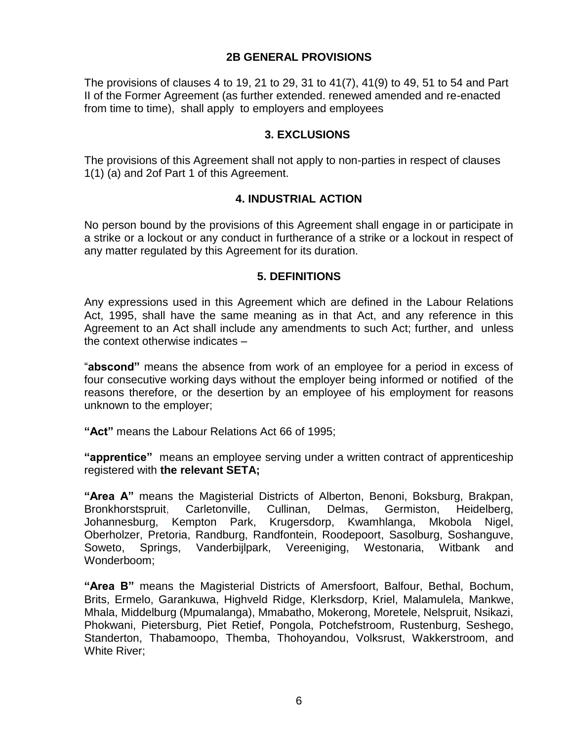## 2B GENERAL PROVISIONS

The provisions of clauses 4 to 19, 21 to 29, 31 to 41(7), 41(9) to 49, 51 to 54 and Part II of the Former Agreement (as further extended. renewed amended and re-enacted from time to time), shall apply to employers and employees

## 3. EXCLUSIONS

The provisions of this Agreement shall not apply to non-parties in respect of clauses 1(1) (a) and 2of Part 1 of this Agreement.

## 4. INDUSTRIAL ACTION

No person bound by the provisions of this Agreement shall engage in or participate in a strike or a lockout or any conduct in furtherance of a strike or a lockout in respect of any matter regulated by this Agreement for its duration.

## 5. DEFINITIONS

Any expressions used in this Agreement which are defined in the Labour Relations Act, 1995, shall have the same meaning as in that Act, and any reference in this Agreement to an Act shall include any amendments to such Act; further, and unless the context otherwise indicates –

"**abscond"** means the absence from work of an employee for a period in excess of four consecutive working days without the employer being informed or notified of the reasons therefore, or the desertion by an employee of his employment for reasons unknown to the employer;

**"Act"** means the Labour Relations Act 66 of 1995;

**"apprentice"** means an employee serving under a written contract of apprenticeship registered with **the relevant SETA;**

**"Area A"** means the Magisterial Districts of Alberton, Benoni, Boksburg, Brakpan, Bronkhorstspruit, Carletonville, Cullinan, Delmas, Germiston, Heidelberg, Johannesburg, Kempton Park, Krugersdorp, Kwamhlanga, Mkobola Nigel, Oberholzer, Pretoria, Randburg, Randfontein, Roodepoort, Sasolburg, Soshanguve, Soweto, Springs, Vanderbijlpark, Vereeniging, Westonaria, Witbank and Wonderboom;

**"Area B"** means the Magisterial Districts of Amersfoort, Balfour, Bethal, Bochum, Brits, Ermelo, Garankuwa, Highveld Ridge, Klerksdorp, Kriel, Malamulela, Mankwe, Mhala, Middelburg (Mpumalanga), Mmabatho, Mokerong, Moretele, Nelspruit, Nsikazi, Phokwani, Pietersburg, Piet Retief, Pongola, Potchefstroom, Rustenburg, Seshego, Standerton, Thabamoopo, Themba, Thohoyandou, Volksrust, Wakkerstroom, and White River;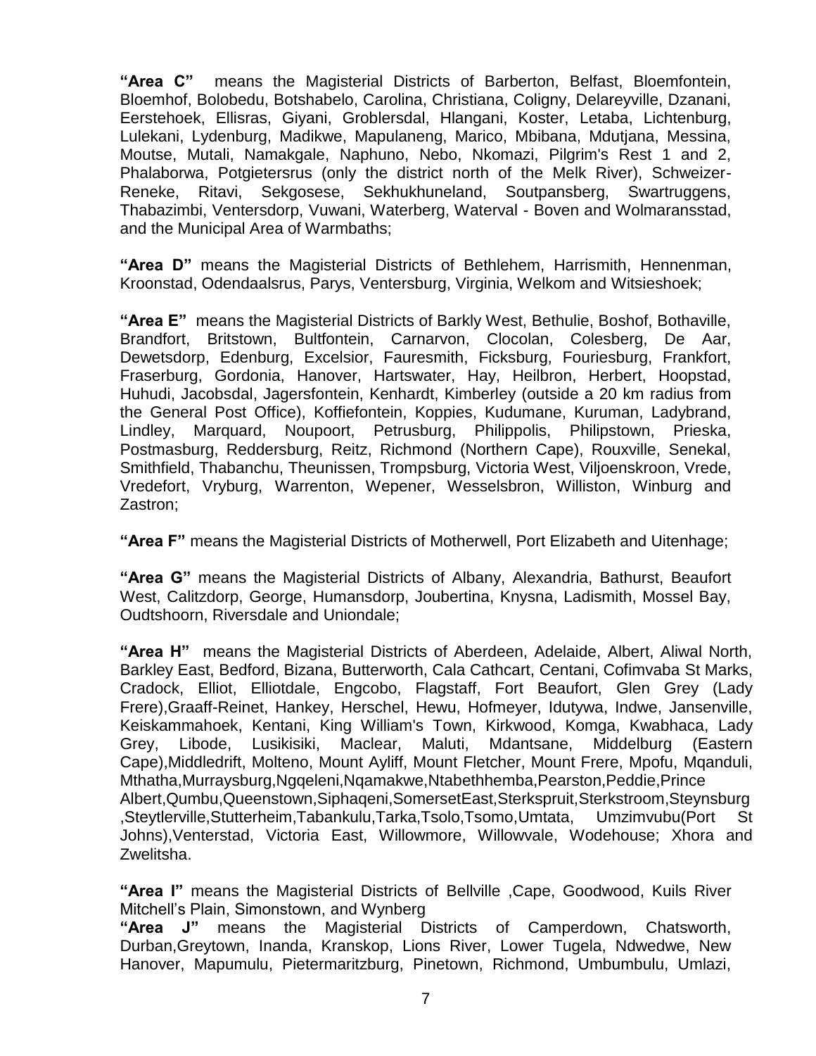**"Area C"** means the Magisterial Districts of Barberton, Belfast, Bloemfontein, Bloemhof, Bolobedu, Botshabelo, Carolina, Christiana, Coligny, Delareyville, Dzanani, Eerstehoek, Ellisras, Giyani, Groblersdal, Hlangani, Koster, Letaba, Lichtenburg, Lulekani, Lydenburg, Madikwe, Mapulaneng, Marico, Mbibana, Mdutjana, Messina, Moutse, Mutali, Namakgale, Naphuno, Nebo, Nkomazi, Pilgrim's Rest 1 and 2, Phalaborwa, Potgietersrus (only the district north of the Melk River), Schweizer-Reneke, Ritavi, Sekgosese, Sekhukhuneland, Soutpansberg, Swartruggens, Thabazimbi, Ventersdorp, Vuwani, Waterberg, Waterval - Boven and Wolmaransstad, and the Municipal Area of Warmbaths;

**"Area D"** means the Magisterial Districts of Bethlehem, Harrismith, Hennenman, Kroonstad, Odendaalsrus, Parys, Ventersburg, Virginia, Welkom and Witsieshoek;

**"Area E"** means the Magisterial Districts of Barkly West, Bethulie, Boshof, Bothaville, Brandfort, Britstown, Bultfontein, Carnarvon, Clocolan, Colesberg, De Aar, Dewetsdorp, Edenburg, Excelsior, Fauresmith, Ficksburg, Fouriesburg, Frankfort, Fraserburg, Gordonia, Hanover, Hartswater, Hay, Heilbron, Herbert, Hoopstad, Huhudi, Jacobsdal, Jagersfontein, Kenhardt, Kimberley (outside a 20 km radius from the General Post Office), Koffiefontein, Koppies, Kudumane, Kuruman, Ladybrand, Lindley, Marquard, Noupoort, Petrusburg, Philippolis, Philipstown, Prieska, Postmasburg, Reddersburg, Reitz, Richmond (Northern Cape), Rouxville, Senekal, Smithfield, Thabanchu, Theunissen, Trompsburg, Victoria West, Viljoenskroon, Vrede, Vredefort, Vryburg, Warrenton, Wepener, Wesselsbron, Williston, Winburg and Zastron;

**"Area F"** means the Magisterial Districts of Motherwell, Port Elizabeth and Uitenhage;

**"Area G"** means the Magisterial Districts of Albany, Alexandria, Bathurst, Beaufort West, Calitzdorp, George, Humansdorp, Joubertina, Knysna, Ladismith, Mossel Bay, Oudtshoorn, Riversdale and Uniondale;

**"Area H"** means the Magisterial Districts of Aberdeen, Adelaide, Albert, Aliwal North, Barkley East, Bedford, Bizana, Butterworth, Cala Cathcart, Centani, Cofimvaba St Marks, Cradock, Elliot, Elliotdale, Engcobo, Flagstaff, Fort Beaufort, Glen Grey (Lady Frere),Graaff-Reinet, Hankey, Herschel, Hewu, Hofmeyer, Idutywa, Indwe, Jansenville, Keiskammahoek, Kentani, King William's Town, Kirkwood, Komga, Kwabhaca, Lady Grey, Libode, Lusikisiki, Maclear, Maluti, Mdantsane, Middelburg (Eastern Cape),Middledrift, Molteno, Mount Ayliff, Mount Fletcher, Mount Frere, Mpofu, Mqanduli, Mthatha,Murraysburg,Ngqeleni,Nqamakwe,Ntabethhemba,Pearston,Peddie,Prince Albert,Qumbu,Queenstown,Siphaqeni,SomersetEast,Sterkspruit,Sterkstroom,Steynsburg ,Steytlerville,Stutterheim,Tabankulu,Tarka,Tsolo,Tsomo,Umtata, Umzimvubu(Port St Johns),Venterstad, Victoria East, Willowmore, Willowvale, Wodehouse; Xhora and Zwelitsha.

**"Area I"** means the Magisterial Districts of Bellville ,Cape, Goodwood, Kuils River Mitchell's Plain, Simonstown, and Wynberg

**"Area J"** means the Magisterial Districts of Camperdown, Chatsworth, Durban,Greytown, Inanda, Kranskop, Lions River, Lower Tugela, Ndwedwe, New Hanover, Mapumulu, Pietermaritzburg, Pinetown, Richmond, Umbumbulu, Umlazi,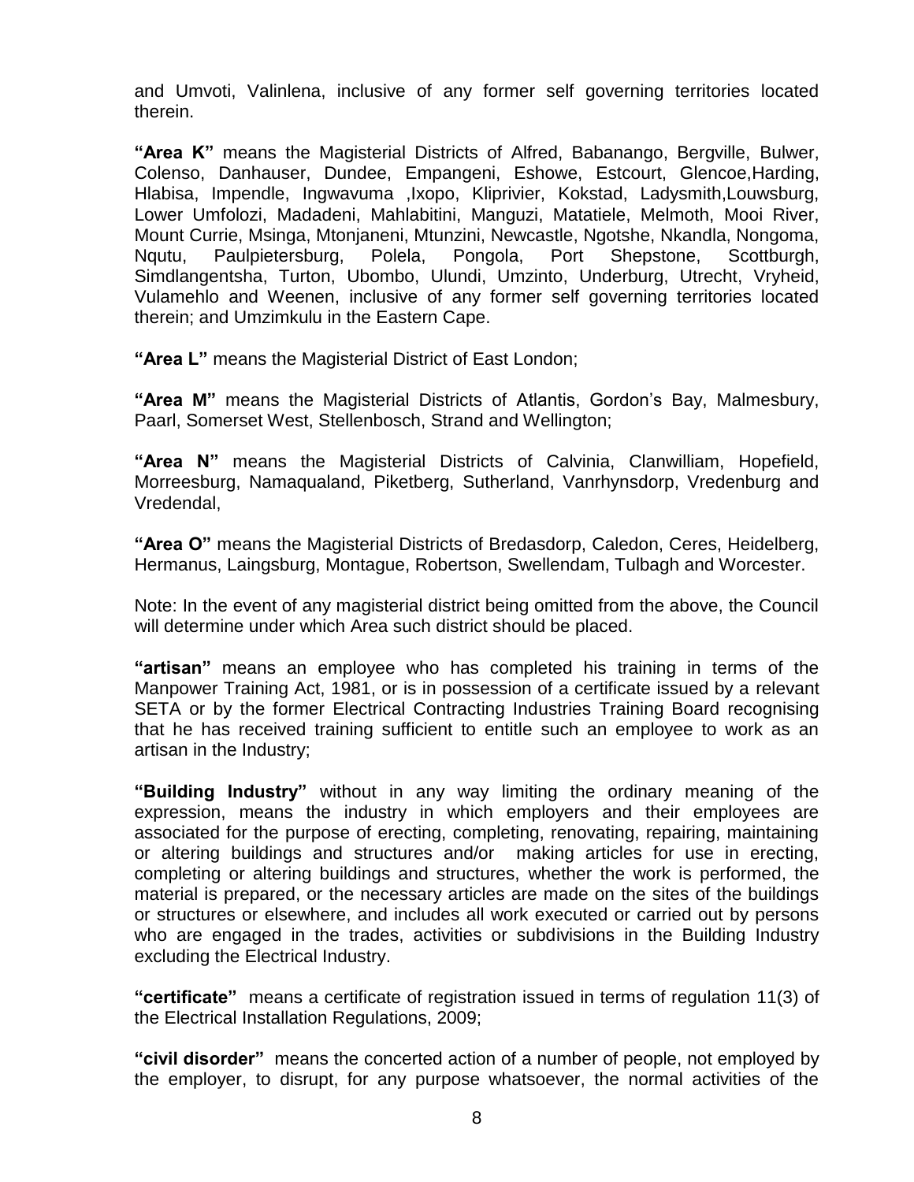and Umvoti, Valinlena, inclusive of any former self governing territories located therein.

**"Area K"** means the Magisterial Districts of Alfred, Babanango, Bergville, Bulwer, Colenso, Danhauser, Dundee, Empangeni, Eshowe, Estcourt, Glencoe,Harding, Hlabisa, Impendle, Ingwavuma ,Ixopo, Kliprivier, Kokstad, Ladysmith,Louwsburg, Lower Umfolozi, Madadeni, Mahlabitini, Manguzi, Matatiele, Melmoth, Mooi River, Mount Currie, Msinga, Mtonjaneni, Mtunzini, Newcastle, Ngotshe, Nkandla, Nongoma, Nqutu, Paulpietersburg, Polela, Pongola, Port Shepstone, Scottburgh, Simdlangentsha, Turton, Ubombo, Ulundi, Umzinto, Underburg, Utrecht, Vryheid, Vulamehlo and Weenen, inclusive of any former self governing territories located therein; and Umzimkulu in the Eastern Cape.

**"Area L"** means the Magisterial District of East London;

**"Area M"** means the Magisterial Districts of Atlantis, Gordon's Bay, Malmesbury, Paarl, Somerset West, Stellenbosch, Strand and Wellington;

**"Area N"** means the Magisterial Districts of Calvinia, Clanwilliam, Hopefield, Morreesburg, Namaqualand, Piketberg, Sutherland, Vanrhynsdorp, Vredenburg and Vredendal,

**"Area O"** means the Magisterial Districts of Bredasdorp, Caledon, Ceres, Heidelberg, Hermanus, Laingsburg, Montague, Robertson, Swellendam, Tulbagh and Worcester.

Note: In the event of any magisterial district being omitted from the above, the Council will determine under which Area such district should be placed.

**"artisan"** means an employee who has completed his training in terms of the Manpower Training Act, 1981, or is in possession of a certificate issued by a relevant SETA or by the former Electrical Contracting Industries Training Board recognising that he has received training sufficient to entitle such an employee to work as an artisan in the Industry;

**"Building Industry"** without in any way limiting the ordinary meaning of the expression, means the industry in which employers and their employees are associated for the purpose of erecting, completing, renovating, repairing, maintaining or altering buildings and structures and/or making articles for use in erecting, completing or altering buildings and structures, whether the work is performed, the material is prepared, or the necessary articles are made on the sites of the buildings or structures or elsewhere, and includes all work executed or carried out by persons who are engaged in the trades, activities or subdivisions in the Building Industry excluding the Electrical Industry.

**"certificate"** means a certificate of registration issued in terms of regulation 11(3) of the Electrical Installation Regulations, 2009;

**"civil disorder"** means the concerted action of a number of people, not employed by the employer, to disrupt, for any purpose whatsoever, the normal activities of the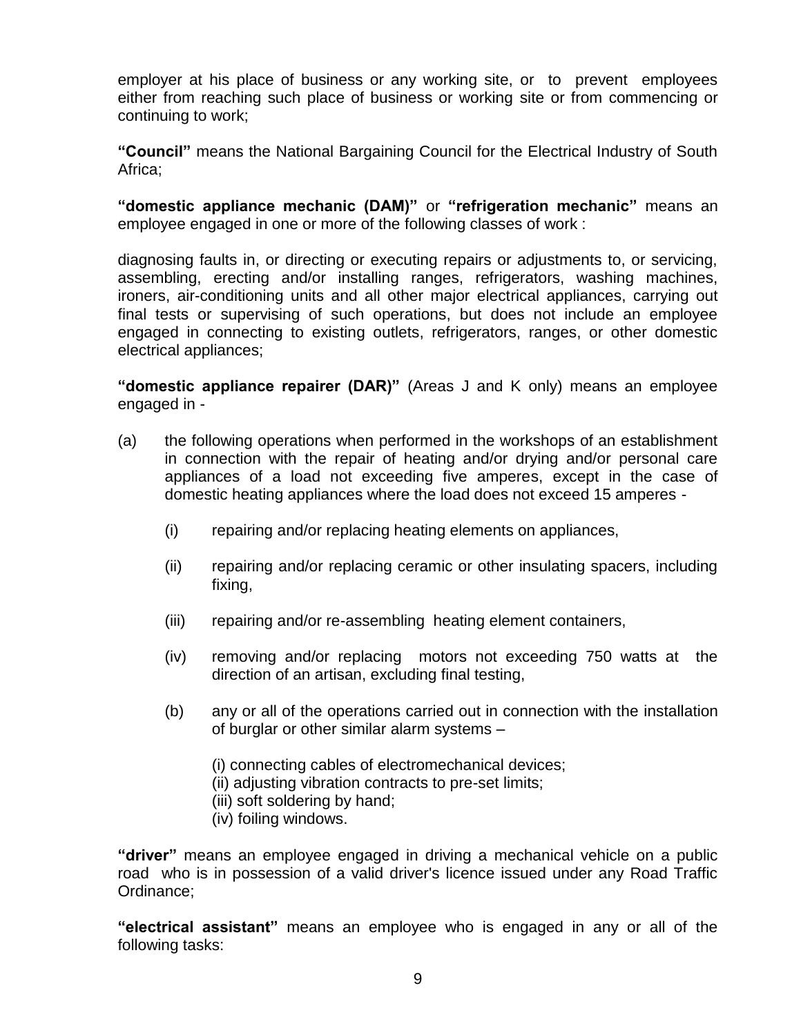employer at his place of business or any working site, or to prevent employees either from reaching such place of business or working site or from commencing or continuing to work;

**"Council"** means the National Bargaining Council for the Electrical Industry of South Africa;

**"domestic appliance mechanic (DAM)"** or **"refrigeration mechanic"** means an employee engaged in one or more of the following classes of work :

diagnosing faults in, or directing or executing repairs or adjustments to, or servicing, assembling, erecting and/or installing ranges, refrigerators, washing machines, ironers, air-conditioning units and all other major electrical appliances, carrying out final tests or supervising of such operations, but does not include an employee engaged in connecting to existing outlets, refrigerators, ranges, or other domestic electrical appliances;

**"domestic appliance repairer (DAR)"** (Areas J and K only) means an employee engaged in -

(a) the following operations when performed in the workshops of an establishment in connection with the repair of heating and/or drying and/or personal care appliances of a load not exceeding five amperes, except in the case of domestic heating appliances where the load does not exceed 15 amperes -

  (i) repairing and/or replacing heating elements on appliances,

  (ii) repairing and/or replacing ceramic or other insulating spacers, including fixing,

  (iii) repairing and/or re-assembling heating element containers,

  (iv) removing and/or replacing motors not exceeding 750 watts at the direction of an artisan, excluding final testing,

  (b) any or all of the operations carried out in connection with the installation of burglar or other similar alarm systems –

    (i) connecting cables of electromechanical devices;
    (ii) adjusting vibration contracts to pre-set limits;
    (iii) soft soldering by hand;
    (iv) foiling windows.

**"driver"** means an employee engaged in driving a mechanical vehicle on a public road who is in possession of a valid driver's licence issued under any Road Traffic Ordinance;

**"electrical assistant"** means an employee who is engaged in any or all of the following tasks: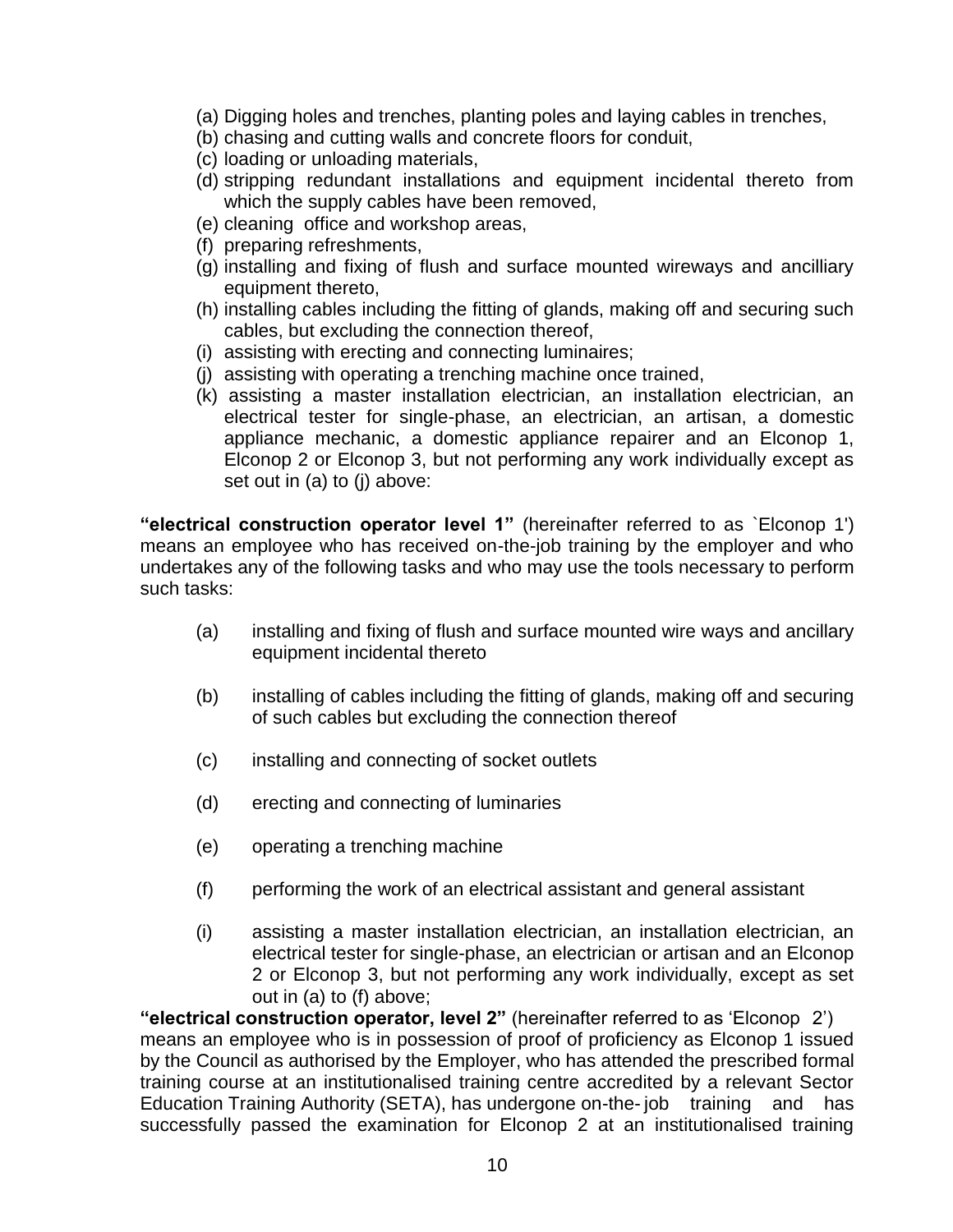(a) Digging holes and trenches, planting poles and laying cables in trenches,
(b) chasing and cutting walls and concrete floors for conduit,
(c) loading or unloading materials,
(d) stripping redundant installations and equipment incidental thereto from which the supply cables have been removed,
(e) cleaning office and workshop areas,
(f) preparing refreshments,
(g) installing and fixing of flush and surface mounted wireways and ancilliary equipment thereto,
(h) installing cables including the fitting of glands, making off and securing such cables, but excluding the connection thereof,
(i) assisting with erecting and connecting luminaires;
(j) assisting with operating a trenching machine once trained,
(k) assisting a master installation electrician, an installation electrician, an electrical tester for single-phase, an electrician, an artisan, a domestic appliance mechanic, a domestic appliance repairer and an Elconop 1, Elconop 2 or Elconop 3, but not performing any work individually except as set out in (a) to (j) above:

**"electrical construction operator level 1"** (hereinafter referred to as `Elconop 1') means an employee who has received on-the-job training by the employer and who undertakes any of the following tasks and who may use the tools necessary to perform such tasks:

(a) installing and fixing of flush and surface mounted wire ways and ancillary equipment incidental thereto

(b) installing of cables including the fitting of glands, making off and securing of such cables but excluding the connection thereof

(c) installing and connecting of socket outlets

(d) erecting and connecting of luminaries

(e) operating a trenching machine

(f) performing the work of an electrical assistant and general assistant

(i) assisting a master installation electrician, an installation electrician, an electrical tester for single-phase, an electrician or artisan and an Elconop 2 or Elconop 3, but not performing any work individually, except as set out in (a) to (f) above;

**"electrical construction operator, level 2"** (hereinafter referred to as 'Elconop 2') means an employee who is in possession of proof of proficiency as Elconop 1 issued by the Council as authorised by the Employer, who has attended the prescribed formal training course at an institutionalised training centre accredited by a relevant Sector Education Training Authority (SETA), has undergone on-the- job training and has successfully passed the examination for Elconop 2 at an institutionalised training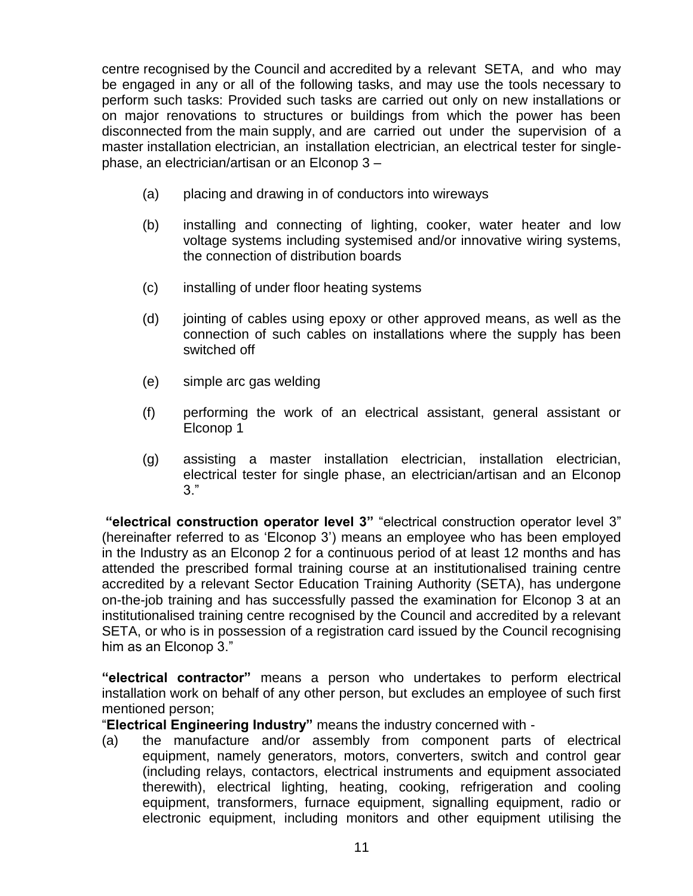centre recognised by the Council and accredited by a relevant SETA, and who may be engaged in any or all of the following tasks, and may use the tools necessary to perform such tasks: Provided such tasks are carried out only on new installations or on major renovations to structures or buildings from which the power has been disconnected from the main supply, and are carried out under the supervision of a master installation electrician, an installation electrician, an electrical tester for single-phase, an electrician/artisan or an Elconop 3 –

(a) placing and drawing in of conductors into wireways

(b) installing and connecting of lighting, cooker, water heater and low voltage systems including systemised and/or innovative wiring systems, the connection of distribution boards

(c) installing of under floor heating systems

(d) jointing of cables using epoxy or other approved means, as well as the connection of such cables on installations where the supply has been switched off

(e) simple arc gas welding

(f) performing the work of an electrical assistant, general assistant or Elconop 1

(g) assisting a master installation electrician, installation electrician, electrical tester for single phase, an electrician/artisan and an Elconop 3."

**"electrical construction operator level 3"** "electrical construction operator level 3" (hereinafter referred to as 'Elconop 3') means an employee who has been employed in the Industry as an Elconop 2 for a continuous period of at least 12 months and has attended the prescribed formal training course at an institutionalised training centre accredited by a relevant Sector Education Training Authority (SETA), has undergone on-the-job training and has successfully passed the examination for Elconop 3 at an institutionalised training centre recognised by the Council and accredited by a relevant SETA, or who is in possession of a registration card issued by the Council recognising him as an Elconop 3."

**"electrical contractor"** means a person who undertakes to perform electrical installation work on behalf of any other person, but excludes an employee of such first mentioned person;

"**Electrical Engineering Industry"** means the industry concerned with -

(a) the manufacture and/or assembly from component parts of electrical equipment, namely generators, motors, converters, switch and control gear (including relays, contactors, electrical instruments and equipment associated therewith), electrical lighting, heating, cooking, refrigeration and cooling equipment, transformers, furnace equipment, signalling equipment, radio or electronic equipment, including monitors and other equipment utilising the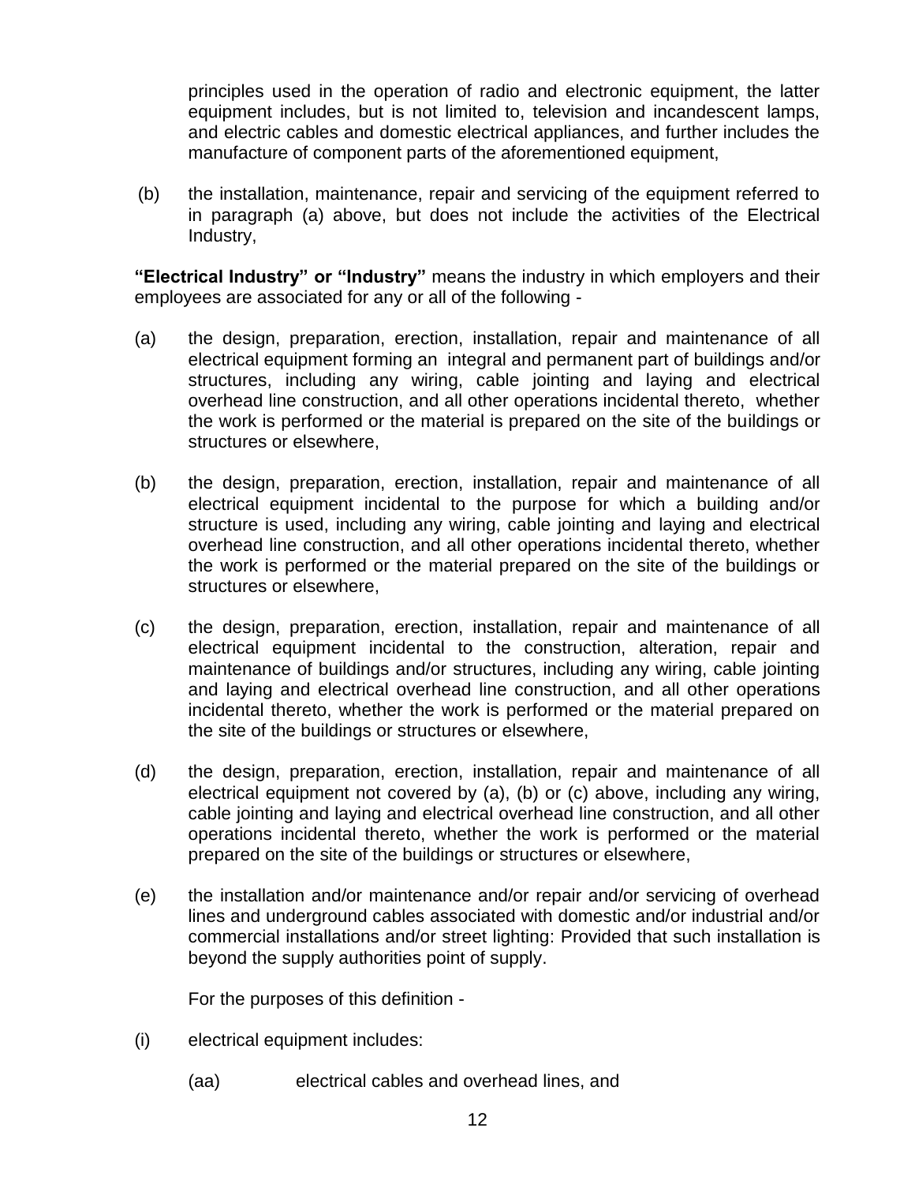principles used in the operation of radio and electronic equipment, the latter equipment includes, but is not limited to, television and incandescent lamps, and electric cables and domestic electrical appliances, and further includes the manufacture of component parts of the aforementioned equipment,

(b) the installation, maintenance, repair and servicing of the equipment referred to in paragraph (a) above, but does not include the activities of the Electrical Industry,

**"Electrical Industry" or "Industry"** means the industry in which employers and their employees are associated for any or all of the following -

(a) the design, preparation, erection, installation, repair and maintenance of all electrical equipment forming an integral and permanent part of buildings and/or structures, including any wiring, cable jointing and laying and electrical overhead line construction, and all other operations incidental thereto, whether the work is performed or the material is prepared on the site of the buildings or structures or elsewhere,

(b) the design, preparation, erection, installation, repair and maintenance of all electrical equipment incidental to the purpose for which a building and/or structure is used, including any wiring, cable jointing and laying and electrical overhead line construction, and all other operations incidental thereto, whether the work is performed or the material prepared on the site of the buildings or structures or elsewhere,

(c) the design, preparation, erection, installation, repair and maintenance of all electrical equipment incidental to the construction, alteration, repair and maintenance of buildings and/or structures, including any wiring, cable jointing and laying and electrical overhead line construction, and all other operations incidental thereto, whether the work is performed or the material prepared on the site of the buildings or structures or elsewhere,

(d) the design, preparation, erection, installation, repair and maintenance of all electrical equipment not covered by (a), (b) or (c) above, including any wiring, cable jointing and laying and electrical overhead line construction, and all other operations incidental thereto, whether the work is performed or the material prepared on the site of the buildings or structures or elsewhere,

(e) the installation and/or maintenance and/or repair and/or servicing of overhead lines and underground cables associated with domestic and/or industrial and/or commercial installations and/or street lighting: Provided that such installation is beyond the supply authorities point of supply.

For the purposes of this definition -

(i) electrical equipment includes:

(aa) electrical cables and overhead lines, and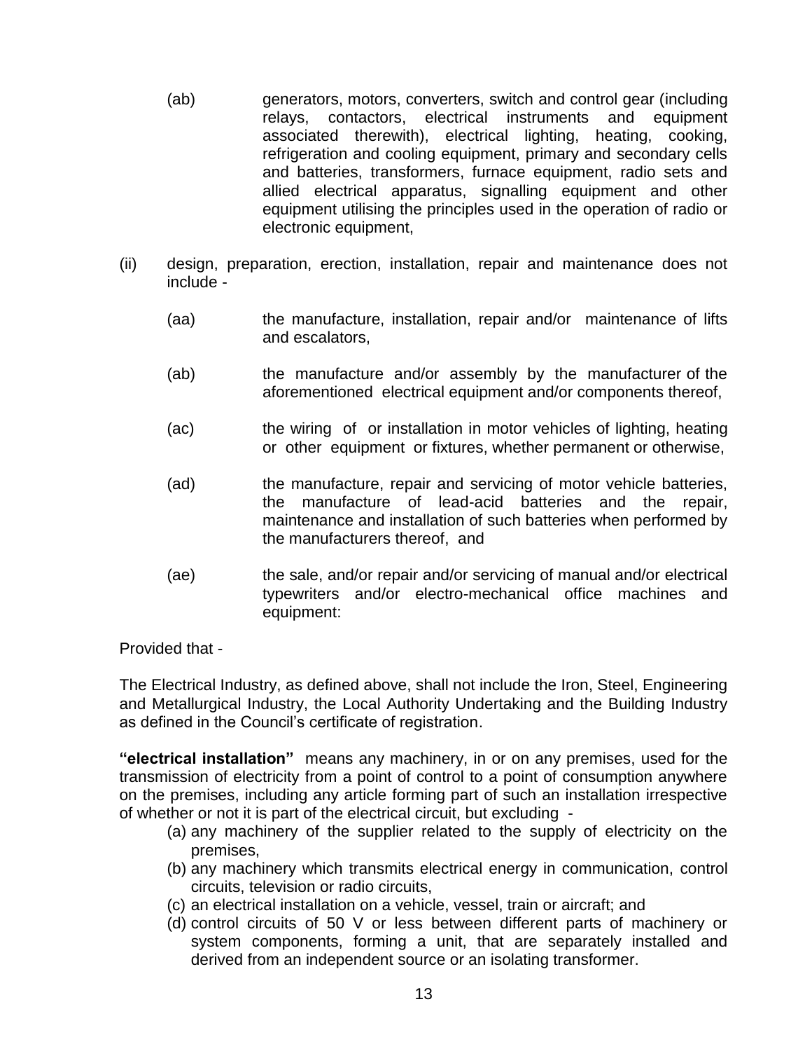(ab) generators, motors, converters, switch and control gear (including relays, contactors, electrical instruments and equipment associated therewith), electrical lighting, heating, cooking, refrigeration and cooling equipment, primary and secondary cells and batteries, transformers, furnace equipment, radio sets and allied electrical apparatus, signalling equipment and other equipment utilising the principles used in the operation of radio or electronic equipment,

(ii) design, preparation, erection, installation, repair and maintenance does not include -

(aa) the manufacture, installation, repair and/or maintenance of lifts and escalators,

(ab) the manufacture and/or assembly by the manufacturer of the aforementioned electrical equipment and/or components thereof,

(ac) the wiring of or installation in motor vehicles of lighting, heating or other equipment or fixtures, whether permanent or otherwise,

(ad) the manufacture, repair and servicing of motor vehicle batteries, the manufacture of lead-acid batteries and the repair, maintenance and installation of such batteries when performed by the manufacturers thereof, and

(ae) the sale, and/or repair and/or servicing of manual and/or electrical typewriters and/or electro-mechanical office machines and equipment:

Provided that -

The Electrical Industry, as defined above, shall not include the Iron, Steel, Engineering and Metallurgical Industry, the Local Authority Undertaking and the Building Industry as defined in the Council's certificate of registration.

**"electrical installation"** means any machinery, in or on any premises, used for the transmission of electricity from a point of control to a point of consumption anywhere on the premises, including any article forming part of such an installation irrespective of whether or not it is part of the electrical circuit, but excluding -

(a) any machinery of the supplier related to the supply of electricity on the premises,
(b) any machinery which transmits electrical energy in communication, control circuits, television or radio circuits,
(c) an electrical installation on a vehicle, vessel, train or aircraft; and
(d) control circuits of 50 V or less between different parts of machinery or system components, forming a unit, that are separately installed and derived from an independent source or an isolating transformer.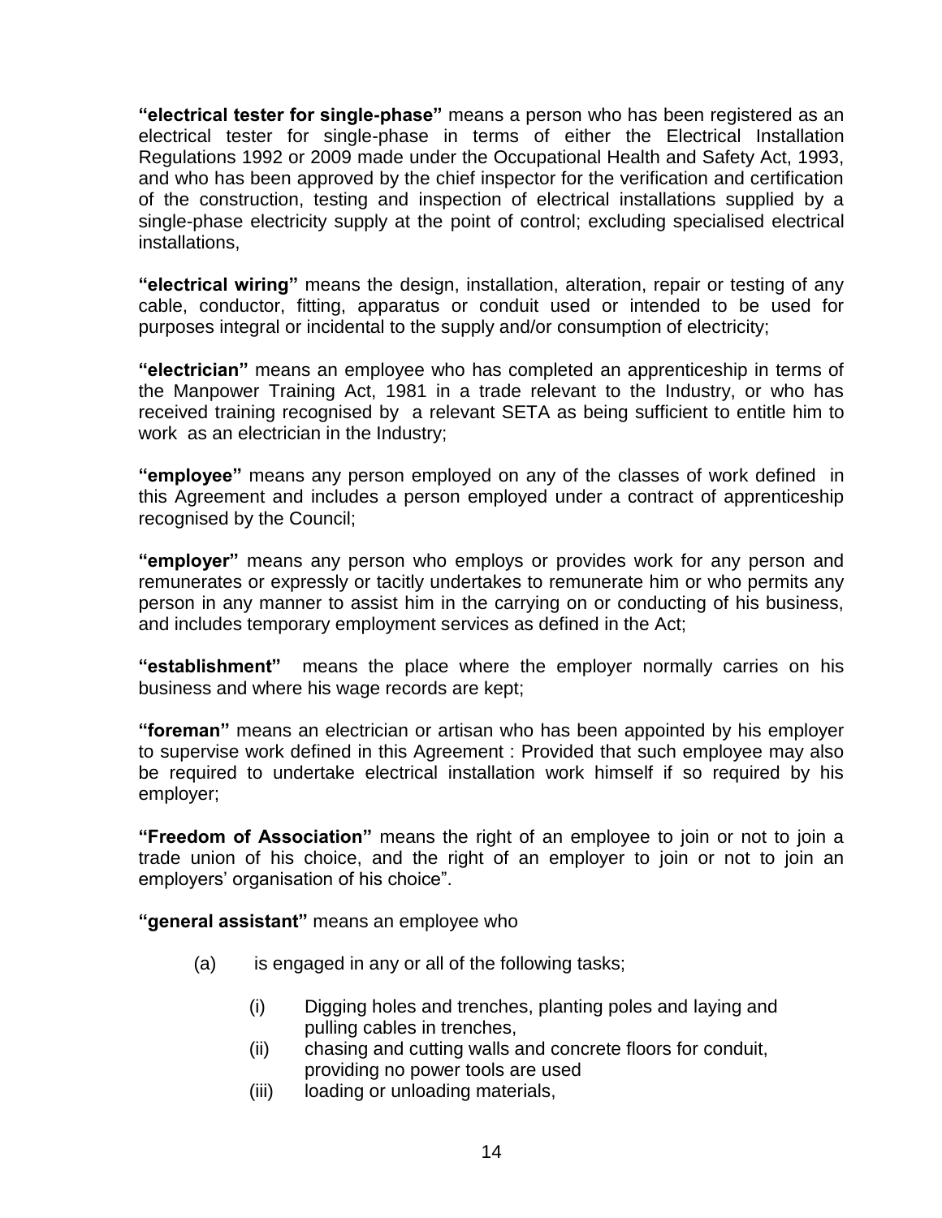**"electrical tester for single-phase"** means a person who has been registered as an electrical tester for single-phase in terms of either the Electrical Installation Regulations 1992 or 2009 made under the Occupational Health and Safety Act, 1993, and who has been approved by the chief inspector for the verification and certification of the construction, testing and inspection of electrical installations supplied by a single-phase electricity supply at the point of control; excluding specialised electrical installations,

**"electrical wiring"** means the design, installation, alteration, repair or testing of any cable, conductor, fitting, apparatus or conduit used or intended to be used for purposes integral or incidental to the supply and/or consumption of electricity;

**"electrician"** means an employee who has completed an apprenticeship in terms of the Manpower Training Act, 1981 in a trade relevant to the Industry, or who has received training recognised by a relevant SETA as being sufficient to entitle him to work as an electrician in the Industry;

**"employee"** means any person employed on any of the classes of work defined in this Agreement and includes a person employed under a contract of apprenticeship recognised by the Council;

**"employer"** means any person who employs or provides work for any person and remunerates or expressly or tacitly undertakes to remunerate him or who permits any person in any manner to assist him in the carrying on or conducting of his business, and includes temporary employment services as defined in the Act;

**"establishment"** means the place where the employer normally carries on his business and where his wage records are kept;

**"foreman"** means an electrician or artisan who has been appointed by his employer to supervise work defined in this Agreement : Provided that such employee may also be required to undertake electrical installation work himself if so required by his employer;

**"Freedom of Association"** means the right of an employee to join or not to join a trade union of his choice, and the right of an employer to join or not to join an employers' organisation of his choice".

**"general assistant"** means an employee who

(a) is engaged in any or all of the following tasks;

  (i) Digging holes and trenches, planting poles and laying and pulling cables in trenches,
  (ii) chasing and cutting walls and concrete floors for conduit, providing no power tools are used
  (iii) loading or unloading materials,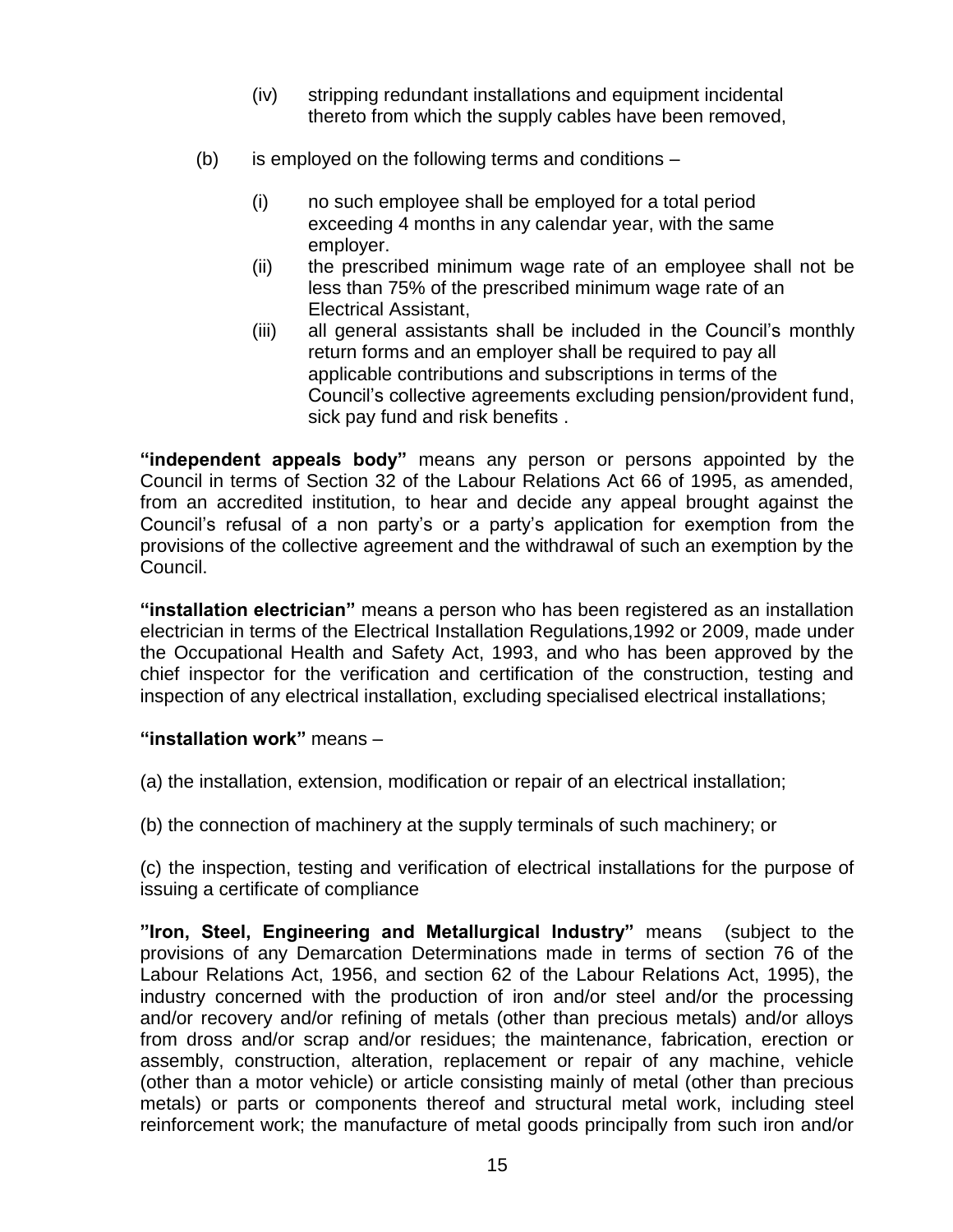(iv) stripping redundant installations and equipment incidental thereto from which the supply cables have been removed,

(b) is employed on the following terms and conditions –

(i) no such employee shall be employed for a total period exceeding 4 months in any calendar year, with the same employer.

(ii) the prescribed minimum wage rate of an employee shall not be less than 75% of the prescribed minimum wage rate of an Electrical Assistant,

(iii) all general assistants shall be included in the Council's monthly return forms and an employer shall be required to pay all applicable contributions and subscriptions in terms of the Council's collective agreements excluding pension/provident fund, sick pay fund and risk benefits .

**"independent appeals body"** means any person or persons appointed by the Council in terms of Section 32 of the Labour Relations Act 66 of 1995, as amended, from an accredited institution, to hear and decide any appeal brought against the Council's refusal of a non party's or a party's application for exemption from the provisions of the collective agreement and the withdrawal of such an exemption by the Council.

**"installation electrician"** means a person who has been registered as an installation electrician in terms of the Electrical Installation Regulations,1992 or 2009, made under the Occupational Health and Safety Act, 1993, and who has been approved by the chief inspector for the verification and certification of the construction, testing and inspection of any electrical installation, excluding specialised electrical installations;

**"installation work"** means –

(a) the installation, extension, modification or repair of an electrical installation;

(b) the connection of machinery at the supply terminals of such machinery; or

(c) the inspection, testing and verification of electrical installations for the purpose of issuing a certificate of compliance

**"Iron, Steel, Engineering and Metallurgical Industry"** means (subject to the provisions of any Demarcation Determinations made in terms of section 76 of the Labour Relations Act, 1956, and section 62 of the Labour Relations Act, 1995), the industry concerned with the production of iron and/or steel and/or the processing and/or recovery and/or refining of metals (other than precious metals) and/or alloys from dross and/or scrap and/or residues; the maintenance, fabrication, erection or assembly, construction, alteration, replacement or repair of any machine, vehicle (other than a motor vehicle) or article consisting mainly of metal (other than precious metals) or parts or components thereof and structural metal work, including steel reinforcement work; the manufacture of metal goods principally from such iron and/or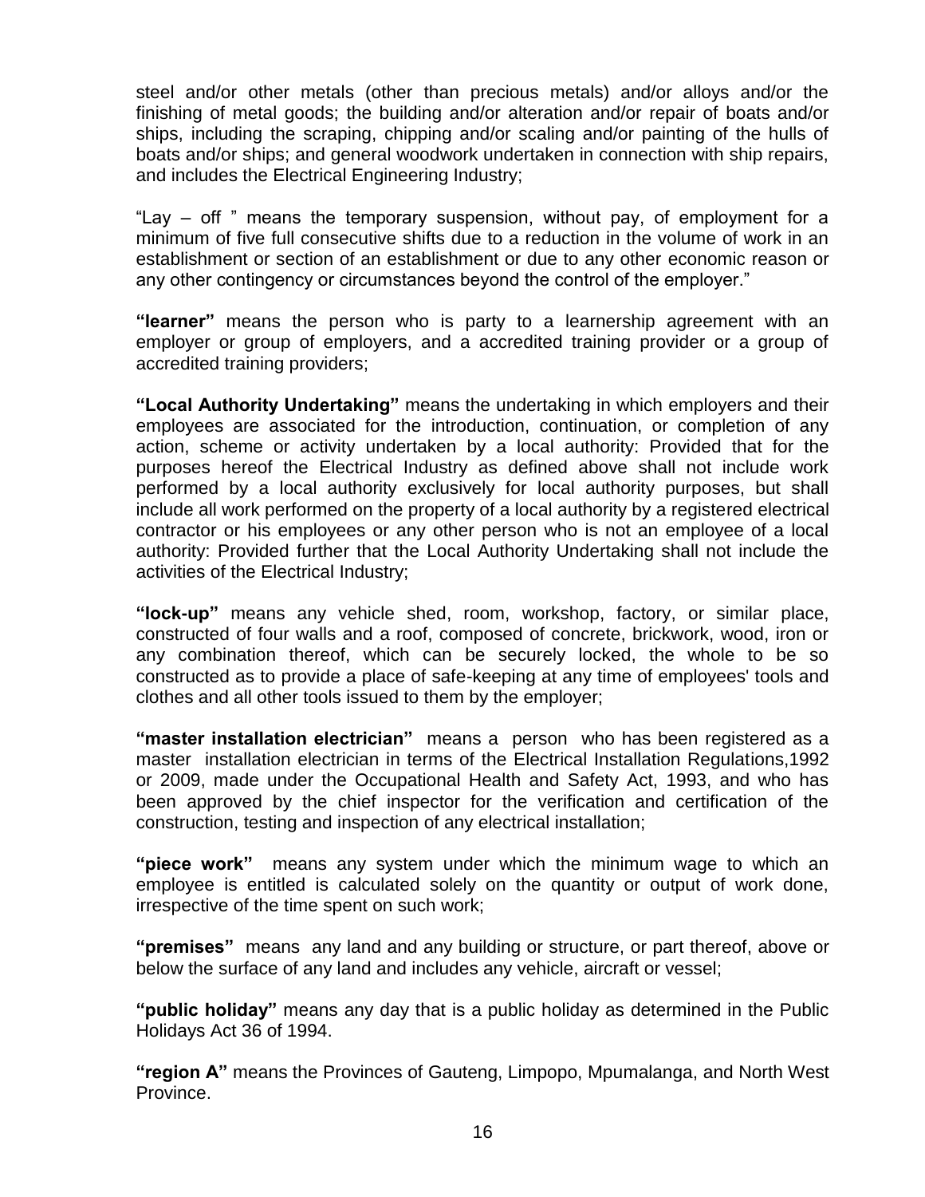steel and/or other metals (other than precious metals) and/or alloys and/or the finishing of metal goods; the building and/or alteration and/or repair of boats and/or ships, including the scraping, chipping and/or scaling and/or painting of the hulls of boats and/or ships; and general woodwork undertaken in connection with ship repairs, and includes the Electrical Engineering Industry;

"Lay – off " means the temporary suspension, without pay, of employment for a minimum of five full consecutive shifts due to a reduction in the volume of work in an establishment or section of an establishment or due to any other economic reason or any other contingency or circumstances beyond the control of the employer."

**"learner"** means the person who is party to a learnership agreement with an employer or group of employers, and a accredited training provider or a group of accredited training providers;

**"Local Authority Undertaking"** means the undertaking in which employers and their employees are associated for the introduction, continuation, or completion of any action, scheme or activity undertaken by a local authority: Provided that for the purposes hereof the Electrical Industry as defined above shall not include work performed by a local authority exclusively for local authority purposes, but shall include all work performed on the property of a local authority by a registered electrical contractor or his employees or any other person who is not an employee of a local authority: Provided further that the Local Authority Undertaking shall not include the activities of the Electrical Industry;

**"lock-up"** means any vehicle shed, room, workshop, factory, or similar place, constructed of four walls and a roof, composed of concrete, brickwork, wood, iron or any combination thereof, which can be securely locked, the whole to be so constructed as to provide a place of safe-keeping at any time of employees' tools and clothes and all other tools issued to them by the employer;

**"master installation electrician"** means a person who has been registered as a master installation electrician in terms of the Electrical Installation Regulations,1992 or 2009, made under the Occupational Health and Safety Act, 1993, and who has been approved by the chief inspector for the verification and certification of the construction, testing and inspection of any electrical installation;

**"piece work"** means any system under which the minimum wage to which an employee is entitled is calculated solely on the quantity or output of work done, irrespective of the time spent on such work;

**"premises"** means any land and any building or structure, or part thereof, above or below the surface of any land and includes any vehicle, aircraft or vessel;

**"public holiday"** means any day that is a public holiday as determined in the Public Holidays Act 36 of 1994.

**"region A"** means the Provinces of Gauteng, Limpopo, Mpumalanga, and North West Province.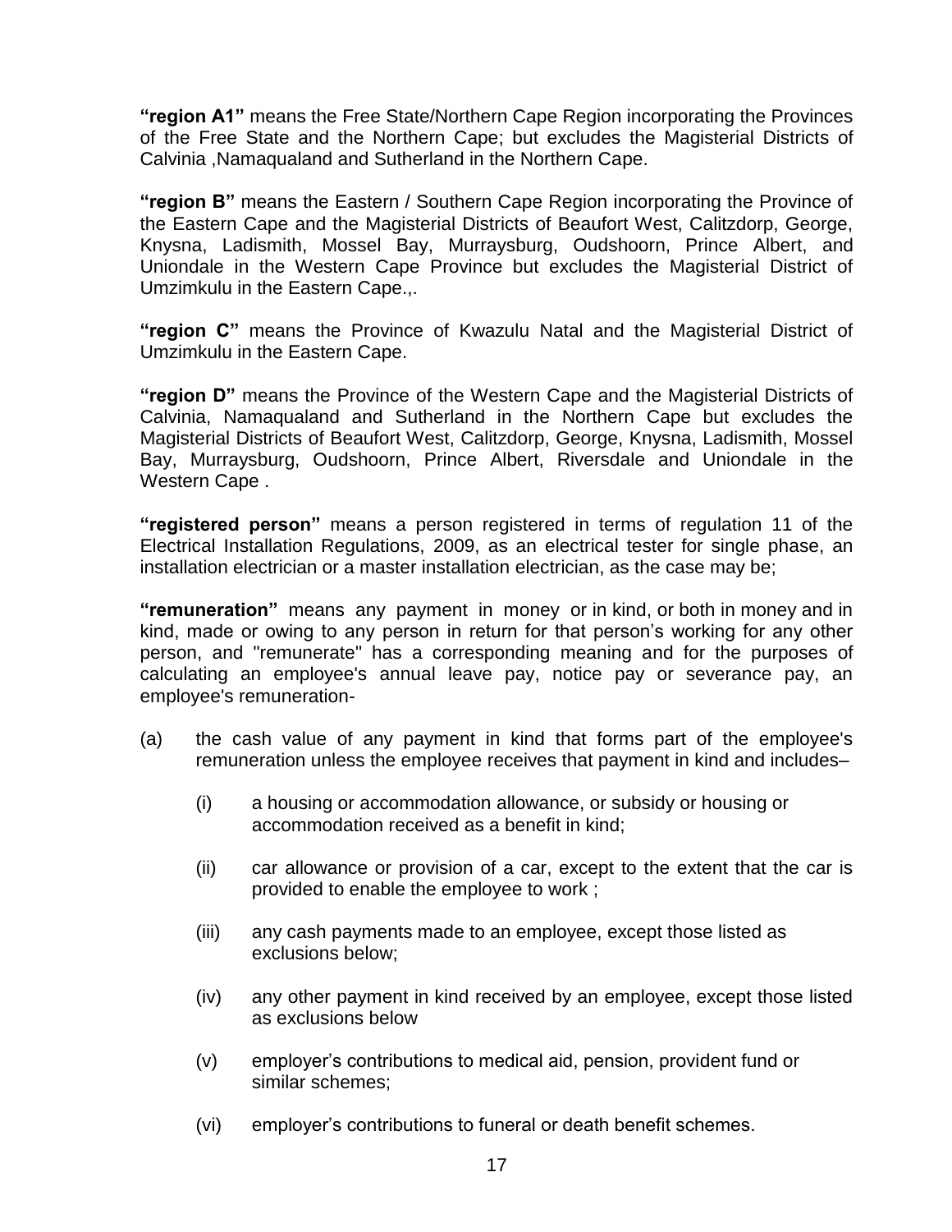**"region A1"** means the Free State/Northern Cape Region incorporating the Provinces of the Free State and the Northern Cape; but excludes the Magisterial Districts of Calvinia ,Namaqualand and Sutherland in the Northern Cape.

**"region B"** means the Eastern / Southern Cape Region incorporating the Province of the Eastern Cape and the Magisterial Districts of Beaufort West, Calitzdorp, George, Knysna, Ladismith, Mossel Bay, Murraysburg, Oudshoorn, Prince Albert, and Uniondale in the Western Cape Province but excludes the Magisterial District of Umzimkulu in the Eastern Cape.,.

**"region C"** means the Province of Kwazulu Natal and the Magisterial District of Umzimkulu in the Eastern Cape.

**"region D"** means the Province of the Western Cape and the Magisterial Districts of Calvinia, Namaqualand and Sutherland in the Northern Cape but excludes the Magisterial Districts of Beaufort West, Calitzdorp, George, Knysna, Ladismith, Mossel Bay, Murraysburg, Oudshoorn, Prince Albert, Riversdale and Uniondale in the Western Cape .

**"registered person"** means a person registered in terms of regulation 11 of the Electrical Installation Regulations, 2009, as an electrical tester for single phase, an installation electrician or a master installation electrician, as the case may be;

**"remuneration"** means any payment in money or in kind, or both in money and in kind, made or owing to any person in return for that person's working for any other person, and "remunerate" has a corresponding meaning and for the purposes of calculating an employee's annual leave pay, notice pay or severance pay, an employee's remuneration-

(a) the cash value of any payment in kind that forms part of the employee's remuneration unless the employee receives that payment in kind and includes–

  (i) a housing or accommodation allowance, or subsidy or housing or accommodation received as a benefit in kind;

  (ii) car allowance or provision of a car, except to the extent that the car is provided to enable the employee to work ;

  (iii) any cash payments made to an employee, except those listed as exclusions below;

  (iv) any other payment in kind received by an employee, except those listed as exclusions below

  (v) employer's contributions to medical aid, pension, provident fund or similar schemes;

  (vi) employer's contributions to funeral or death benefit schemes.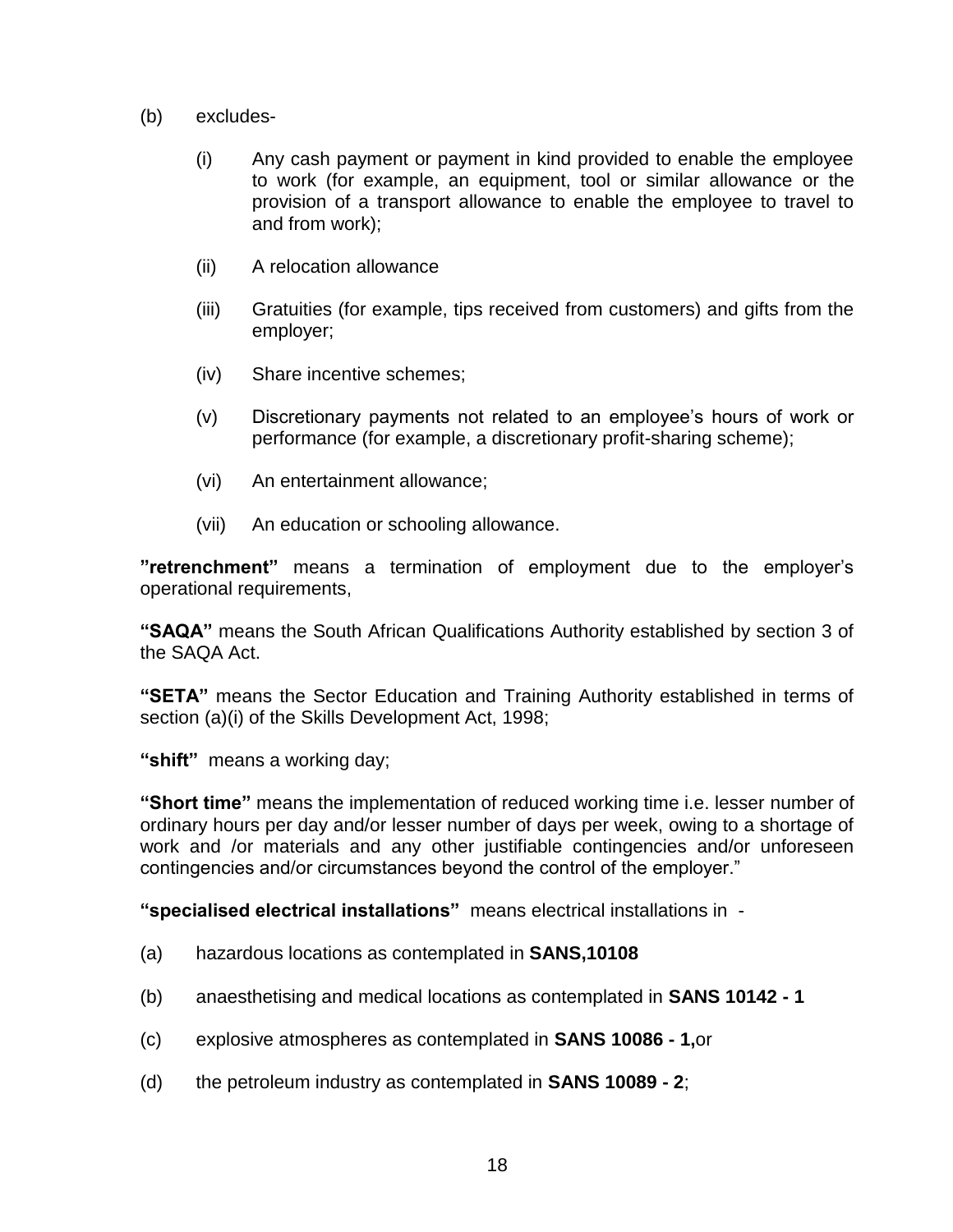(b) excludes-

   (i) Any cash payment or payment in kind provided to enable the employee to work (for example, an equipment, tool or similar allowance or the provision of a transport allowance to enable the employee to travel to and from work);

   (ii) A relocation allowance

   (iii) Gratuities (for example, tips received from customers) and gifts from the employer;

   (iv) Share incentive schemes;

   (v) Discretionary payments not related to an employee's hours of work or performance (for example, a discretionary profit-sharing scheme);

   (vi) An entertainment allowance;

   (vii) An education or schooling allowance.

**"retrenchment"** means a termination of employment due to the employer's operational requirements,

**"SAQA"** means the South African Qualifications Authority established by section 3 of the SAQA Act.

**"SETA"** means the Sector Education and Training Authority established in terms of section (a)(i) of the Skills Development Act, 1998;

**"shift"** means a working day;

**"Short time"** means the implementation of reduced working time i.e. lesser number of ordinary hours per day and/or lesser number of days per week, owing to a shortage of work and /or materials and any other justifiable contingencies and/or unforeseen contingencies and/or circumstances beyond the control of the employer."

**"specialised electrical installations"** means electrical installations in -

(a) hazardous locations as contemplated in **SANS,10108**

(b) anaesthetising and medical locations as contemplated in **SANS 10142 - 1**

(c) explosive atmospheres as contemplated in **SANS 10086 - 1,**or

(d) the petroleum industry as contemplated in **SANS 10089 - 2**;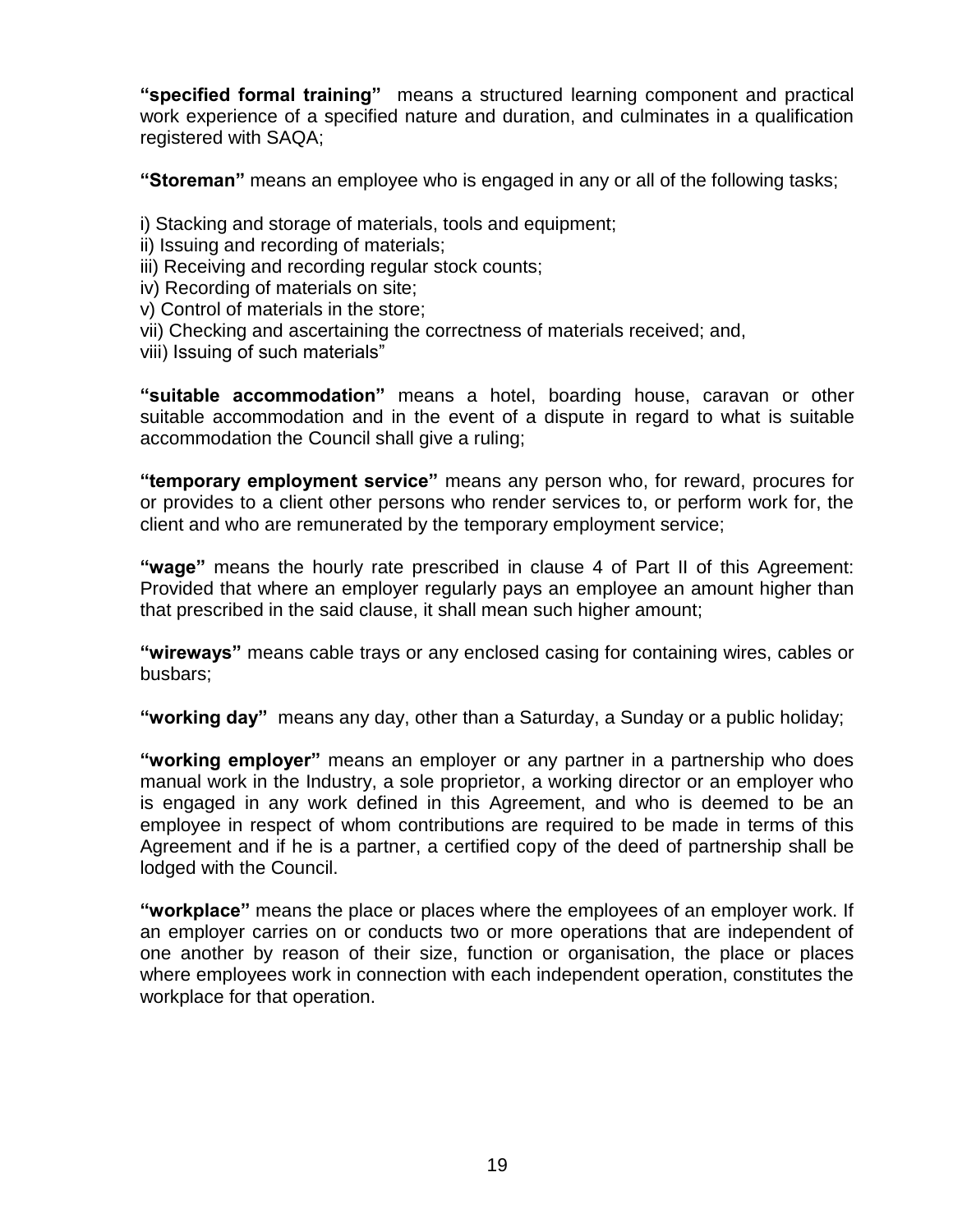**"specified formal training"** means a structured learning component and practical work experience of a specified nature and duration, and culminates in a qualification registered with SAQA;

**"Storeman"** means an employee who is engaged in any or all of the following tasks;

i) Stacking and storage of materials, tools and equipment;
ii) Issuing and recording of materials;
iii) Receiving and recording regular stock counts;
iv) Recording of materials on site;
v) Control of materials in the store;
vii) Checking and ascertaining the correctness of materials received; and,
viii) Issuing of such materials"

**"suitable accommodation"** means a hotel, boarding house, caravan or other suitable accommodation and in the event of a dispute in regard to what is suitable accommodation the Council shall give a ruling;

**"temporary employment service"** means any person who, for reward, procures for or provides to a client other persons who render services to, or perform work for, the client and who are remunerated by the temporary employment service;

**"wage"** means the hourly rate prescribed in clause 4 of Part II of this Agreement: Provided that where an employer regularly pays an employee an amount higher than that prescribed in the said clause, it shall mean such higher amount;

**"wireways"** means cable trays or any enclosed casing for containing wires, cables or busbars;

**"working day"** means any day, other than a Saturday, a Sunday or a public holiday;

**"working employer"** means an employer or any partner in a partnership who does manual work in the Industry, a sole proprietor, a working director or an employer who is engaged in any work defined in this Agreement, and who is deemed to be an employee in respect of whom contributions are required to be made in terms of this Agreement and if he is a partner, a certified copy of the deed of partnership shall be lodged with the Council.

**"workplace"** means the place or places where the employees of an employer work. If an employer carries on or conducts two or more operations that are independent of one another by reason of their size, function or organisation, the place or places where employees work in connection with each independent operation, constitutes the workplace for that operation.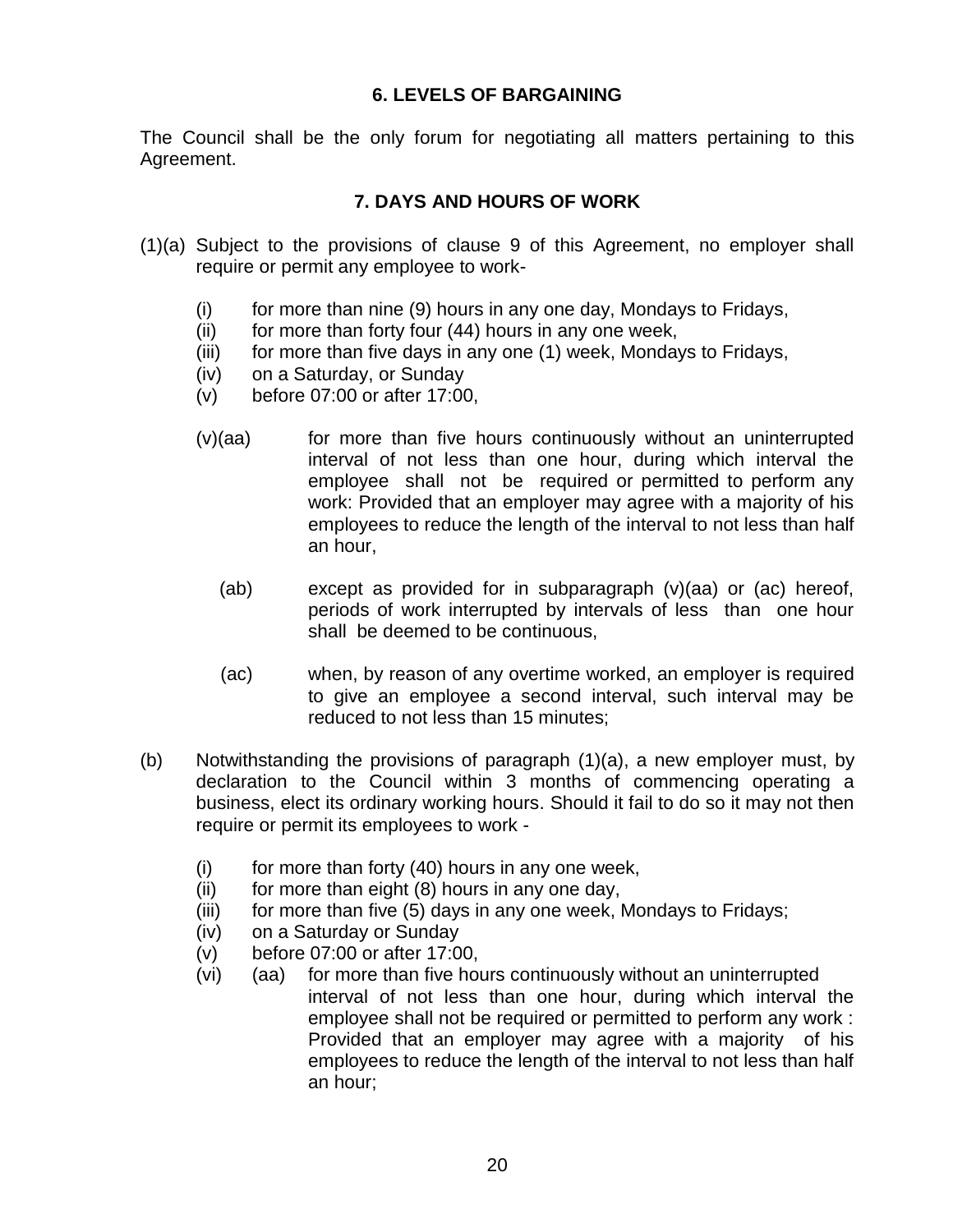## 6. LEVELS OF BARGAINING

The Council shall be the only forum for negotiating all matters pertaining to this Agreement.

## 7. DAYS AND HOURS OF WORK

(1)(a) Subject to the provisions of clause 9 of this Agreement, no employer shall require or permit any employee to work-

- (i) for more than nine (9) hours in any one day, Mondays to Fridays,
- (ii) for more than forty four (44) hours in any one week,
- (iii) for more than five days in any one (1) week, Mondays to Fridays,
- (iv) on a Saturday, or Sunday
- (v) before 07:00 or after 17:00,

(v)(aa) for more than five hours continuously without an uninterrupted interval of not less than one hour, during which interval the employee shall not be required or permitted to perform any work: Provided that an employer may agree with a majority of his employees to reduce the length of the interval to not less than half an hour,

(ab) except as provided for in subparagraph (v)(aa) or (ac) hereof, periods of work interrupted by intervals of less than one hour shall be deemed to be continuous,

(ac) when, by reason of any overtime worked, an employer is required to give an employee a second interval, such interval may be reduced to not less than 15 minutes;

(b) Notwithstanding the provisions of paragraph (1)(a), a new employer must, by declaration to the Council within 3 months of commencing operating a business, elect its ordinary working hours. Should it fail to do so it may not then require or permit its employees to work -

- (i) for more than forty (40) hours in any one week,
- (ii) for more than eight (8) hours in any one day,
- (iii) for more than five (5) days in any one week, Mondays to Fridays;
- (iv) on a Saturday or Sunday
- (v) before 07:00 or after 17:00,
- (vi) (aa) for more than five hours continuously without an uninterrupted interval of not less than one hour, during which interval the employee shall not be required or permitted to perform any work : Provided that an employer may agree with a majority of his employees to reduce the length of the interval to not less than half an hour;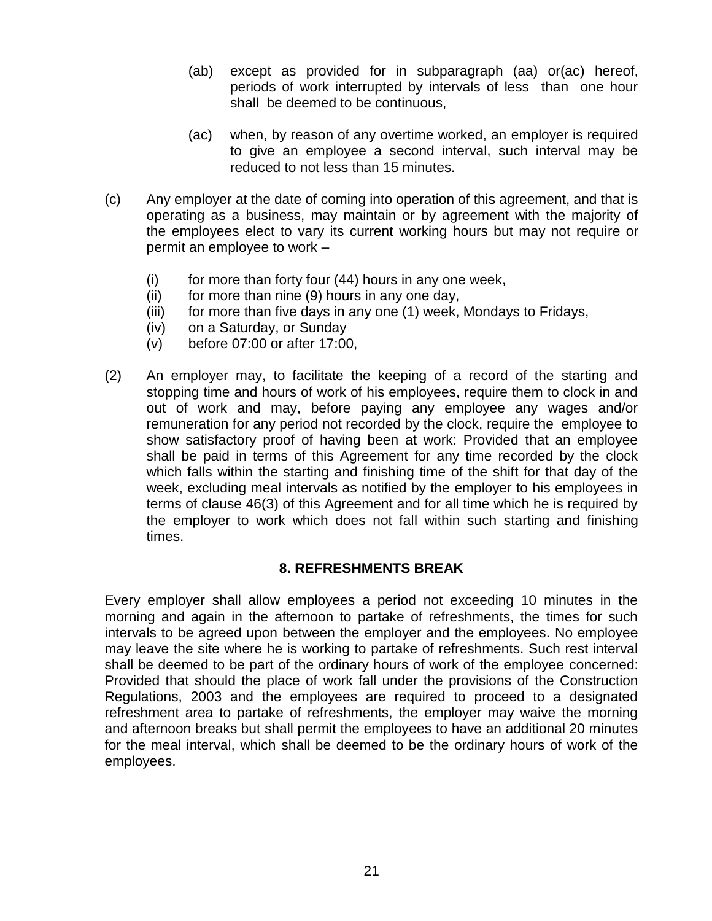(ab) except as provided for in subparagraph (aa) or(ac) hereof, periods of work interrupted by intervals of less than one hour shall be deemed to be continuous,

(ac) when, by reason of any overtime worked, an employer is required to give an employee a second interval, such interval may be reduced to not less than 15 minutes.

(c) Any employer at the date of coming into operation of this agreement, and that is operating as a business, may maintain or by agreement with the majority of the employees elect to vary its current working hours but may not require or permit an employee to work –

(i) for more than forty four (44) hours in any one week,
(ii) for more than nine (9) hours in any one day,
(iii) for more than five days in any one (1) week, Mondays to Fridays,
(iv) on a Saturday, or Sunday
(v) before 07:00 or after 17:00,

(2) An employer may, to facilitate the keeping of a record of the starting and stopping time and hours of work of his employees, require them to clock in and out of work and may, before paying any employee any wages and/or remuneration for any period not recorded by the clock, require the employee to show satisfactory proof of having been at work: Provided that an employee shall be paid in terms of this Agreement for any time recorded by the clock which falls within the starting and finishing time of the shift for that day of the week, excluding meal intervals as notified by the employer to his employees in terms of clause 46(3) of this Agreement and for all time which he is required by the employer to work which does not fall within such starting and finishing times.

## 8. REFRESHMENTS BREAK

Every employer shall allow employees a period not exceeding 10 minutes in the morning and again in the afternoon to partake of refreshments, the times for such intervals to be agreed upon between the employer and the employees. No employee may leave the site where he is working to partake of refreshments. Such rest interval shall be deemed to be part of the ordinary hours of work of the employee concerned: Provided that should the place of work fall under the provisions of the Construction Regulations, 2003 and the employees are required to proceed to a designated refreshment area to partake of refreshments, the employer may waive the morning and afternoon breaks but shall permit the employees to have an additional 20 minutes for the meal interval, which shall be deemed to be the ordinary hours of work of the employees.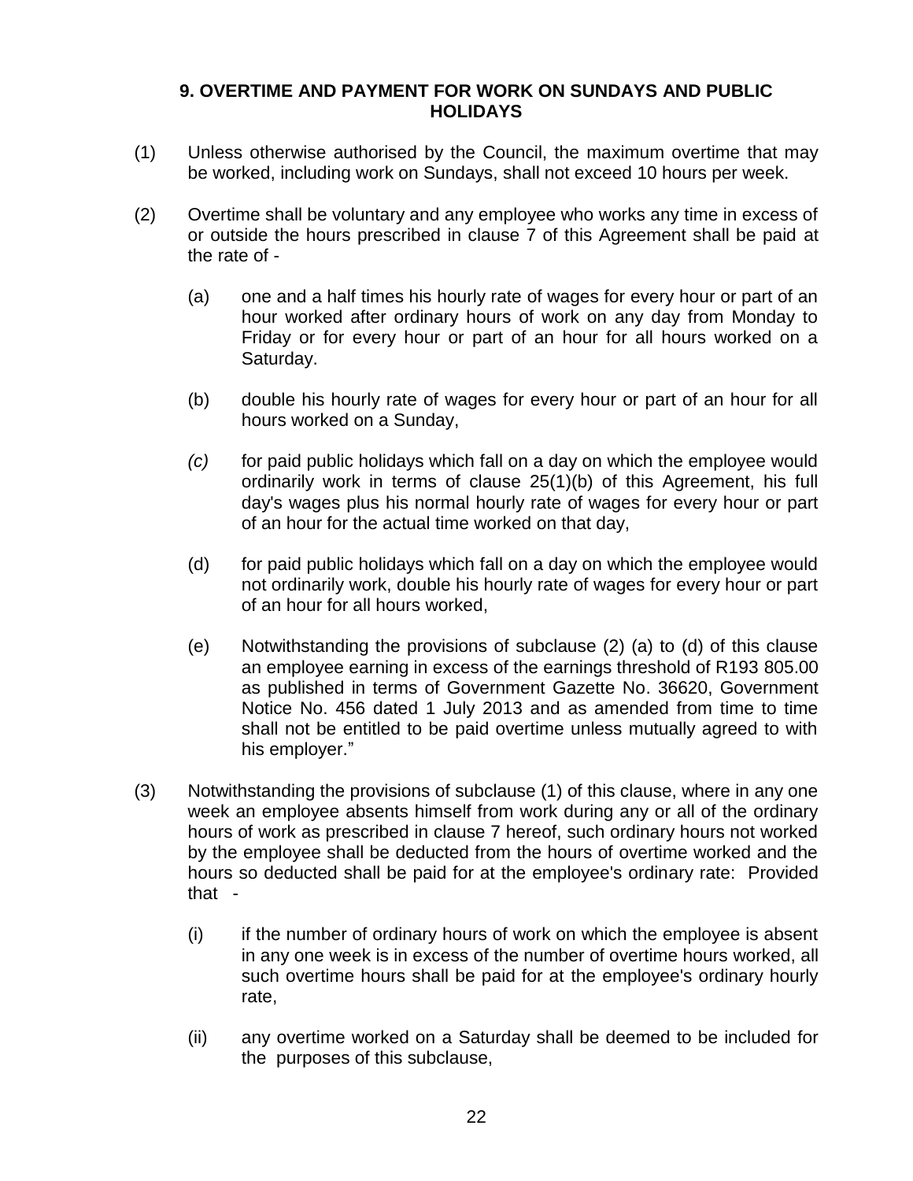## 9. OVERTIME AND PAYMENT FOR WORK ON SUNDAYS AND PUBLIC HOLIDAYS

(1) Unless otherwise authorised by the Council, the maximum overtime that may be worked, including work on Sundays, shall not exceed 10 hours per week.

(2) Overtime shall be voluntary and any employee who works any time in excess of or outside the hours prescribed in clause 7 of this Agreement shall be paid at the rate of -

(a) one and a half times his hourly rate of wages for every hour or part of an hour worked after ordinary hours of work on any day from Monday to Friday or for every hour or part of an hour for all hours worked on a Saturday.

(b) double his hourly rate of wages for every hour or part of an hour for all hours worked on a Sunday,

*(c)* for paid public holidays which fall on a day on which the employee would ordinarily work in terms of clause 25(1)(b) of this Agreement, his full day's wages plus his normal hourly rate of wages for every hour or part of an hour for the actual time worked on that day,

(d) for paid public holidays which fall on a day on which the employee would not ordinarily work, double his hourly rate of wages for every hour or part of an hour for all hours worked,

(e) Notwithstanding the provisions of subclause (2) (a) to (d) of this clause an employee earning in excess of the earnings threshold of R193 805.00 as published in terms of Government Gazette No. 36620, Government Notice No. 456 dated 1 July 2013 and as amended from time to time shall not be entitled to be paid overtime unless mutually agreed to with his employer."

(3) Notwithstanding the provisions of subclause (1) of this clause, where in any one week an employee absents himself from work during any or all of the ordinary hours of work as prescribed in clause 7 hereof, such ordinary hours not worked by the employee shall be deducted from the hours of overtime worked and the hours so deducted shall be paid for at the employee's ordinary rate: Provided that -

(i) if the number of ordinary hours of work on which the employee is absent in any one week is in excess of the number of overtime hours worked, all such overtime hours shall be paid for at the employee's ordinary hourly rate,

(ii) any overtime worked on a Saturday shall be deemed to be included for the purposes of this subclause,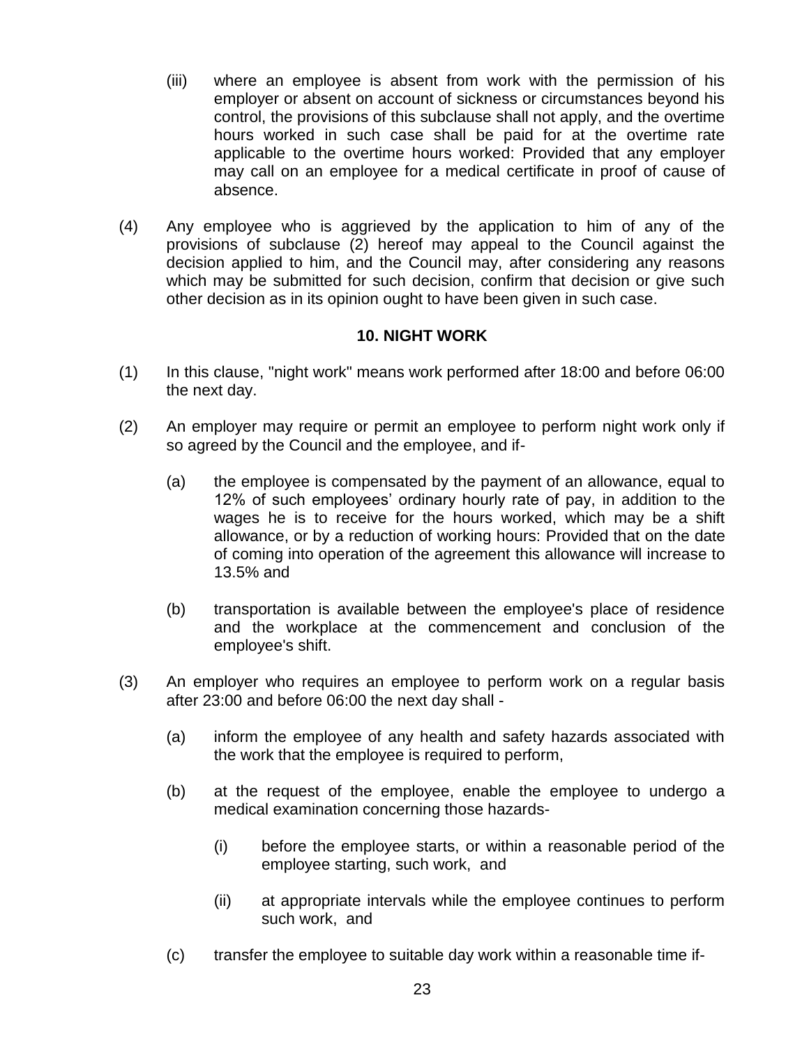(iii) where an employee is absent from work with the permission of his employer or absent on account of sickness or circumstances beyond his control, the provisions of this subclause shall not apply, and the overtime hours worked in such case shall be paid for at the overtime rate applicable to the overtime hours worked: Provided that any employer may call on an employee for a medical certificate in proof of cause of absence.

(4) Any employee who is aggrieved by the application to him of any of the provisions of subclause (2) hereof may appeal to the Council against the decision applied to him, and the Council may, after considering any reasons which may be submitted for such decision, confirm that decision or give such other decision as in its opinion ought to have been given in such case.

### 10. NIGHT WORK

(1) In this clause, "night work" means work performed after 18:00 and before 06:00 the next day.

(2) An employer may require or permit an employee to perform night work only if so agreed by the Council and the employee, and if-

(a) the employee is compensated by the payment of an allowance, equal to 12% of such employees' ordinary hourly rate of pay, in addition to the wages he is to receive for the hours worked, which may be a shift allowance, or by a reduction of working hours: Provided that on the date of coming into operation of the agreement this allowance will increase to 13.5% and

(b) transportation is available between the employee's place of residence and the workplace at the commencement and conclusion of the employee's shift.

(3) An employer who requires an employee to perform work on a regular basis after 23:00 and before 06:00 the next day shall -

(a) inform the employee of any health and safety hazards associated with the work that the employee is required to perform,

(b) at the request of the employee, enable the employee to undergo a medical examination concerning those hazards-

(i) before the employee starts, or within a reasonable period of the employee starting, such work, and

(ii) at appropriate intervals while the employee continues to perform such work, and

(c) transfer the employee to suitable day work within a reasonable time if-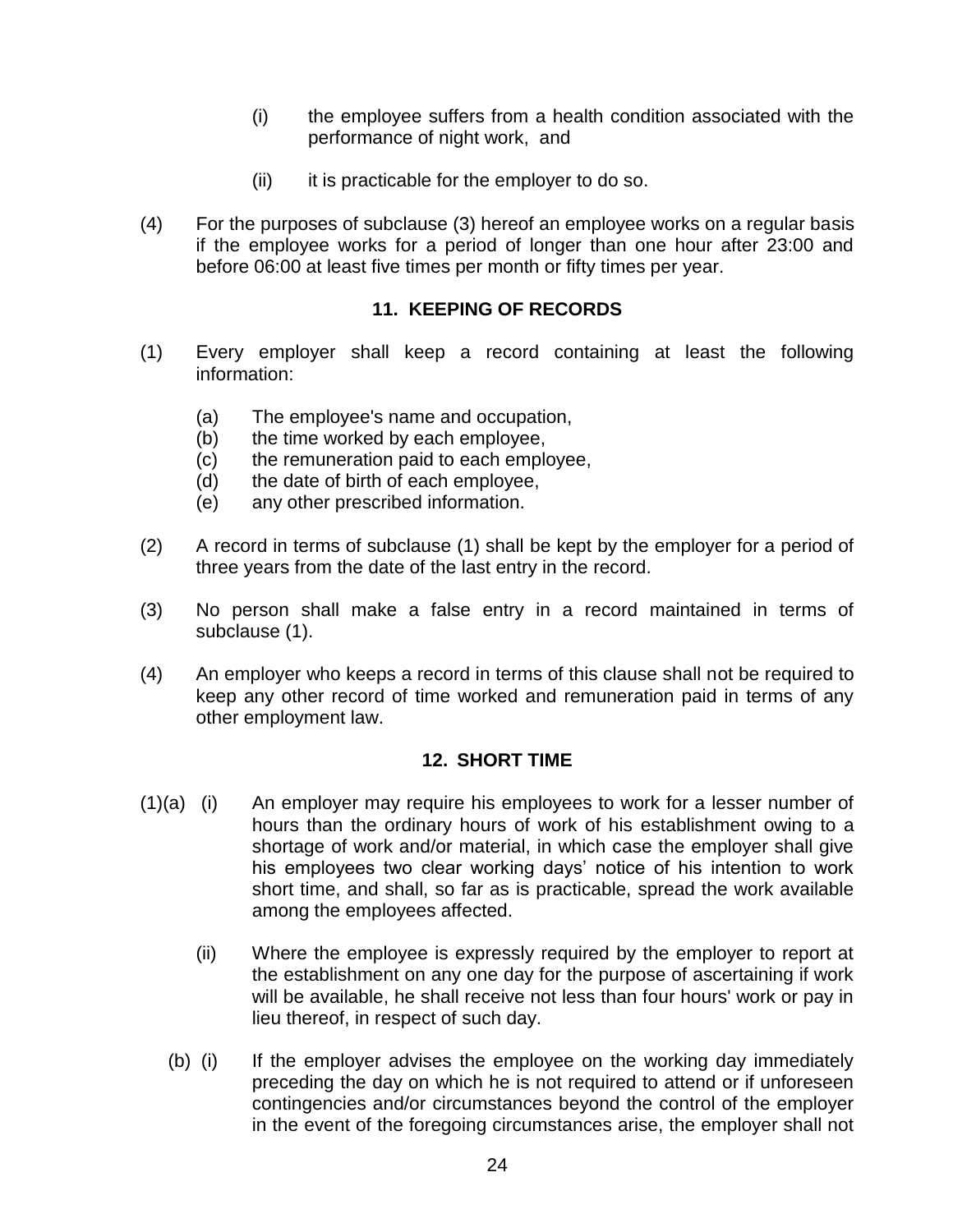(i) the employee suffers from a health condition associated with the performance of night work, and

(ii) it is practicable for the employer to do so.

(4) For the purposes of subclause (3) hereof an employee works on a regular basis if the employee works for a period of longer than one hour after 23:00 and before 06:00 at least five times per month or fifty times per year.

## 11. KEEPING OF RECORDS

(1) Every employer shall keep a record containing at least the following information:

(a) The employee's name and occupation,
(b) the time worked by each employee,
(c) the remuneration paid to each employee,
(d) the date of birth of each employee,
(e) any other prescribed information.

(2) A record in terms of subclause (1) shall be kept by the employer for a period of three years from the date of the last entry in the record.

(3) No person shall make a false entry in a record maintained in terms of subclause (1).

(4) An employer who keeps a record in terms of this clause shall not be required to keep any other record of time worked and remuneration paid in terms of any other employment law.

## 12. SHORT TIME

(1)(a) (i) An employer may require his employees to work for a lesser number of hours than the ordinary hours of work of his establishment owing to a shortage of work and/or material, in which case the employer shall give his employees two clear working days' notice of his intention to work short time, and shall, so far as is practicable, spread the work available among the employees affected.

(ii) Where the employee is expressly required by the employer to report at the establishment on any one day for the purpose of ascertaining if work will be available, he shall receive not less than four hours' work or pay in lieu thereof, in respect of such day.

(b) (i) If the employer advises the employee on the working day immediately preceding the day on which he is not required to attend or if unforeseen contingencies and/or circumstances beyond the control of the employer in the event of the foregoing circumstances arise, the employer shall not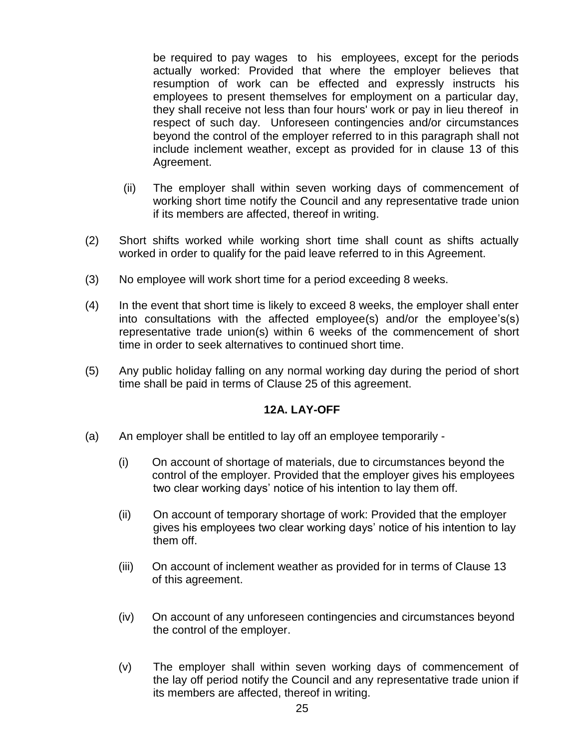be required to pay wages to his employees, except for the periods actually worked: Provided that where the employer believes that resumption of work can be effected and expressly instructs his employees to present themselves for employment on a particular day, they shall receive not less than four hours' work or pay in lieu thereof in respect of such day. Unforeseen contingencies and/or circumstances beyond the control of the employer referred to in this paragraph shall not include inclement weather, except as provided for in clause 13 of this Agreement.

(ii) The employer shall within seven working days of commencement of working short time notify the Council and any representative trade union if its members are affected, thereof in writing.

(2) Short shifts worked while working short time shall count as shifts actually worked in order to qualify for the paid leave referred to in this Agreement.

(3) No employee will work short time for a period exceeding 8 weeks.

(4) In the event that short time is likely to exceed 8 weeks, the employer shall enter into consultations with the affected employee(s) and/or the employee's(s) representative trade union(s) within 6 weeks of the commencement of short time in order to seek alternatives to continued short time.

(5) Any public holiday falling on any normal working day during the period of short time shall be paid in terms of Clause 25 of this agreement.

### 12A. LAY-OFF

(a) An employer shall be entitled to lay off an employee temporarily -

(i) On account of shortage of materials, due to circumstances beyond the control of the employer. Provided that the employer gives his employees two clear working days' notice of his intention to lay them off.

(ii) On account of temporary shortage of work: Provided that the employer gives his employees two clear working days' notice of his intention to lay them off.

(iii) On account of inclement weather as provided for in terms of Clause 13 of this agreement.

(iv) On account of any unforeseen contingencies and circumstances beyond the control of the employer.

(v) The employer shall within seven working days of commencement of the lay off period notify the Council and any representative trade union if its members are affected, thereof in writing.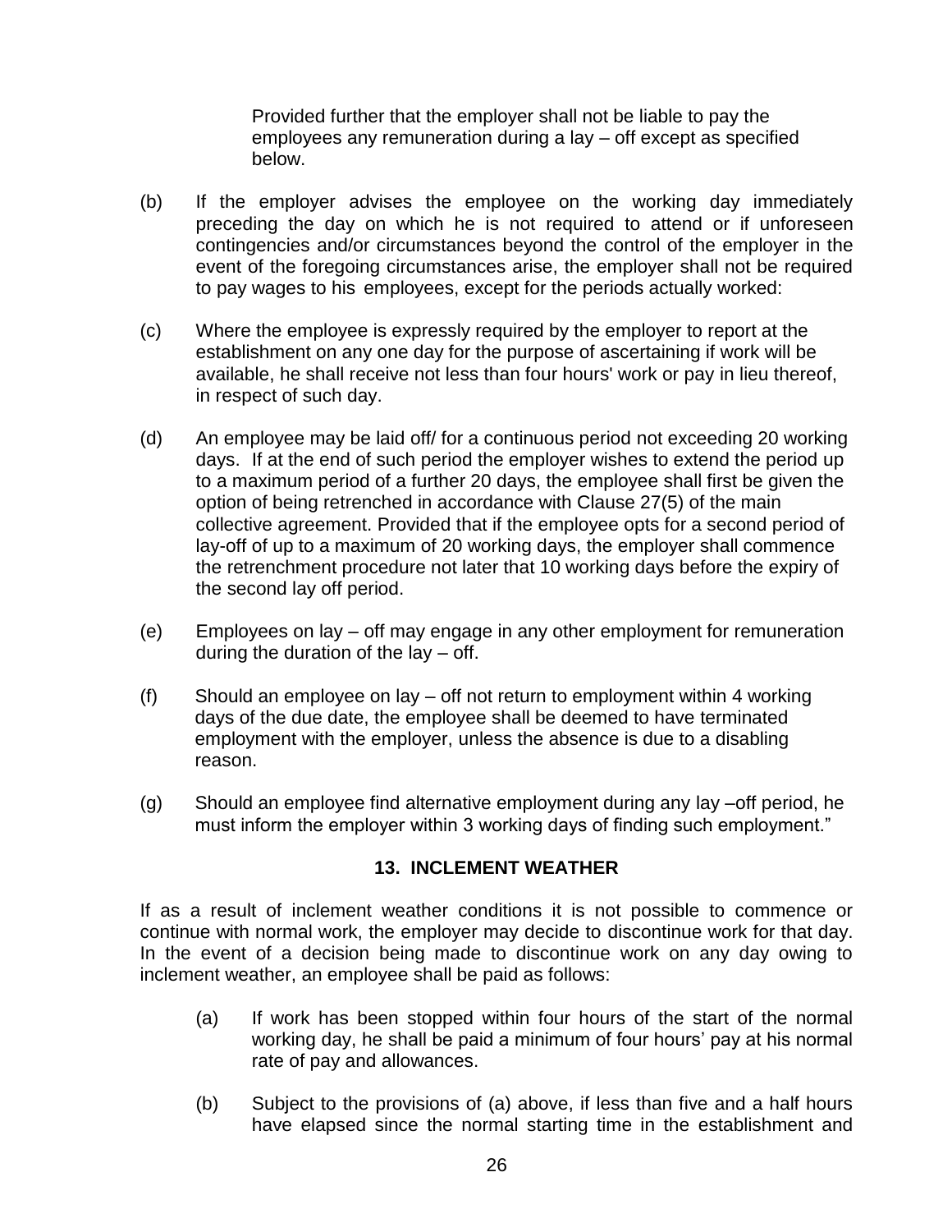Provided further that the employer shall not be liable to pay the employees any remuneration during a lay – off except as specified below.

(b) If the employer advises the employee on the working day immediately preceding the day on which he is not required to attend or if unforeseen contingencies and/or circumstances beyond the control of the employer in the event of the foregoing circumstances arise, the employer shall not be required to pay wages to his employees, except for the periods actually worked:

(c) Where the employee is expressly required by the employer to report at the establishment on any one day for the purpose of ascertaining if work will be available, he shall receive not less than four hours' work or pay in lieu thereof, in respect of such day.

(d) An employee may be laid off/ for a continuous period not exceeding 20 working days. If at the end of such period the employer wishes to extend the period up to a maximum period of a further 20 days, the employee shall first be given the option of being retrenched in accordance with Clause 27(5) of the main collective agreement. Provided that if the employee opts for a second period of lay-off of up to a maximum of 20 working days, the employer shall commence the retrenchment procedure not later that 10 working days before the expiry of the second lay off period.

(e) Employees on lay – off may engage in any other employment for remuneration during the duration of the lay – off.

(f) Should an employee on lay – off not return to employment within 4 working days of the due date, the employee shall be deemed to have terminated employment with the employer, unless the absence is due to a disabling reason.

(g) Should an employee find alternative employment during any lay –off period, he must inform the employer within 3 working days of finding such employment."

## 13. INCLEMENT WEATHER

If as a result of inclement weather conditions it is not possible to commence or continue with normal work, the employer may decide to discontinue work for that day. In the event of a decision being made to discontinue work on any day owing to inclement weather, an employee shall be paid as follows:

(a) If work has been stopped within four hours of the start of the normal working day, he shall be paid a minimum of four hours' pay at his normal rate of pay and allowances.

(b) Subject to the provisions of (a) above, if less than five and a half hours have elapsed since the normal starting time in the establishment and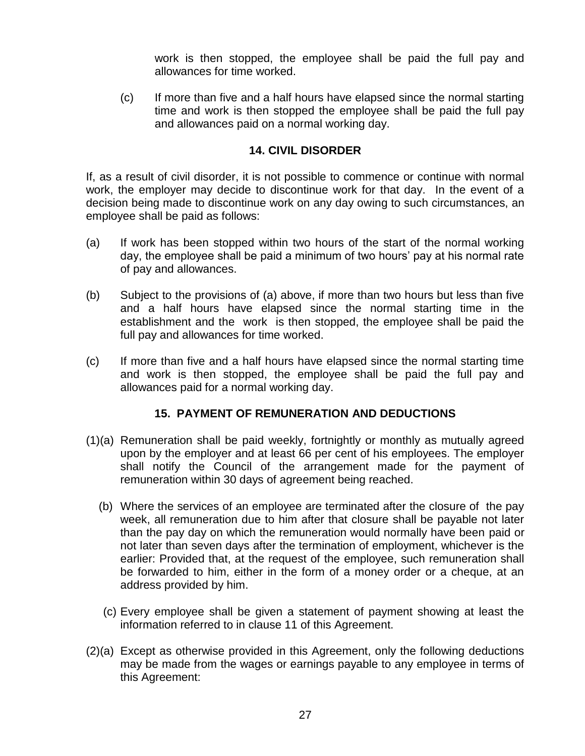work is then stopped, the employee shall be paid the full pay and allowances for time worked.

(c) If more than five and a half hours have elapsed since the normal starting time and work is then stopped the employee shall be paid the full pay and allowances paid on a normal working day.

## 14. CIVIL DISORDER

If, as a result of civil disorder, it is not possible to commence or continue with normal work, the employer may decide to discontinue work for that day. In the event of a decision being made to discontinue work on any day owing to such circumstances, an employee shall be paid as follows:

(a) If work has been stopped within two hours of the start of the normal working day, the employee shall be paid a minimum of two hours' pay at his normal rate of pay and allowances.

(b) Subject to the provisions of (a) above, if more than two hours but less than five and a half hours have elapsed since the normal starting time in the establishment and the work is then stopped, the employee shall be paid the full pay and allowances for time worked.

(c) If more than five and a half hours have elapsed since the normal starting time and work is then stopped, the employee shall be paid the full pay and allowances paid for a normal working day.

## 15. PAYMENT OF REMUNERATION AND DEDUCTIONS

(1)(a) Remuneration shall be paid weekly, fortnightly or monthly as mutually agreed upon by the employer and at least 66 per cent of his employees. The employer shall notify the Council of the arrangement made for the payment of remuneration within 30 days of agreement being reached.

(b) Where the services of an employee are terminated after the closure of the pay week, all remuneration due to him after that closure shall be payable not later than the pay day on which the remuneration would normally have been paid or not later than seven days after the termination of employment, whichever is the earlier: Provided that, at the request of the employee, such remuneration shall be forwarded to him, either in the form of a money order or a cheque, at an address provided by him.

(c) Every employee shall be given a statement of payment showing at least the information referred to in clause 11 of this Agreement.

(2)(a) Except as otherwise provided in this Agreement, only the following deductions may be made from the wages or earnings payable to any employee in terms of this Agreement: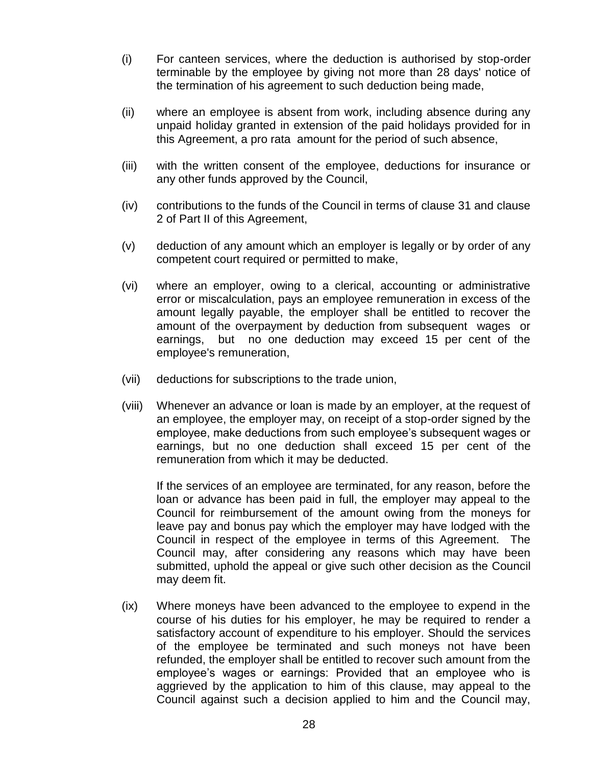(i) For canteen services, where the deduction is authorised by stop-order terminable by the employee by giving not more than 28 days' notice of the termination of his agreement to such deduction being made,

(ii) where an employee is absent from work, including absence during any unpaid holiday granted in extension of the paid holidays provided for in this Agreement, a pro rata amount for the period of such absence,

(iii) with the written consent of the employee, deductions for insurance or any other funds approved by the Council,

(iv) contributions to the funds of the Council in terms of clause 31 and clause 2 of Part II of this Agreement,

(v) deduction of any amount which an employer is legally or by order of any competent court required or permitted to make,

(vi) where an employer, owing to a clerical, accounting or administrative error or miscalculation, pays an employee remuneration in excess of the amount legally payable, the employer shall be entitled to recover the amount of the overpayment by deduction from subsequent wages or earnings, but no one deduction may exceed 15 per cent of the employee's remuneration,

(vii) deductions for subscriptions to the trade union,

(viii) Whenever an advance or loan is made by an employer, at the request of an employee, the employer may, on receipt of a stop-order signed by the employee, make deductions from such employee's subsequent wages or earnings, but no one deduction shall exceed 15 per cent of the remuneration from which it may be deducted.

If the services of an employee are terminated, for any reason, before the loan or advance has been paid in full, the employer may appeal to the Council for reimbursement of the amount owing from the moneys for leave pay and bonus pay which the employer may have lodged with the Council in respect of the employee in terms of this Agreement. The Council may, after considering any reasons which may have been submitted, uphold the appeal or give such other decision as the Council may deem fit.

(ix) Where moneys have been advanced to the employee to expend in the course of his duties for his employer, he may be required to render a satisfactory account of expenditure to his employer. Should the services of the employee be terminated and such moneys not have been refunded, the employer shall be entitled to recover such amount from the employee's wages or earnings: Provided that an employee who is aggrieved by the application to him of this clause, may appeal to the Council against such a decision applied to him and the Council may,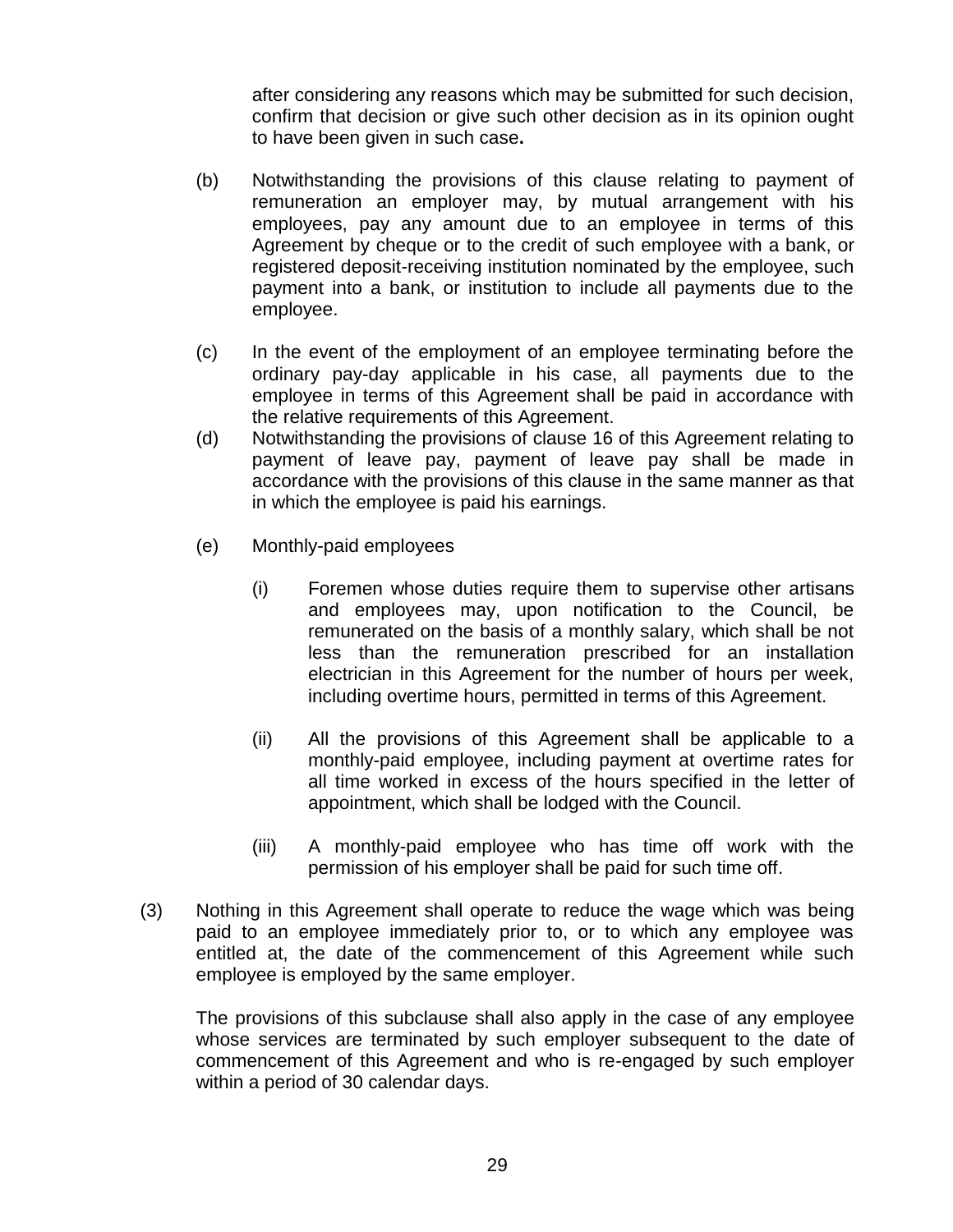after considering any reasons which may be submitted for such decision, confirm that decision or give such other decision as in its opinion ought to have been given in such case**.**

(b) Notwithstanding the provisions of this clause relating to payment of remuneration an employer may, by mutual arrangement with his employees, pay any amount due to an employee in terms of this Agreement by cheque or to the credit of such employee with a bank, or registered deposit-receiving institution nominated by the employee, such payment into a bank, or institution to include all payments due to the employee.

(c) In the event of the employment of an employee terminating before the ordinary pay-day applicable in his case, all payments due to the employee in terms of this Agreement shall be paid in accordance with the relative requirements of this Agreement.

(d) Notwithstanding the provisions of clause 16 of this Agreement relating to payment of leave pay, payment of leave pay shall be made in accordance with the provisions of this clause in the same manner as that in which the employee is paid his earnings.

(e) Monthly-paid employees

(i) Foremen whose duties require them to supervise other artisans and employees may, upon notification to the Council, be remunerated on the basis of a monthly salary, which shall be not less than the remuneration prescribed for an installation electrician in this Agreement for the number of hours per week, including overtime hours, permitted in terms of this Agreement.

(ii) All the provisions of this Agreement shall be applicable to a monthly-paid employee, including payment at overtime rates for all time worked in excess of the hours specified in the letter of appointment, which shall be lodged with the Council.

(iii) A monthly-paid employee who has time off work with the permission of his employer shall be paid for such time off.

(3) Nothing in this Agreement shall operate to reduce the wage which was being paid to an employee immediately prior to, or to which any employee was entitled at, the date of the commencement of this Agreement while such employee is employed by the same employer.

The provisions of this subclause shall also apply in the case of any employee whose services are terminated by such employer subsequent to the date of commencement of this Agreement and who is re-engaged by such employer within a period of 30 calendar days.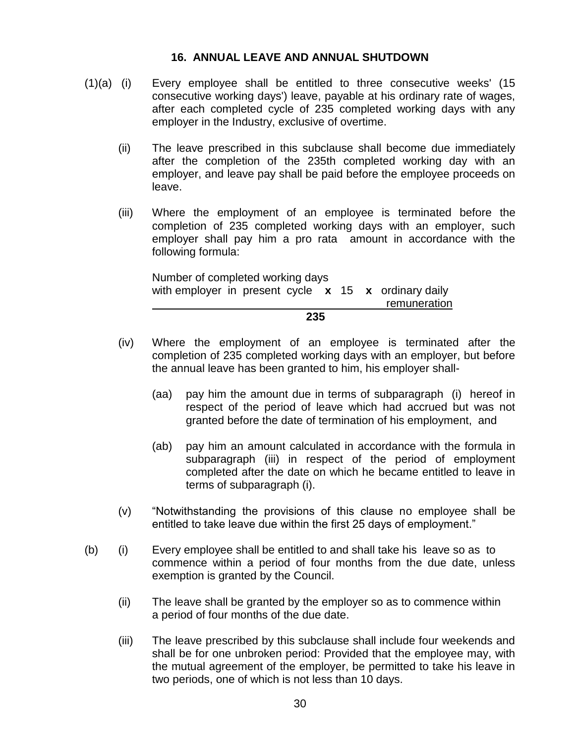## 16. ANNUAL LEAVE AND ANNUAL SHUTDOWN

(1)(a) (i) Every employee shall be entitled to three consecutive weeks' (15 consecutive working days') leave, payable at his ordinary rate of wages, after each completed cycle of 235 completed working days with any employer in the Industry, exclusive of overtime.

(ii) The leave prescribed in this subclause shall become due immediately after the completion of the 235th completed working day with an employer, and leave pay shall be paid before the employee proceeds on leave.

(iii) Where the employment of an employee is terminated before the completion of 235 completed working days with an employer, such employer shall pay him a pro rata amount in accordance with the following formula:

$$\frac{\text{Number of completed working days with employer in present cycle} \times 15 \times \text{ordinary daily remuneration}}{235}$$

(iv) Where the employment of an employee is terminated after the completion of 235 completed working days with an employer, but before the annual leave has been granted to him, his employer shall-

(aa) pay him the amount due in terms of subparagraph (i) hereof in respect of the period of leave which had accrued but was not granted before the date of termination of his employment, and

(ab) pay him an amount calculated in accordance with the formula in subparagraph (iii) in respect of the period of employment completed after the date on which he became entitled to leave in terms of subparagraph (i).

(v) "Notwithstanding the provisions of this clause no employee shall be entitled to take leave due within the first 25 days of employment."

(b) (i) Every employee shall be entitled to and shall take his leave so as to commence within a period of four months from the due date, unless exemption is granted by the Council.

(ii) The leave shall be granted by the employer so as to commence within a period of four months of the due date.

(iii) The leave prescribed by this subclause shall include four weekends and shall be for one unbroken period: Provided that the employee may, with the mutual agreement of the employer, be permitted to take his leave in two periods, one of which is not less than 10 days.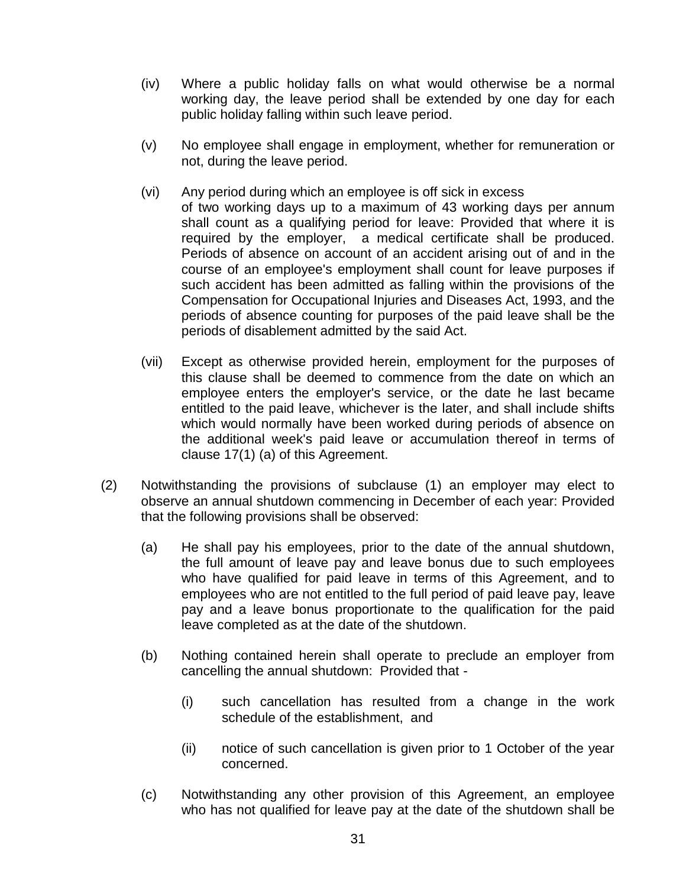(iv) Where a public holiday falls on what would otherwise be a normal working day, the leave period shall be extended by one day for each public holiday falling within such leave period.

(v) No employee shall engage in employment, whether for remuneration or not, during the leave period.

(vi) Any period during which an employee is off sick in excess of two working days up to a maximum of 43 working days per annum shall count as a qualifying period for leave: Provided that where it is required by the employer, a medical certificate shall be produced. Periods of absence on account of an accident arising out of and in the course of an employee's employment shall count for leave purposes if such accident has been admitted as falling within the provisions of the Compensation for Occupational Injuries and Diseases Act, 1993, and the periods of absence counting for purposes of the paid leave shall be the periods of disablement admitted by the said Act.

(vii) Except as otherwise provided herein, employment for the purposes of this clause shall be deemed to commence from the date on which an employee enters the employer's service, or the date he last became entitled to the paid leave, whichever is the later, and shall include shifts which would normally have been worked during periods of absence on the additional week's paid leave or accumulation thereof in terms of clause 17(1) (a) of this Agreement.

(2) Notwithstanding the provisions of subclause (1) an employer may elect to observe an annual shutdown commencing in December of each year: Provided that the following provisions shall be observed:

(a) He shall pay his employees, prior to the date of the annual shutdown, the full amount of leave pay and leave bonus due to such employees who have qualified for paid leave in terms of this Agreement, and to employees who are not entitled to the full period of paid leave pay, leave pay and a leave bonus proportionate to the qualification for the paid leave completed as at the date of the shutdown.

(b) Nothing contained herein shall operate to preclude an employer from cancelling the annual shutdown: Provided that -

(i) such cancellation has resulted from a change in the work schedule of the establishment, and

(ii) notice of such cancellation is given prior to 1 October of the year concerned.

(c) Notwithstanding any other provision of this Agreement, an employee who has not qualified for leave pay at the date of the shutdown shall be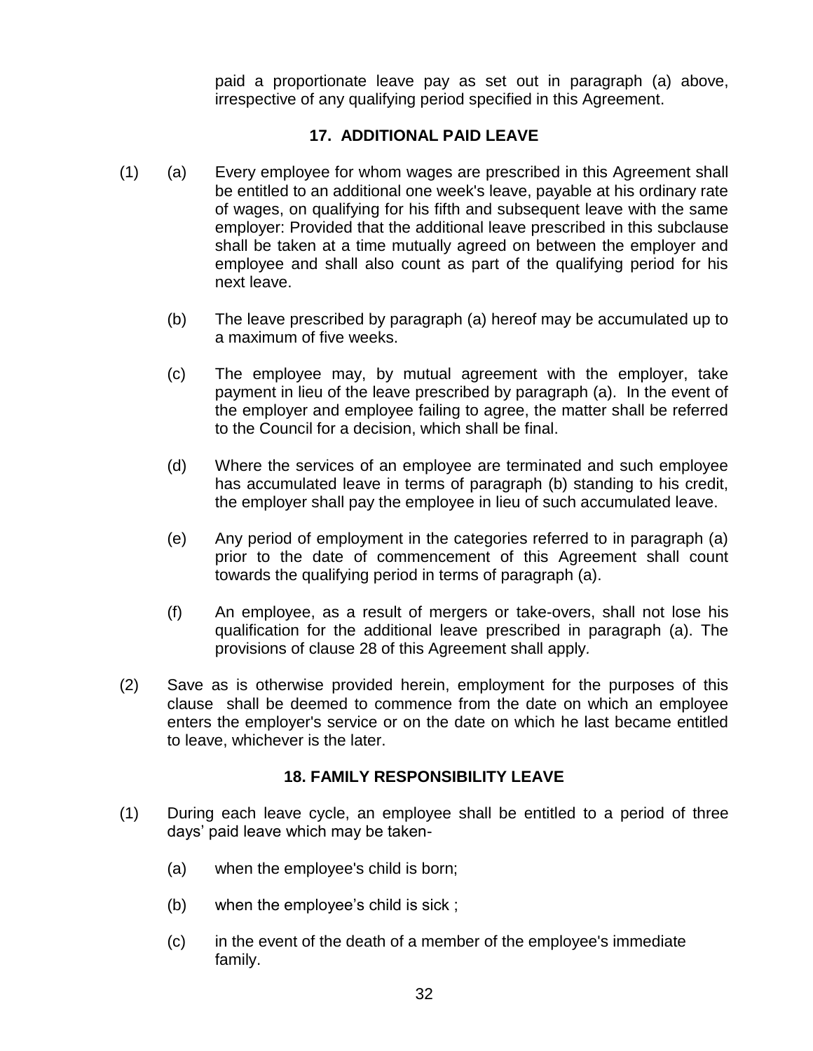paid a proportionate leave pay as set out in paragraph (a) above, irrespective of any qualifying period specified in this Agreement.

## 17. ADDITIONAL PAID LEAVE

(1) (a) Every employee for whom wages are prescribed in this Agreement shall be entitled to an additional one week's leave, payable at his ordinary rate of wages, on qualifying for his fifth and subsequent leave with the same employer: Provided that the additional leave prescribed in this subclause shall be taken at a time mutually agreed on between the employer and employee and shall also count as part of the qualifying period for his next leave.

(b) The leave prescribed by paragraph (a) hereof may be accumulated up to a maximum of five weeks.

(c) The employee may, by mutual agreement with the employer, take payment in lieu of the leave prescribed by paragraph (a). In the event of the employer and employee failing to agree, the matter shall be referred to the Council for a decision, which shall be final.

(d) Where the services of an employee are terminated and such employee has accumulated leave in terms of paragraph (b) standing to his credit, the employer shall pay the employee in lieu of such accumulated leave.

(e) Any period of employment in the categories referred to in paragraph (a) prior to the date of commencement of this Agreement shall count towards the qualifying period in terms of paragraph (a).

(f) An employee, as a result of mergers or take-overs, shall not lose his qualification for the additional leave prescribed in paragraph (a). The provisions of clause 28 of this Agreement shall apply.

(2) Save as is otherwise provided herein, employment for the purposes of this clause shall be deemed to commence from the date on which an employee enters the employer's service or on the date on which he last became entitled to leave, whichever is the later.

## 18. FAMILY RESPONSIBILITY LEAVE

(1) During each leave cycle, an employee shall be entitled to a period of three days' paid leave which may be taken-

(a) when the employee's child is born;

(b) when the employee's child is sick ;

(c) in the event of the death of a member of the employee's immediate family.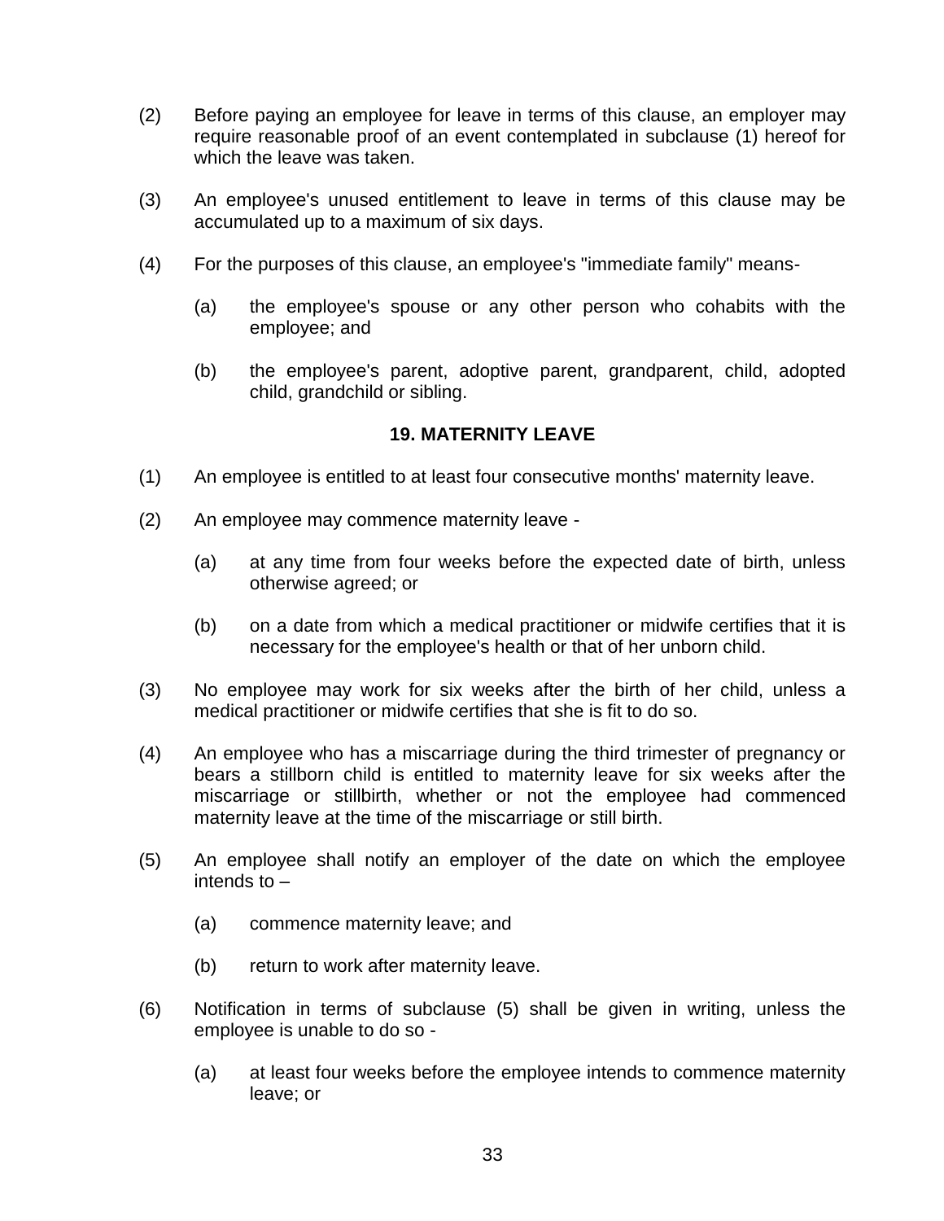(2) Before paying an employee for leave in terms of this clause, an employer may require reasonable proof of an event contemplated in subclause (1) hereof for which the leave was taken.

(3) An employee's unused entitlement to leave in terms of this clause may be accumulated up to a maximum of six days.

(4) For the purposes of this clause, an employee's "immediate family" means-

(a) the employee's spouse or any other person who cohabits with the employee; and

(b) the employee's parent, adoptive parent, grandparent, child, adopted child, grandchild or sibling.

### 19. MATERNITY LEAVE

(1) An employee is entitled to at least four consecutive months' maternity leave.

(2) An employee may commence maternity leave -

(a) at any time from four weeks before the expected date of birth, unless otherwise agreed; or

(b) on a date from which a medical practitioner or midwife certifies that it is necessary for the employee's health or that of her unborn child.

(3) No employee may work for six weeks after the birth of her child, unless a medical practitioner or midwife certifies that she is fit to do so.

(4) An employee who has a miscarriage during the third trimester of pregnancy or bears a stillborn child is entitled to maternity leave for six weeks after the miscarriage or stillbirth, whether or not the employee had commenced maternity leave at the time of the miscarriage or still birth.

(5) An employee shall notify an employer of the date on which the employee intends to –

(a) commence maternity leave; and

(b) return to work after maternity leave.

(6) Notification in terms of subclause (5) shall be given in writing, unless the employee is unable to do so -

(a) at least four weeks before the employee intends to commence maternity leave; or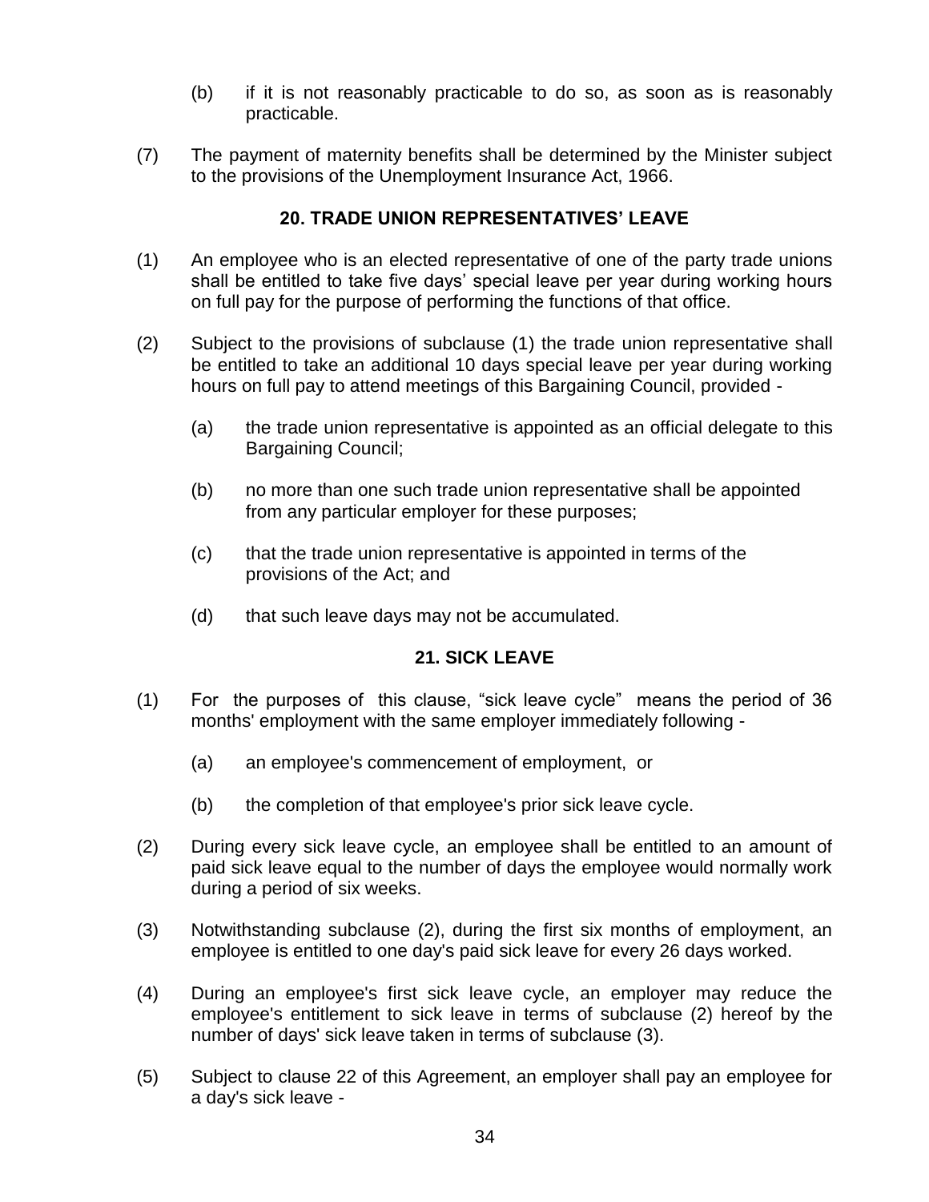(b) if it is not reasonably practicable to do so, as soon as is reasonably practicable.

(7) The payment of maternity benefits shall be determined by the Minister subject to the provisions of the Unemployment Insurance Act, 1966.

## 20. TRADE UNION REPRESENTATIVES' LEAVE

(1) An employee who is an elected representative of one of the party trade unions shall be entitled to take five days' special leave per year during working hours on full pay for the purpose of performing the functions of that office.

(2) Subject to the provisions of subclause (1) the trade union representative shall be entitled to take an additional 10 days special leave per year during working hours on full pay to attend meetings of this Bargaining Council, provided -

(a) the trade union representative is appointed as an official delegate to this Bargaining Council;

(b) no more than one such trade union representative shall be appointed from any particular employer for these purposes;

(c) that the trade union representative is appointed in terms of the provisions of the Act; and

(d) that such leave days may not be accumulated.

## 21. SICK LEAVE

(1) For the purposes of this clause, "sick leave cycle" means the period of 36 months' employment with the same employer immediately following -

(a) an employee's commencement of employment, or

(b) the completion of that employee's prior sick leave cycle.

(2) During every sick leave cycle, an employee shall be entitled to an amount of paid sick leave equal to the number of days the employee would normally work during a period of six weeks.

(3) Notwithstanding subclause (2), during the first six months of employment, an employee is entitled to one day's paid sick leave for every 26 days worked.

(4) During an employee's first sick leave cycle, an employer may reduce the employee's entitlement to sick leave in terms of subclause (2) hereof by the number of days' sick leave taken in terms of subclause (3).

(5) Subject to clause 22 of this Agreement, an employer shall pay an employee for a day's sick leave -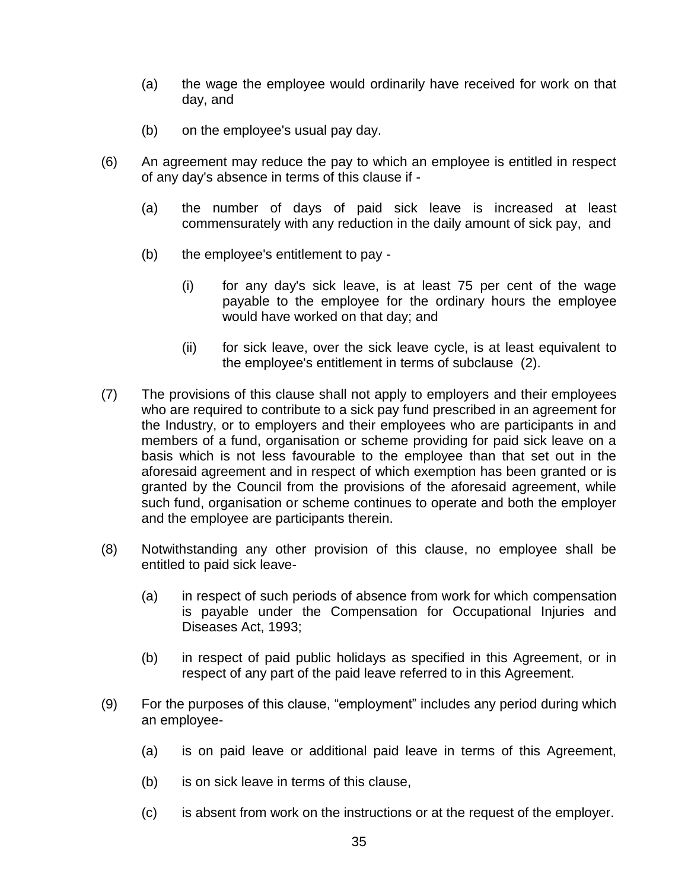(a) the wage the employee would ordinarily have received for work on that day, and

(b) on the employee's usual pay day.

(6) An agreement may reduce the pay to which an employee is entitled in respect of any day's absence in terms of this clause if -

(a) the number of days of paid sick leave is increased at least commensurately with any reduction in the daily amount of sick pay, and

(b) the employee's entitlement to pay -

(i) for any day's sick leave, is at least 75 per cent of the wage payable to the employee for the ordinary hours the employee would have worked on that day; and

(ii) for sick leave, over the sick leave cycle, is at least equivalent to the employee's entitlement in terms of subclause (2).

(7) The provisions of this clause shall not apply to employers and their employees who are required to contribute to a sick pay fund prescribed in an agreement for the Industry, or to employers and their employees who are participants in and members of a fund, organisation or scheme providing for paid sick leave on a basis which is not less favourable to the employee than that set out in the aforesaid agreement and in respect of which exemption has been granted or is granted by the Council from the provisions of the aforesaid agreement, while such fund, organisation or scheme continues to operate and both the employer and the employee are participants therein.

(8) Notwithstanding any other provision of this clause, no employee shall be entitled to paid sick leave-

(a) in respect of such periods of absence from work for which compensation is payable under the Compensation for Occupational Injuries and Diseases Act, 1993;

(b) in respect of paid public holidays as specified in this Agreement, or in respect of any part of the paid leave referred to in this Agreement.

(9) For the purposes of this clause, "employment" includes any period during which an employee-

(a) is on paid leave or additional paid leave in terms of this Agreement,

(b) is on sick leave in terms of this clause,

(c) is absent from work on the instructions or at the request of the employer.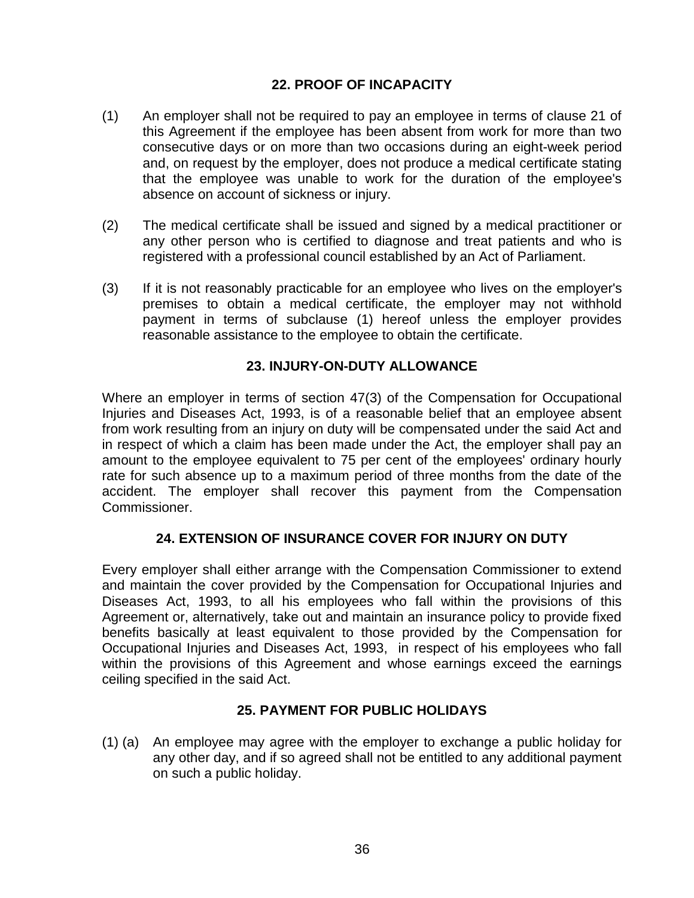## 22. PROOF OF INCAPACITY

(1) An employer shall not be required to pay an employee in terms of clause 21 of this Agreement if the employee has been absent from work for more than two consecutive days or on more than two occasions during an eight-week period and, on request by the employer, does not produce a medical certificate stating that the employee was unable to work for the duration of the employee's absence on account of sickness or injury.

(2) The medical certificate shall be issued and signed by a medical practitioner or any other person who is certified to diagnose and treat patients and who is registered with a professional council established by an Act of Parliament.

(3) If it is not reasonably practicable for an employee who lives on the employer's premises to obtain a medical certificate, the employer may not withhold payment in terms of subclause (1) hereof unless the employer provides reasonable assistance to the employee to obtain the certificate.

## 23. INJURY-ON-DUTY ALLOWANCE

Where an employer in terms of section 47(3) of the Compensation for Occupational Injuries and Diseases Act, 1993, is of a reasonable belief that an employee absent from work resulting from an injury on duty will be compensated under the said Act and in respect of which a claim has been made under the Act, the employer shall pay an amount to the employee equivalent to 75 per cent of the employees' ordinary hourly rate for such absence up to a maximum period of three months from the date of the accident. The employer shall recover this payment from the Compensation Commissioner.

## 24. EXTENSION OF INSURANCE COVER FOR INJURY ON DUTY

Every employer shall either arrange with the Compensation Commissioner to extend and maintain the cover provided by the Compensation for Occupational Injuries and Diseases Act, 1993, to all his employees who fall within the provisions of this Agreement or, alternatively, take out and maintain an insurance policy to provide fixed benefits basically at least equivalent to those provided by the Compensation for Occupational Injuries and Diseases Act, 1993, in respect of his employees who fall within the provisions of this Agreement and whose earnings exceed the earnings ceiling specified in the said Act.

## 25. PAYMENT FOR PUBLIC HOLIDAYS

(1) (a) An employee may agree with the employer to exchange a public holiday for any other day, and if so agreed shall not be entitled to any additional payment on such a public holiday.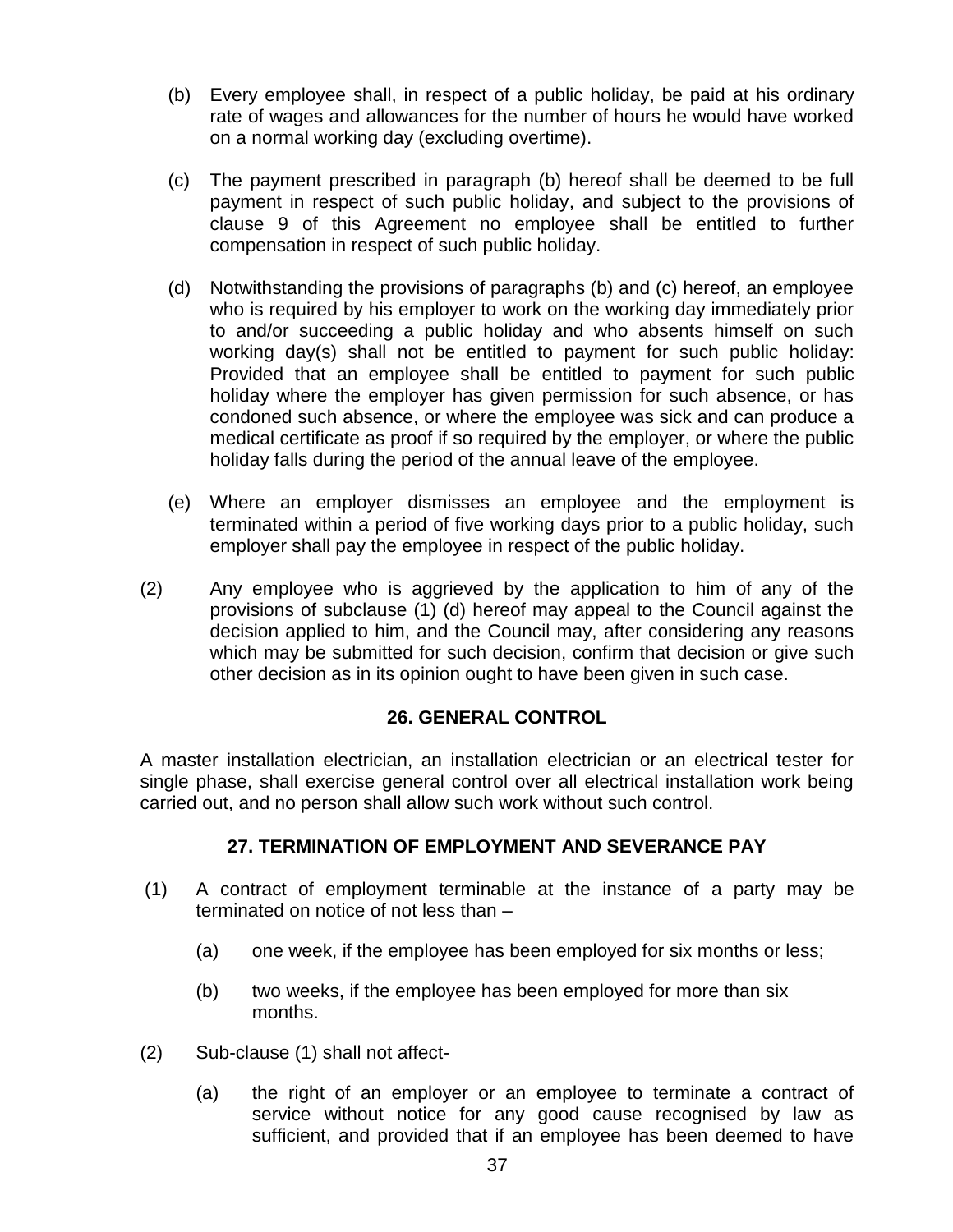(b) Every employee shall, in respect of a public holiday, be paid at his ordinary rate of wages and allowances for the number of hours he would have worked on a normal working day (excluding overtime).

(c) The payment prescribed in paragraph (b) hereof shall be deemed to be full payment in respect of such public holiday, and subject to the provisions of clause 9 of this Agreement no employee shall be entitled to further compensation in respect of such public holiday.

(d) Notwithstanding the provisions of paragraphs (b) and (c) hereof, an employee who is required by his employer to work on the working day immediately prior to and/or succeeding a public holiday and who absents himself on such working day(s) shall not be entitled to payment for such public holiday: Provided that an employee shall be entitled to payment for such public holiday where the employer has given permission for such absence, or has condoned such absence, or where the employee was sick and can produce a medical certificate as proof if so required by the employer, or where the public holiday falls during the period of the annual leave of the employee.

(e) Where an employer dismisses an employee and the employment is terminated within a period of five working days prior to a public holiday, such employer shall pay the employee in respect of the public holiday.

(2) Any employee who is aggrieved by the application to him of any of the provisions of subclause (1) (d) hereof may appeal to the Council against the decision applied to him, and the Council may, after considering any reasons which may be submitted for such decision, confirm that decision or give such other decision as in its opinion ought to have been given in such case.

## 26. GENERAL CONTROL

A master installation electrician, an installation electrician or an electrical tester for single phase, shall exercise general control over all electrical installation work being carried out, and no person shall allow such work without such control.

## 27. TERMINATION OF EMPLOYMENT AND SEVERANCE PAY

(1) A contract of employment terminable at the instance of a party may be terminated on notice of not less than –

(a) one week, if the employee has been employed for six months or less;

(b) two weeks, if the employee has been employed for more than six months.

(2) Sub-clause (1) shall not affect-

(a) the right of an employer or an employee to terminate a contract of service without notice for any good cause recognised by law as sufficient, and provided that if an employee has been deemed to have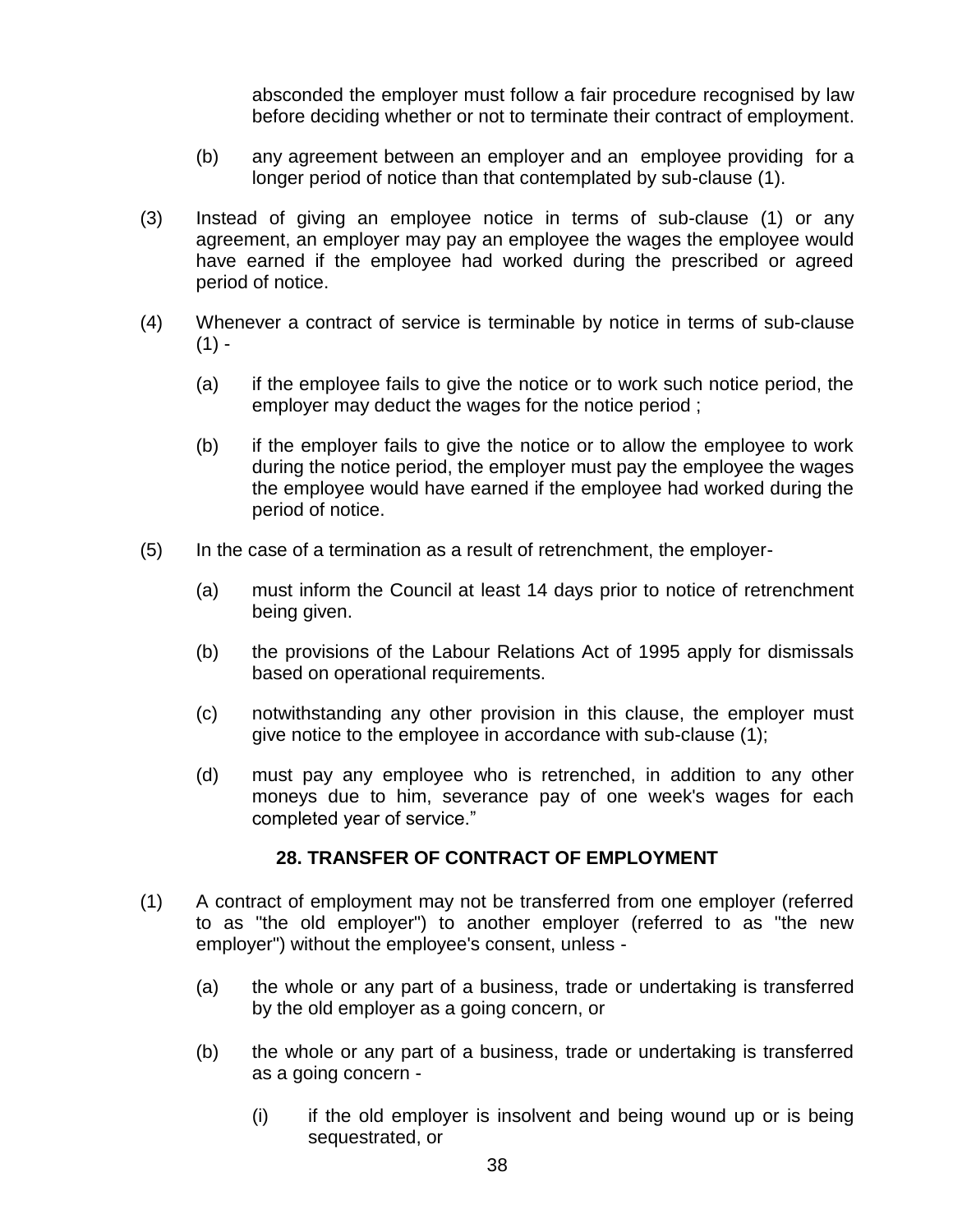absconded the employer must follow a fair procedure recognised by law before deciding whether or not to terminate their contract of employment.

(b) any agreement between an employer and an employee providing for a longer period of notice than that contemplated by sub-clause (1).

(3) Instead of giving an employee notice in terms of sub-clause (1) or any agreement, an employer may pay an employee the wages the employee would have earned if the employee had worked during the prescribed or agreed period of notice.

(4) Whenever a contract of service is terminable by notice in terms of sub-clause (1) -

(a) if the employee fails to give the notice or to work such notice period, the employer may deduct the wages for the notice period ;

(b) if the employer fails to give the notice or to allow the employee to work during the notice period, the employer must pay the employee the wages the employee would have earned if the employee had worked during the period of notice.

(5) In the case of a termination as a result of retrenchment, the employer-

(a) must inform the Council at least 14 days prior to notice of retrenchment being given.

(b) the provisions of the Labour Relations Act of 1995 apply for dismissals based on operational requirements.

(c) notwithstanding any other provision in this clause, the employer must give notice to the employee in accordance with sub-clause (1);

(d) must pay any employee who is retrenched, in addition to any other moneys due to him, severance pay of one week's wages for each completed year of service."

## 28. TRANSFER OF CONTRACT OF EMPLOYMENT

(1) A contract of employment may not be transferred from one employer (referred to as "the old employer") to another employer (referred to as "the new employer") without the employee's consent, unless -

(a) the whole or any part of a business, trade or undertaking is transferred by the old employer as a going concern, or

(b) the whole or any part of a business, trade or undertaking is transferred as a going concern -

(i) if the old employer is insolvent and being wound up or is being sequestrated, or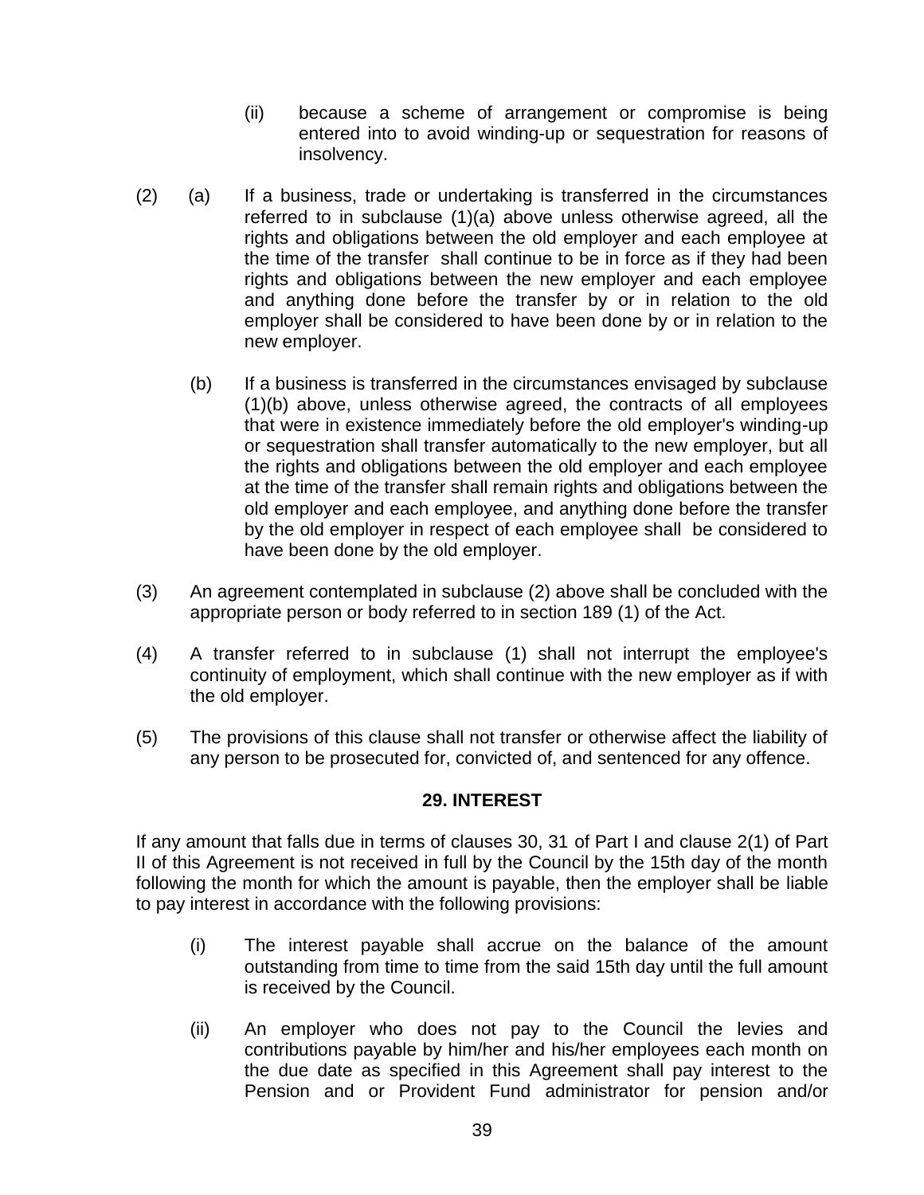(ii) because a scheme of arrangement or compromise is being entered into to avoid winding-up or sequestration for reasons of insolvency.

(2) (a) If a business, trade or undertaking is transferred in the circumstances referred to in subclause (1)(a) above unless otherwise agreed, all the rights and obligations between the old employer and each employee at the time of the transfer shall continue to be in force as if they had been rights and obligations between the new employer and each employee and anything done before the transfer by or in relation to the old employer shall be considered to have been done by or in relation to the new employer.

(b) If a business is transferred in the circumstances envisaged by subclause (1)(b) above, unless otherwise agreed, the contracts of all employees that were in existence immediately before the old employer's winding-up or sequestration shall transfer automatically to the new employer, but all the rights and obligations between the old employer and each employee at the time of the transfer shall remain rights and obligations between the old employer and each employee, and anything done before the transfer by the old employer in respect of each employee shall be considered to have been done by the old employer.

(3) An agreement contemplated in subclause (2) above shall be concluded with the appropriate person or body referred to in section 189 (1) of the Act.

(4) A transfer referred to in subclause (1) shall not interrupt the employee's continuity of employment, which shall continue with the new employer as if with the old employer.

(5) The provisions of this clause shall not transfer or otherwise affect the liability of any person to be prosecuted for, convicted of, and sentenced for any offence.

### 29. INTEREST

If any amount that falls due in terms of clauses 30, 31 of Part I and clause 2(1) of Part II of this Agreement is not received in full by the Council by the 15th day of the month following the month for which the amount is payable, then the employer shall be liable to pay interest in accordance with the following provisions:

(i) The interest payable shall accrue on the balance of the amount outstanding from time to time from the said 15th day until the full amount is received by the Council.

(ii) An employer who does not pay to the Council the levies and contributions payable by him/her and his/her employees each month on the due date as specified in this Agreement shall pay interest to the Pension and or Provident Fund administrator for pension and/or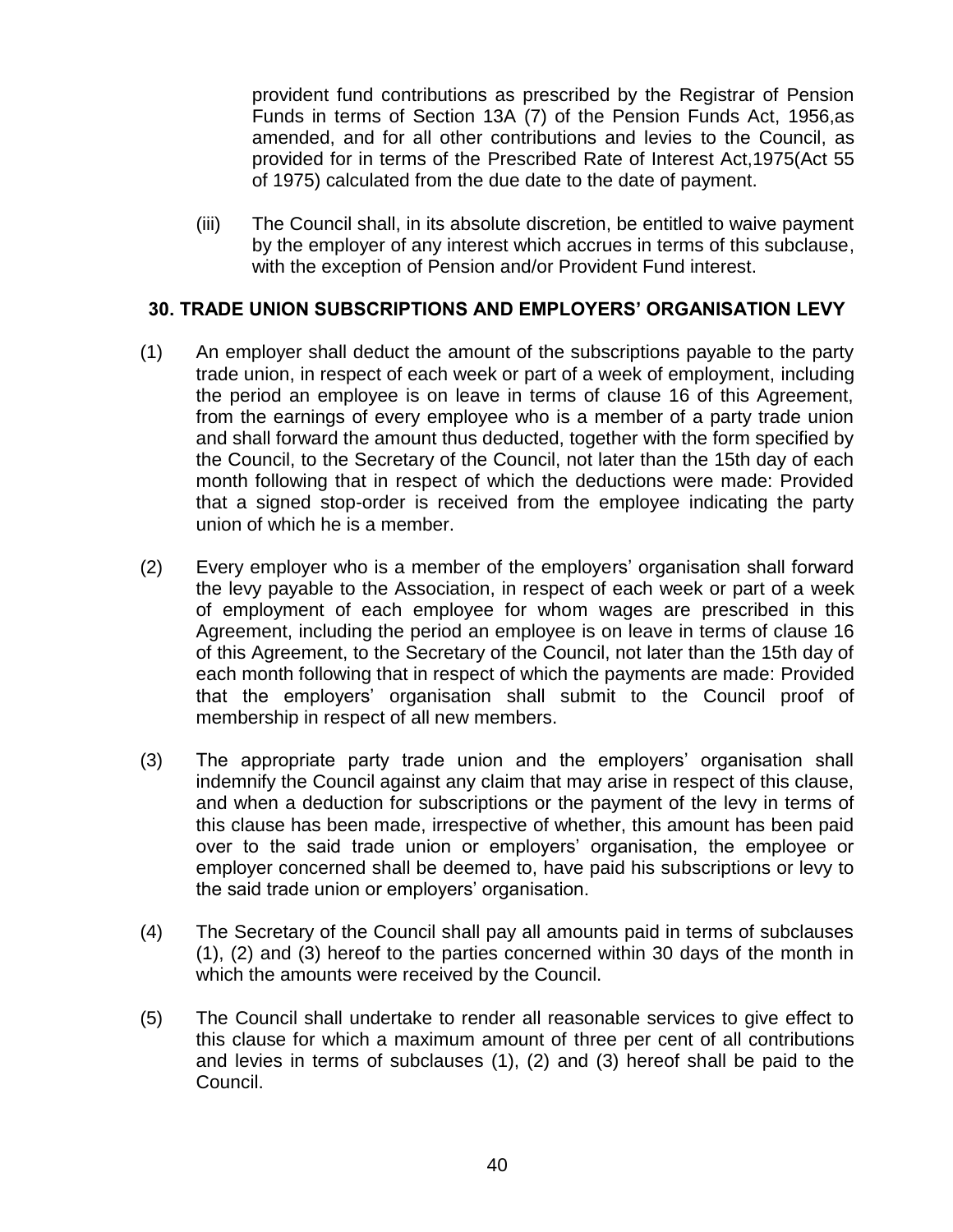provident fund contributions as prescribed by the Registrar of Pension Funds in terms of Section 13A (7) of the Pension Funds Act, 1956,as amended, and for all other contributions and levies to the Council, as provided for in terms of the Prescribed Rate of Interest Act,1975(Act 55 of 1975) calculated from the due date to the date of payment.

(iii) The Council shall, in its absolute discretion, be entitled to waive payment by the employer of any interest which accrues in terms of this subclause, with the exception of Pension and/or Provident Fund interest.

## 30. TRADE UNION SUBSCRIPTIONS AND EMPLOYERS' ORGANISATION LEVY

(1) An employer shall deduct the amount of the subscriptions payable to the party trade union, in respect of each week or part of a week of employment, including the period an employee is on leave in terms of clause 16 of this Agreement, from the earnings of every employee who is a member of a party trade union and shall forward the amount thus deducted, together with the form specified by the Council, to the Secretary of the Council, not later than the 15th day of each month following that in respect of which the deductions were made: Provided that a signed stop-order is received from the employee indicating the party union of which he is a member.

(2) Every employer who is a member of the employers' organisation shall forward the levy payable to the Association, in respect of each week or part of a week of employment of each employee for whom wages are prescribed in this Agreement, including the period an employee is on leave in terms of clause 16 of this Agreement, to the Secretary of the Council, not later than the 15th day of each month following that in respect of which the payments are made: Provided that the employers' organisation shall submit to the Council proof of membership in respect of all new members.

(3) The appropriate party trade union and the employers' organisation shall indemnify the Council against any claim that may arise in respect of this clause, and when a deduction for subscriptions or the payment of the levy in terms of this clause has been made, irrespective of whether, this amount has been paid over to the said trade union or employers' organisation, the employee or employer concerned shall be deemed to, have paid his subscriptions or levy to the said trade union or employers' organisation.

(4) The Secretary of the Council shall pay all amounts paid in terms of subclauses (1), (2) and (3) hereof to the parties concerned within 30 days of the month in which the amounts were received by the Council.

(5) The Council shall undertake to render all reasonable services to give effect to this clause for which a maximum amount of three per cent of all contributions and levies in terms of subclauses (1), (2) and (3) hereof shall be paid to the Council.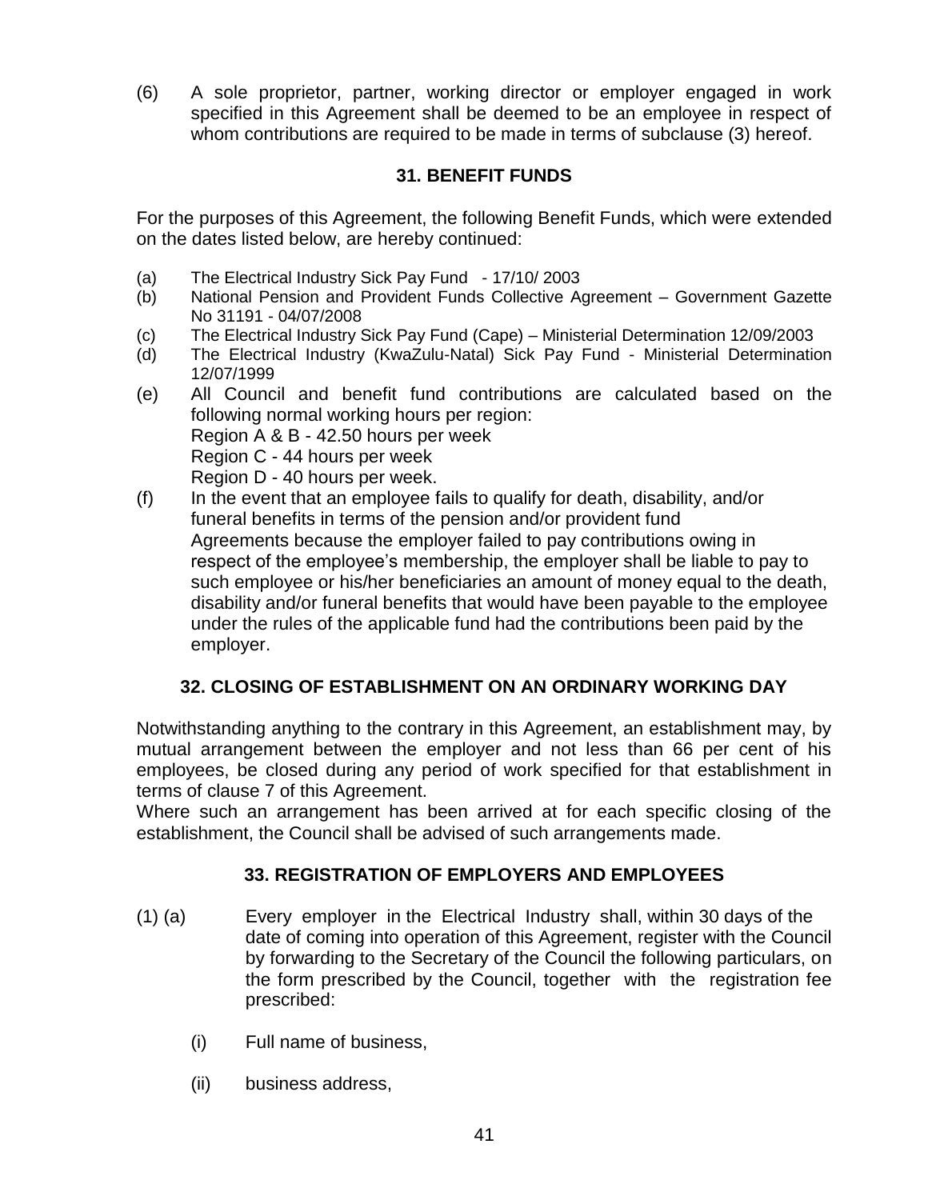(6) A sole proprietor, partner, working director or employer engaged in work specified in this Agreement shall be deemed to be an employee in respect of whom contributions are required to be made in terms of subclause (3) hereof.

## 31. BENEFIT FUNDS

For the purposes of this Agreement, the following Benefit Funds, which were extended on the dates listed below, are hereby continued:

(a) The Electrical Industry Sick Pay Fund - 17/10/ 2003

(b) National Pension and Provident Funds Collective Agreement – Government Gazette No 31191 - 04/07/2008

(c) The Electrical Industry Sick Pay Fund (Cape) – Ministerial Determination 12/09/2003

(d) The Electrical Industry (KwaZulu-Natal) Sick Pay Fund - Ministerial Determination 12/07/1999

(e) All Council and benefit fund contributions are calculated based on the following normal working hours per region:
Region A & B - 42.50 hours per week
Region C - 44 hours per week
Region D - 40 hours per week.

(f) In the event that an employee fails to qualify for death, disability, and/or funeral benefits in terms of the pension and/or provident fund Agreements because the employer failed to pay contributions owing in respect of the employee's membership, the employer shall be liable to pay to such employee or his/her beneficiaries an amount of money equal to the death, disability and/or funeral benefits that would have been payable to the employee under the rules of the applicable fund had the contributions been paid by the employer.

## 32. CLOSING OF ESTABLISHMENT ON AN ORDINARY WORKING DAY

Notwithstanding anything to the contrary in this Agreement, an establishment may, by mutual arrangement between the employer and not less than 66 per cent of his employees, be closed during any period of work specified for that establishment in terms of clause 7 of this Agreement.

Where such an arrangement has been arrived at for each specific closing of the establishment, the Council shall be advised of such arrangements made.

## 33. REGISTRATION OF EMPLOYERS AND EMPLOYEES

(1) (a) Every employer in the Electrical Industry shall, within 30 days of the date of coming into operation of this Agreement, register with the Council by forwarding to the Secretary of the Council the following particulars, on the form prescribed by the Council, together with the registration fee prescribed:

(i) Full name of business,

(ii) business address,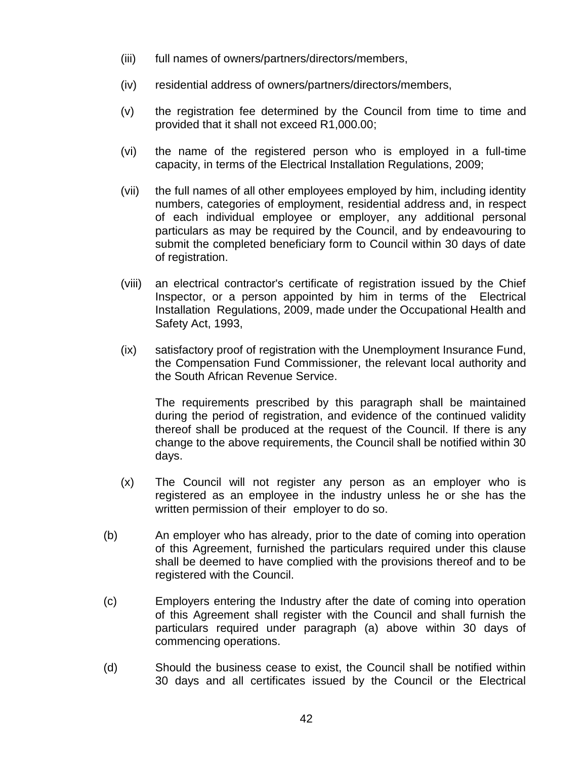(iii) full names of owners/partners/directors/members,

(iv) residential address of owners/partners/directors/members,

(v) the registration fee determined by the Council from time to time and provided that it shall not exceed R1,000.00;

(vi) the name of the registered person who is employed in a full-time capacity, in terms of the Electrical Installation Regulations, 2009;

(vii) the full names of all other employees employed by him, including identity numbers, categories of employment, residential address and, in respect of each individual employee or employer, any additional personal particulars as may be required by the Council, and by endeavouring to submit the completed beneficiary form to Council within 30 days of date of registration.

(viii) an electrical contractor's certificate of registration issued by the Chief Inspector, or a person appointed by him in terms of the Electrical Installation Regulations, 2009, made under the Occupational Health and Safety Act, 1993,

(ix) satisfactory proof of registration with the Unemployment Insurance Fund, the Compensation Fund Commissioner, the relevant local authority and the South African Revenue Service.

The requirements prescribed by this paragraph shall be maintained during the period of registration, and evidence of the continued validity thereof shall be produced at the request of the Council. If there is any change to the above requirements, the Council shall be notified within 30 days.

(x) The Council will not register any person as an employer who is registered as an employee in the industry unless he or she has the written permission of their employer to do so.

(b) An employer who has already, prior to the date of coming into operation of this Agreement, furnished the particulars required under this clause shall be deemed to have complied with the provisions thereof and to be registered with the Council.

(c) Employers entering the Industry after the date of coming into operation of this Agreement shall register with the Council and shall furnish the particulars required under paragraph (a) above within 30 days of commencing operations.

(d) Should the business cease to exist, the Council shall be notified within 30 days and all certificates issued by the Council or the Electrical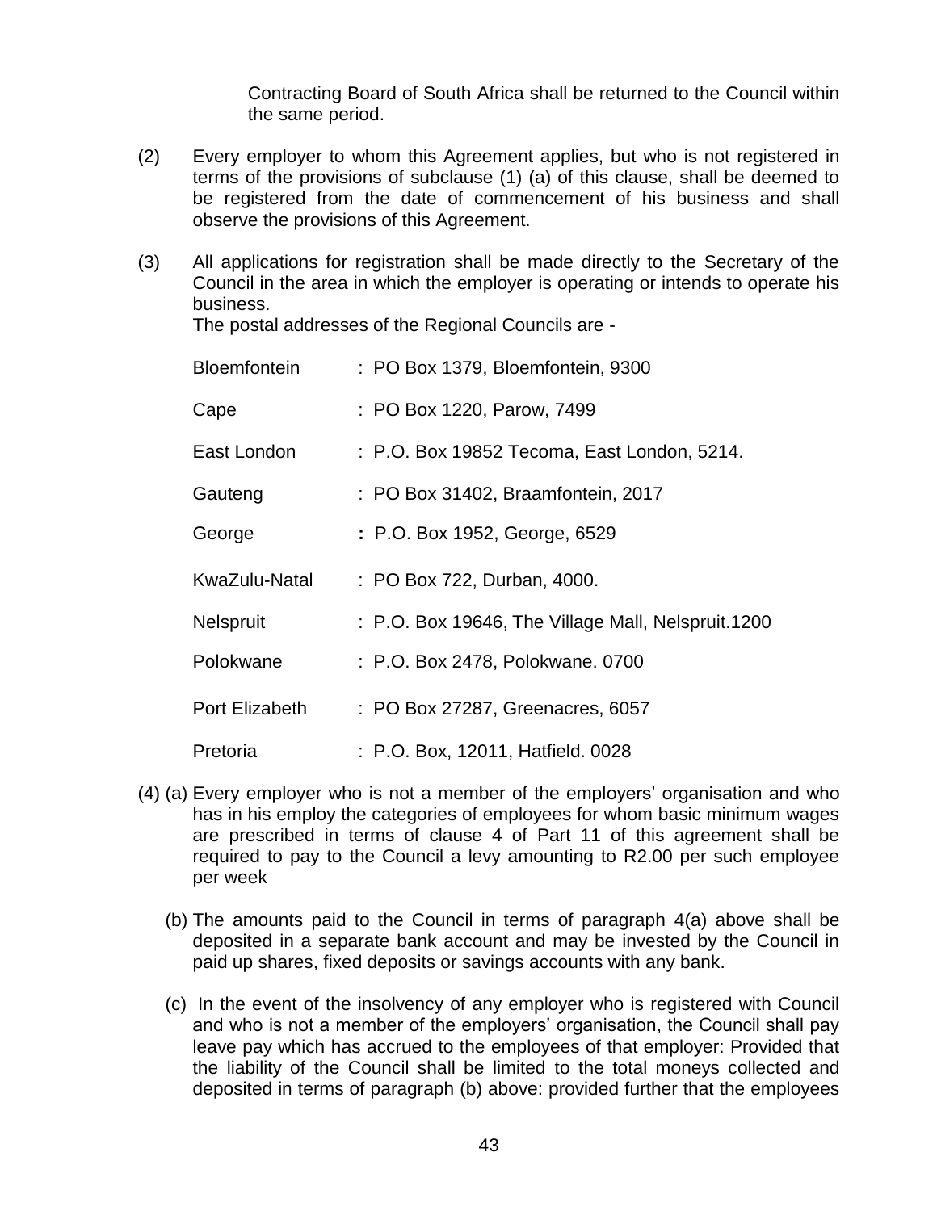Contracting Board of South Africa shall be returned to the Council within the same period.

(2) Every employer to whom this Agreement applies, but who is not registered in terms of the provisions of subclause (1) (a) of this clause, shall be deemed to be registered from the date of commencement of his business and shall observe the provisions of this Agreement.

(3) All applications for registration shall be made directly to the Secretary of the Council in the area in which the employer is operating or intends to operate his business.
The postal addresses of the Regional Councils are -

| | |
|---|---|
| Bloemfontein | : PO Box 1379, Bloemfontein, 9300 |
| Cape | : PO Box 1220, Parow, 7499 |
| East London | : P.O. Box 19852 Tecoma, East London, 5214. |
| Gauteng | : PO Box 31402, Braamfontein, 2017 |
| George | **:** P.O. Box 1952, George, 6529 |
| KwaZulu-Natal | : PO Box 722, Durban, 4000. |
| Nelspruit | : P.O. Box 19646, The Village Mall, Nelspruit.1200 |
| Polokwane | : P.O. Box 2478, Polokwane. 0700 |
| Port Elizabeth | : PO Box 27287, Greenacres, 6057 |
| Pretoria | : P.O. Box, 12011, Hatfield. 0028 |

(4) (a) Every employer who is not a member of the employers' organisation and who has in his employ the categories of employees for whom basic minimum wages are prescribed in terms of clause 4 of Part 11 of this agreement shall be required to pay to the Council a levy amounting to R2.00 per such employee per week

(b) The amounts paid to the Council in terms of paragraph 4(a) above shall be deposited in a separate bank account and may be invested by the Council in paid up shares, fixed deposits or savings accounts with any bank.

(c) In the event of the insolvency of any employer who is registered with Council and who is not a member of the employers' organisation, the Council shall pay leave pay which has accrued to the employees of that employer: Provided that the liability of the Council shall be limited to the total moneys collected and deposited in terms of paragraph (b) above: provided further that the employees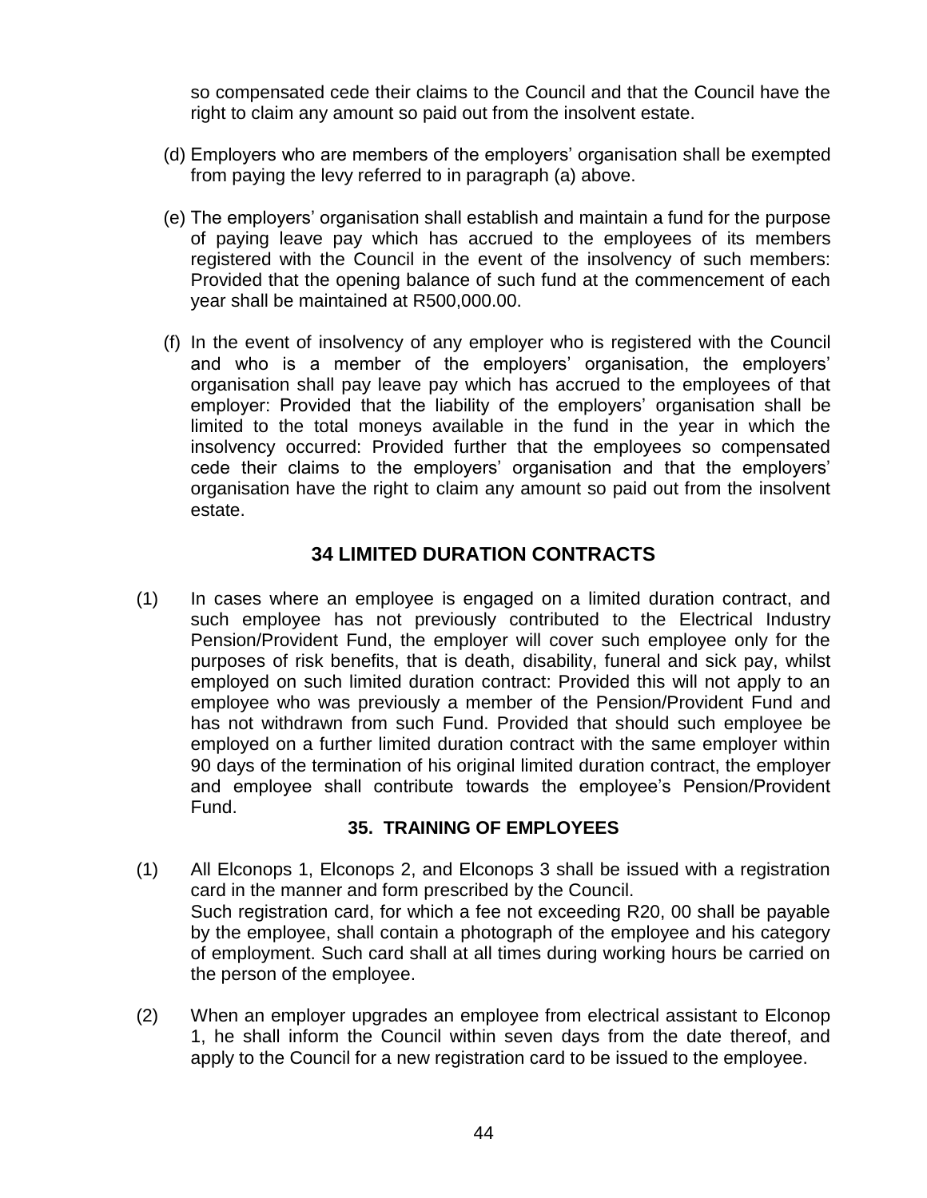so compensated cede their claims to the Council and that the Council have the right to claim any amount so paid out from the insolvent estate.

(d) Employers who are members of the employers' organisation shall be exempted from paying the levy referred to in paragraph (a) above.

(e) The employers' organisation shall establish and maintain a fund for the purpose of paying leave pay which has accrued to the employees of its members registered with the Council in the event of the insolvency of such members: Provided that the opening balance of such fund at the commencement of each year shall be maintained at R500,000.00.

(f) In the event of insolvency of any employer who is registered with the Council and who is a member of the employers' organisation, the employers' organisation shall pay leave pay which has accrued to the employees of that employer: Provided that the liability of the employers' organisation shall be limited to the total moneys available in the fund in the year in which the insolvency occurred: Provided further that the employees so compensated cede their claims to the employers' organisation and that the employers' organisation have the right to claim any amount so paid out from the insolvent estate.

## 34 LIMITED DURATION CONTRACTS

(1) In cases where an employee is engaged on a limited duration contract, and such employee has not previously contributed to the Electrical Industry Pension/Provident Fund, the employer will cover such employee only for the purposes of risk benefits, that is death, disability, funeral and sick pay, whilst employed on such limited duration contract: Provided this will not apply to an employee who was previously a member of the Pension/Provident Fund and has not withdrawn from such Fund. Provided that should such employee be employed on a further limited duration contract with the same employer within 90 days of the termination of his original limited duration contract, the employer and employee shall contribute towards the employee's Pension/Provident Fund.

## 35. TRAINING OF EMPLOYEES

(1) All Elconops 1, Elconops 2, and Elconops 3 shall be issued with a registration card in the manner and form prescribed by the Council.
Such registration card, for which a fee not exceeding R20, 00 shall be payable by the employee, shall contain a photograph of the employee and his category of employment. Such card shall at all times during working hours be carried on the person of the employee.

(2) When an employer upgrades an employee from electrical assistant to Elconop 1, he shall inform the Council within seven days from the date thereof, and apply to the Council for a new registration card to be issued to the employee.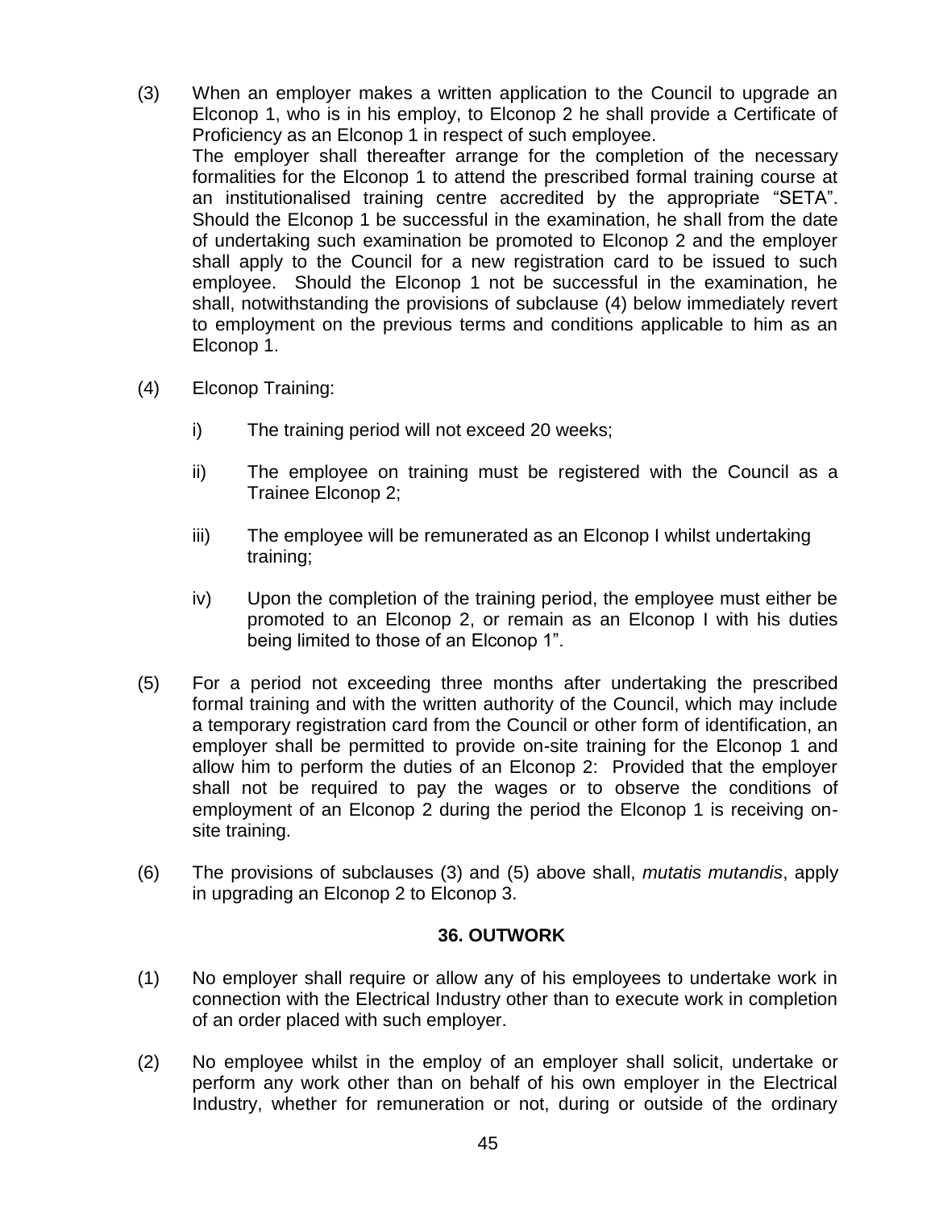(3) When an employer makes a written application to the Council to upgrade an Elconop 1, who is in his employ, to Elconop 2 he shall provide a Certificate of Proficiency as an Elconop 1 in respect of such employee.
The employer shall thereafter arrange for the completion of the necessary formalities for the Elconop 1 to attend the prescribed formal training course at an institutionalised training centre accredited by the appropriate "SETA". Should the Elconop 1 be successful in the examination, he shall from the date of undertaking such examination be promoted to Elconop 2 and the employer shall apply to the Council for a new registration card to be issued to such employee. Should the Elconop 1 not be successful in the examination, he shall, notwithstanding the provisions of subclause (4) below immediately revert to employment on the previous terms and conditions applicable to him as an Elconop 1.

(4) Elconop Training:

i) The training period will not exceed 20 weeks;

ii) The employee on training must be registered with the Council as a Trainee Elconop 2;

iii) The employee will be remunerated as an Elconop I whilst undertaking training;

iv) Upon the completion of the training period, the employee must either be promoted to an Elconop 2, or remain as an Elconop I with his duties being limited to those of an Elconop 1".

(5) For a period not exceeding three months after undertaking the prescribed formal training and with the written authority of the Council, which may include a temporary registration card from the Council or other form of identification, an employer shall be permitted to provide on-site training for the Elconop 1 and allow him to perform the duties of an Elconop 2: Provided that the employer shall not be required to pay the wages or to observe the conditions of employment of an Elconop 2 during the period the Elconop 1 is receiving on-site training.

(6) The provisions of subclauses (3) and (5) above shall, *mutatis mutandis*, apply in upgrading an Elconop 2 to Elconop 3.

## 36. OUTWORK

(1) No employer shall require or allow any of his employees to undertake work in connection with the Electrical Industry other than to execute work in completion of an order placed with such employer.

(2) No employee whilst in the employ of an employer shall solicit, undertake or perform any work other than on behalf of his own employer in the Electrical Industry, whether for remuneration or not, during or outside of the ordinary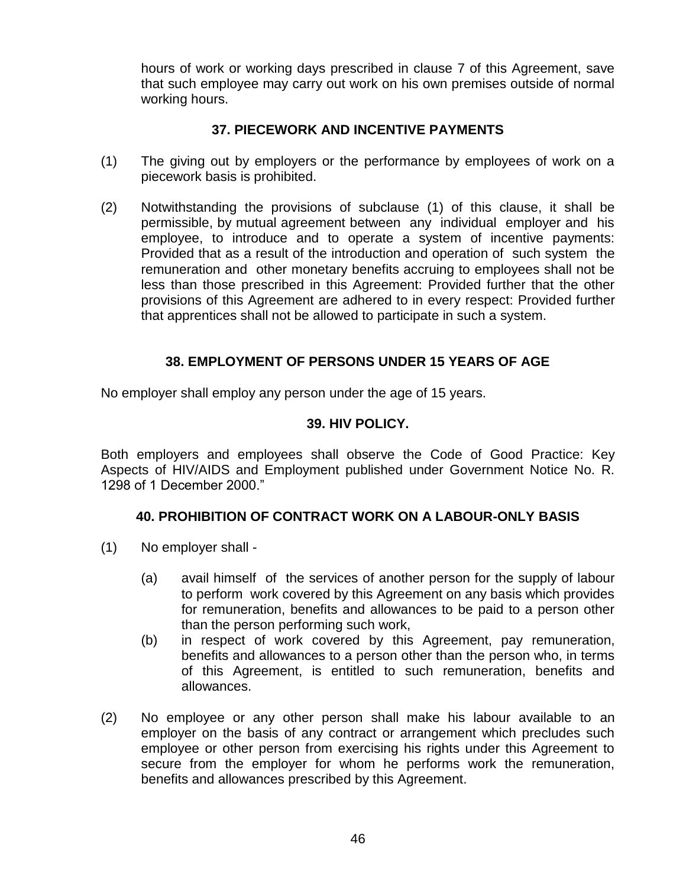hours of work or working days prescribed in clause 7 of this Agreement, save that such employee may carry out work on his own premises outside of normal working hours.

## 37. PIECEWORK AND INCENTIVE PAYMENTS

(1) The giving out by employers or the performance by employees of work on a piecework basis is prohibited.

(2) Notwithstanding the provisions of subclause (1) of this clause, it shall be permissible, by mutual agreement between any individual employer and his employee, to introduce and to operate a system of incentive payments: Provided that as a result of the introduction and operation of such system the remuneration and other monetary benefits accruing to employees shall not be less than those prescribed in this Agreement: Provided further that the other provisions of this Agreement are adhered to in every respect: Provided further that apprentices shall not be allowed to participate in such a system.

## 38. EMPLOYMENT OF PERSONS UNDER 15 YEARS OF AGE

No employer shall employ any person under the age of 15 years.

## 39. HIV POLICY.

Both employers and employees shall observe the Code of Good Practice: Key Aspects of HIV/AIDS and Employment published under Government Notice No. R. 1298 of 1 December 2000."

## 40. PROHIBITION OF CONTRACT WORK ON A LABOUR-ONLY BASIS

(1) No employer shall -

   (a) avail himself of the services of another person for the supply of labour to perform work covered by this Agreement on any basis which provides for remuneration, benefits and allowances to be paid to a person other than the person performing such work,

   (b) in respect of work covered by this Agreement, pay remuneration, benefits and allowances to a person other than the person who, in terms of this Agreement, is entitled to such remuneration, benefits and allowances.

(2) No employee or any other person shall make his labour available to an employer on the basis of any contract or arrangement which precludes such employee or other person from exercising his rights under this Agreement to secure from the employer for whom he performs work the remuneration, benefits and allowances prescribed by this Agreement.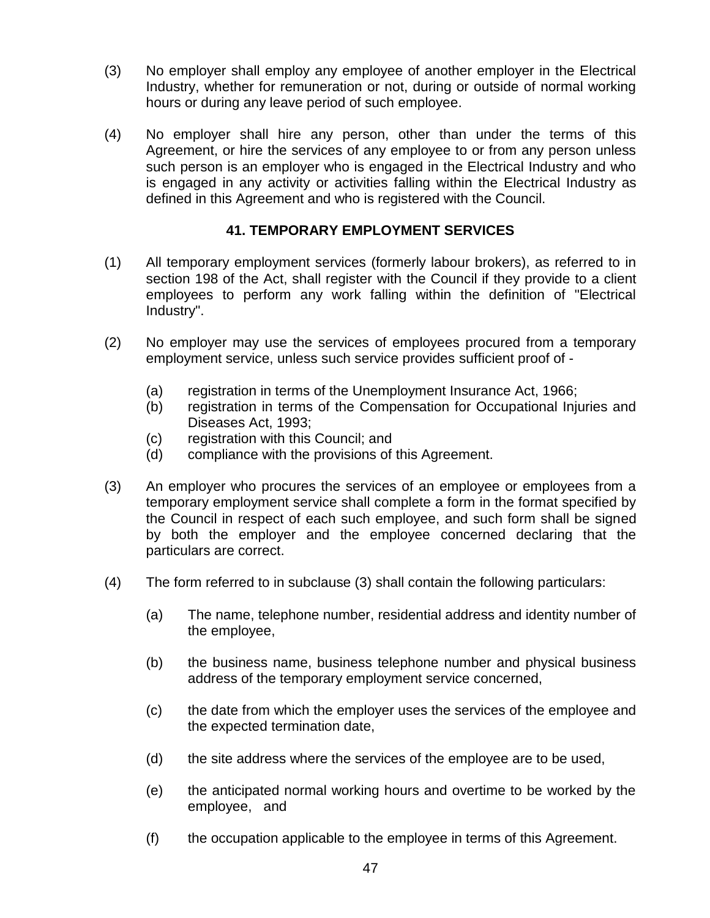(3) No employer shall employ any employee of another employer in the Electrical Industry, whether for remuneration or not, during or outside of normal working hours or during any leave period of such employee.

(4) No employer shall hire any person, other than under the terms of this Agreement, or hire the services of any employee to or from any person unless such person is an employer who is engaged in the Electrical Industry and who is engaged in any activity or activities falling within the Electrical Industry as defined in this Agreement and who is registered with the Council.

## 41. TEMPORARY EMPLOYMENT SERVICES

(1) All temporary employment services (formerly labour brokers), as referred to in section 198 of the Act, shall register with the Council if they provide to a client employees to perform any work falling within the definition of "Electrical Industry".

(2) No employer may use the services of employees procured from a temporary employment service, unless such service provides sufficient proof of -

- (a) registration in terms of the Unemployment Insurance Act, 1966;
- (b) registration in terms of the Compensation for Occupational Injuries and Diseases Act, 1993;
- (c) registration with this Council; and
- (d) compliance with the provisions of this Agreement.

(3) An employer who procures the services of an employee or employees from a temporary employment service shall complete a form in the format specified by the Council in respect of each such employee, and such form shall be signed by both the employer and the employee concerned declaring that the particulars are correct.

(4) The form referred to in subclause (3) shall contain the following particulars:

- (a) The name, telephone number, residential address and identity number of the employee,
- (b) the business name, business telephone number and physical business address of the temporary employment service concerned,
- (c) the date from which the employer uses the services of the employee and the expected termination date,
- (d) the site address where the services of the employee are to be used,
- (e) the anticipated normal working hours and overtime to be worked by the employee, and
- (f) the occupation applicable to the employee in terms of this Agreement.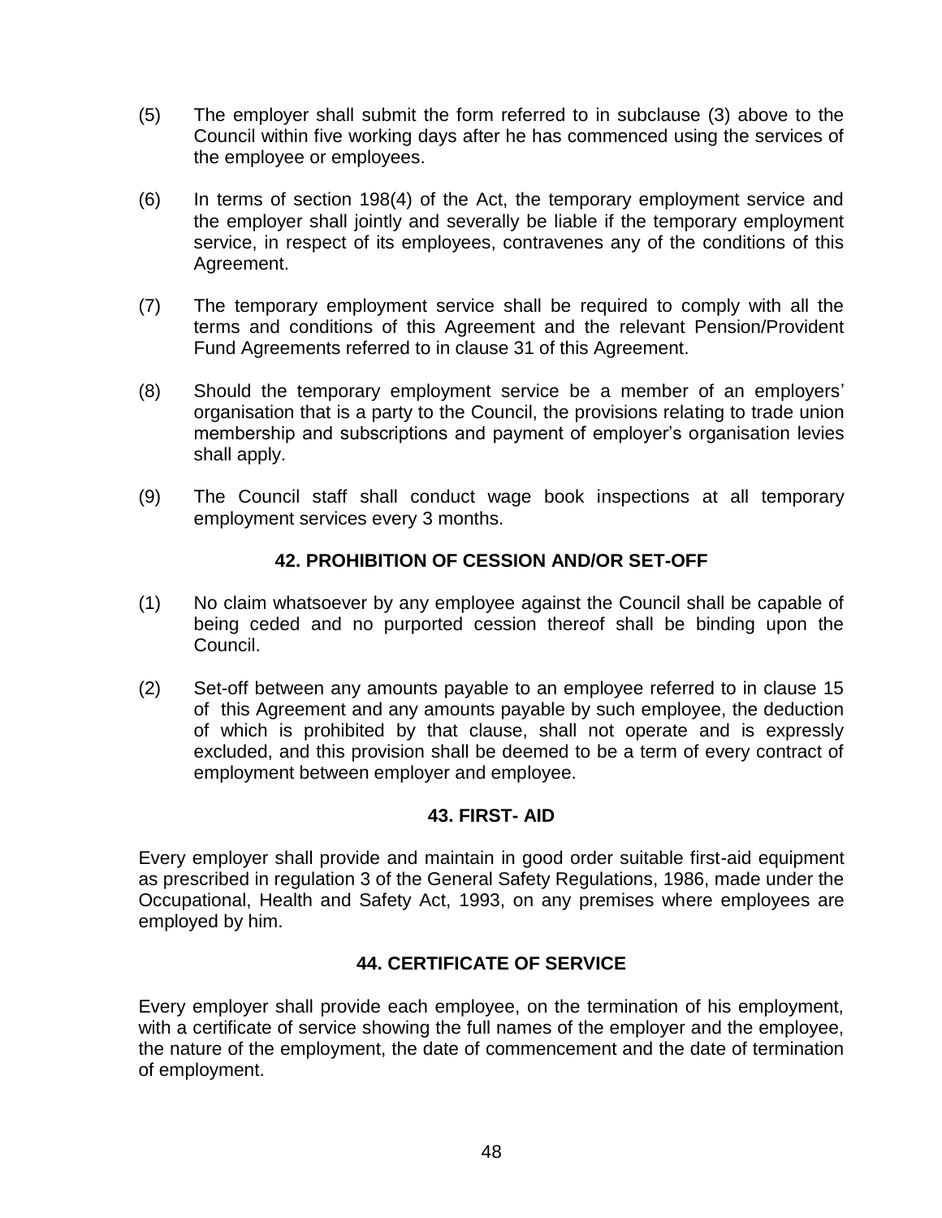(5) The employer shall submit the form referred to in subclause (3) above to the Council within five working days after he has commenced using the services of the employee or employees.

(6) In terms of section 198(4) of the Act, the temporary employment service and the employer shall jointly and severally be liable if the temporary employment service, in respect of its employees, contravenes any of the conditions of this Agreement.

(7) The temporary employment service shall be required to comply with all the terms and conditions of this Agreement and the relevant Pension/Provident Fund Agreements referred to in clause 31 of this Agreement.

(8) Should the temporary employment service be a member of an employers' organisation that is a party to the Council, the provisions relating to trade union membership and subscriptions and payment of employer's organisation levies shall apply.

(9) The Council staff shall conduct wage book inspections at all temporary employment services every 3 months.

## 42. PROHIBITION OF CESSION AND/OR SET-OFF

(1) No claim whatsoever by any employee against the Council shall be capable of being ceded and no purported cession thereof shall be binding upon the Council.

(2) Set-off between any amounts payable to an employee referred to in clause 15 of this Agreement and any amounts payable by such employee, the deduction of which is prohibited by that clause, shall not operate and is expressly excluded, and this provision shall be deemed to be a term of every contract of employment between employer and employee.

## 43. FIRST- AID

Every employer shall provide and maintain in good order suitable first-aid equipment as prescribed in regulation 3 of the General Safety Regulations, 1986, made under the Occupational, Health and Safety Act, 1993, on any premises where employees are employed by him.

## 44. CERTIFICATE OF SERVICE

Every employer shall provide each employee, on the termination of his employment, with a certificate of service showing the full names of the employer and the employee, the nature of the employment, the date of commencement and the date of termination of employment.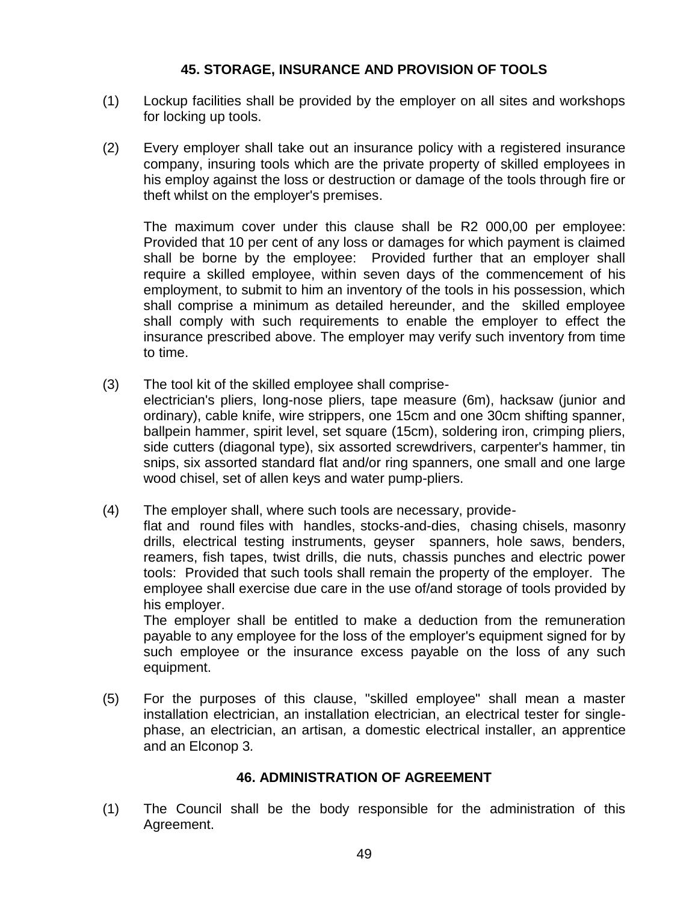## 45. STORAGE, INSURANCE AND PROVISION OF TOOLS

(1) Lockup facilities shall be provided by the employer on all sites and workshops for locking up tools.

(2) Every employer shall take out an insurance policy with a registered insurance company, insuring tools which are the private property of skilled employees in his employ against the loss or destruction or damage of the tools through fire or theft whilst on the employer's premises.

The maximum cover under this clause shall be R2 000,00 per employee: Provided that 10 per cent of any loss or damages for which payment is claimed shall be borne by the employee: Provided further that an employer shall require a skilled employee, within seven days of the commencement of his employment, to submit to him an inventory of the tools in his possession, which shall comprise a minimum as detailed hereunder, and the skilled employee shall comply with such requirements to enable the employer to effect the insurance prescribed above. The employer may verify such inventory from time to time.

(3) The tool kit of the skilled employee shall comprise-
electrician's pliers, long-nose pliers, tape measure (6m), hacksaw (junior and ordinary), cable knife, wire strippers, one 15cm and one 30cm shifting spanner, ballpein hammer, spirit level, set square (15cm), soldering iron, crimping pliers, side cutters (diagonal type), six assorted screwdrivers, carpenter's hammer, tin snips, six assorted standard flat and/or ring spanners, one small and one large wood chisel, set of allen keys and water pump-pliers.

(4) The employer shall, where such tools are necessary, provide-
flat and round files with handles, stocks-and-dies, chasing chisels, masonry drills, electrical testing instruments, geyser spanners, hole saws, benders, reamers, fish tapes, twist drills, die nuts, chassis punches and electric power tools: Provided that such tools shall remain the property of the employer. The employee shall exercise due care in the use of/and storage of tools provided by his employer.
The employer shall be entitled to make a deduction from the remuneration payable to any employee for the loss of the employer's equipment signed for by such employee or the insurance excess payable on the loss of any such equipment.

(5) For the purposes of this clause, "skilled employee" shall mean a master installation electrician, an installation electrician, an electrical tester for single-phase, an electrician, an artisan, a domestic electrical installer, an apprentice and an Elconop 3.

## 46. ADMINISTRATION OF AGREEMENT

(1) The Council shall be the body responsible for the administration of this Agreement.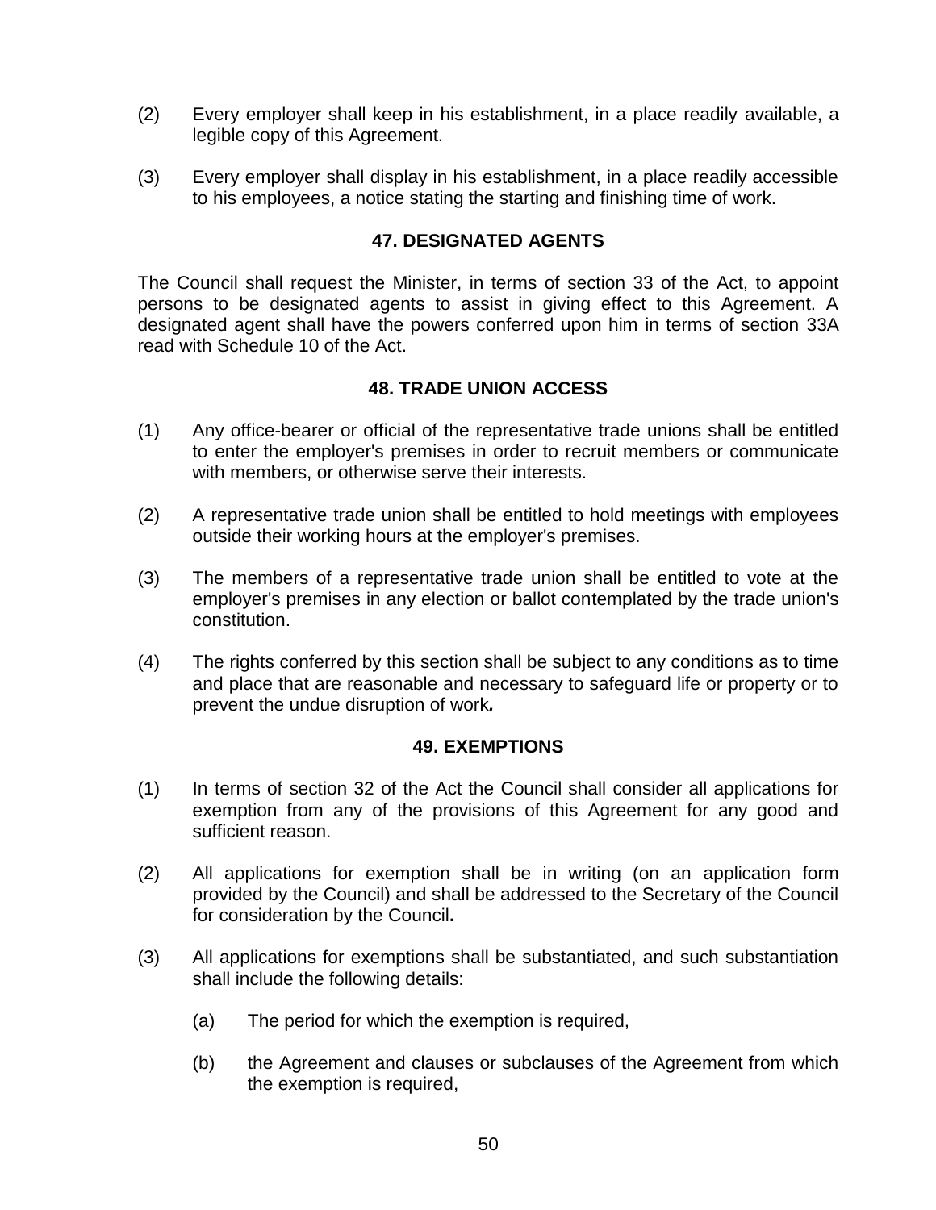(2) Every employer shall keep in his establishment, in a place readily available, a legible copy of this Agreement.

(3) Every employer shall display in his establishment, in a place readily accessible to his employees, a notice stating the starting and finishing time of work.

## 47. DESIGNATED AGENTS

The Council shall request the Minister, in terms of section 33 of the Act, to appoint persons to be designated agents to assist in giving effect to this Agreement. A designated agent shall have the powers conferred upon him in terms of section 33A read with Schedule 10 of the Act.

## 48. TRADE UNION ACCESS

(1) Any office-bearer or official of the representative trade unions shall be entitled to enter the employer's premises in order to recruit members or communicate with members, or otherwise serve their interests.

(2) A representative trade union shall be entitled to hold meetings with employees outside their working hours at the employer's premises.

(3) The members of a representative trade union shall be entitled to vote at the employer's premises in any election or ballot contemplated by the trade union's constitution.

(4) The rights conferred by this section shall be subject to any conditions as to time and place that are reasonable and necessary to safeguard life or property or to prevent the undue disruption of work**.**

## 49. EXEMPTIONS

(1) In terms of section 32 of the Act the Council shall consider all applications for exemption from any of the provisions of this Agreement for any good and sufficient reason.

(2) All applications for exemption shall be in writing (on an application form provided by the Council) and shall be addressed to the Secretary of the Council for consideration by the Council**.**

(3) All applications for exemptions shall be substantiated, and such substantiation shall include the following details:

   (a) The period for which the exemption is required,

   (b) the Agreement and clauses or subclauses of the Agreement from which the exemption is required,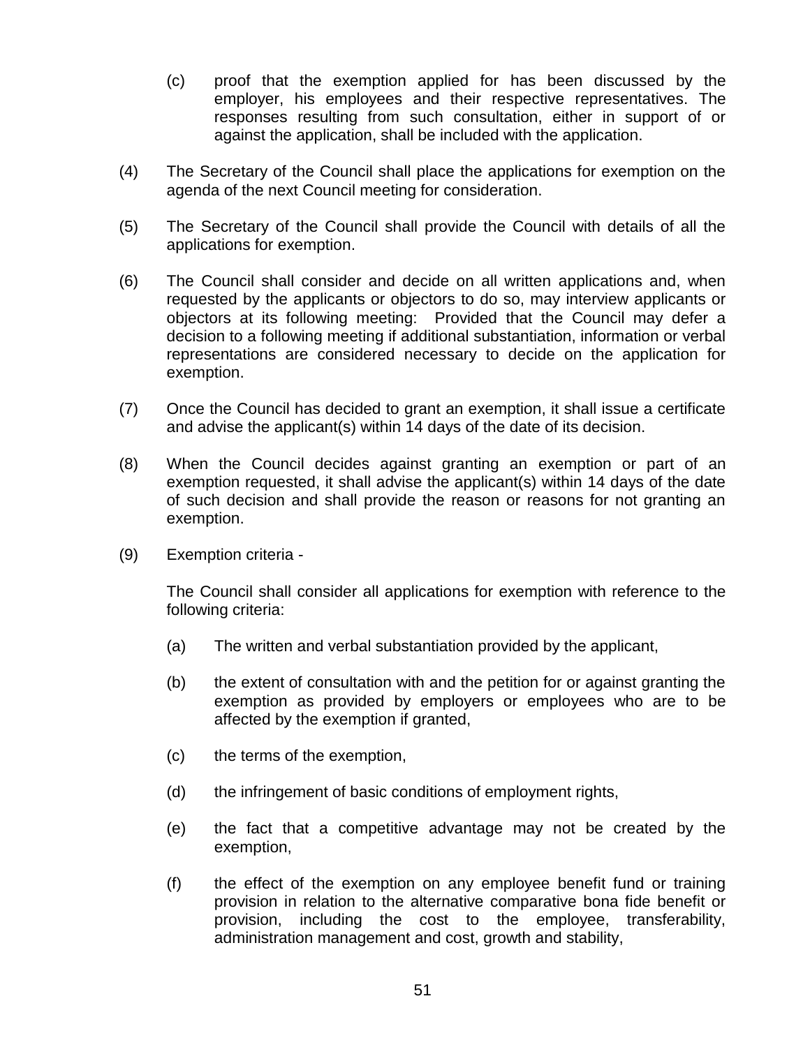(c) proof that the exemption applied for has been discussed by the employer, his employees and their respective representatives. The responses resulting from such consultation, either in support of or against the application, shall be included with the application.

(4) The Secretary of the Council shall place the applications for exemption on the agenda of the next Council meeting for consideration.

(5) The Secretary of the Council shall provide the Council with details of all the applications for exemption.

(6) The Council shall consider and decide on all written applications and, when requested by the applicants or objectors to do so, may interview applicants or objectors at its following meeting: Provided that the Council may defer a decision to a following meeting if additional substantiation, information or verbal representations are considered necessary to decide on the application for exemption.

(7) Once the Council has decided to grant an exemption, it shall issue a certificate and advise the applicant(s) within 14 days of the date of its decision.

(8) When the Council decides against granting an exemption or part of an exemption requested, it shall advise the applicant(s) within 14 days of the date of such decision and shall provide the reason or reasons for not granting an exemption.

(9) Exemption criteria -

The Council shall consider all applications for exemption with reference to the following criteria:

(a) The written and verbal substantiation provided by the applicant,

(b) the extent of consultation with and the petition for or against granting the exemption as provided by employers or employees who are to be affected by the exemption if granted,

(c) the terms of the exemption,

(d) the infringement of basic conditions of employment rights,

(e) the fact that a competitive advantage may not be created by the exemption,

(f) the effect of the exemption on any employee benefit fund or training provision in relation to the alternative comparative bona fide benefit or provision, including the cost to the employee, transferability, administration management and cost, growth and stability,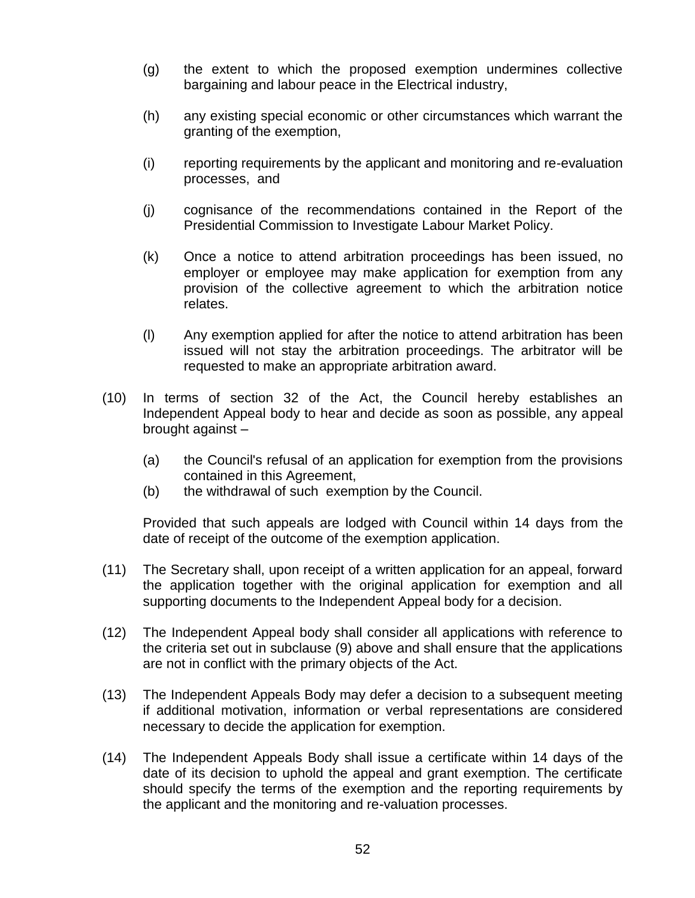(g) the extent to which the proposed exemption undermines collective bargaining and labour peace in the Electrical industry,

(h) any existing special economic or other circumstances which warrant the granting of the exemption,

(i) reporting requirements by the applicant and monitoring and re-evaluation processes, and

(j) cognisance of the recommendations contained in the Report of the Presidential Commission to Investigate Labour Market Policy.

(k) Once a notice to attend arbitration proceedings has been issued, no employer or employee may make application for exemption from any provision of the collective agreement to which the arbitration notice relates.

(l) Any exemption applied for after the notice to attend arbitration has been issued will not stay the arbitration proceedings. The arbitrator will be requested to make an appropriate arbitration award.

(10) In terms of section 32 of the Act, the Council hereby establishes an Independent Appeal body to hear and decide as soon as possible, any appeal brought against –

(a) the Council's refusal of an application for exemption from the provisions contained in this Agreement,

(b) the withdrawal of such exemption by the Council.

Provided that such appeals are lodged with Council within 14 days from the date of receipt of the outcome of the exemption application.

(11) The Secretary shall, upon receipt of a written application for an appeal, forward the application together with the original application for exemption and all supporting documents to the Independent Appeal body for a decision.

(12) The Independent Appeal body shall consider all applications with reference to the criteria set out in subclause (9) above and shall ensure that the applications are not in conflict with the primary objects of the Act.

(13) The Independent Appeals Body may defer a decision to a subsequent meeting if additional motivation, information or verbal representations are considered necessary to decide the application for exemption.

(14) The Independent Appeals Body shall issue a certificate within 14 days of the date of its decision to uphold the appeal and grant exemption. The certificate should specify the terms of the exemption and the reporting requirements by the applicant and the monitoring and re-valuation processes.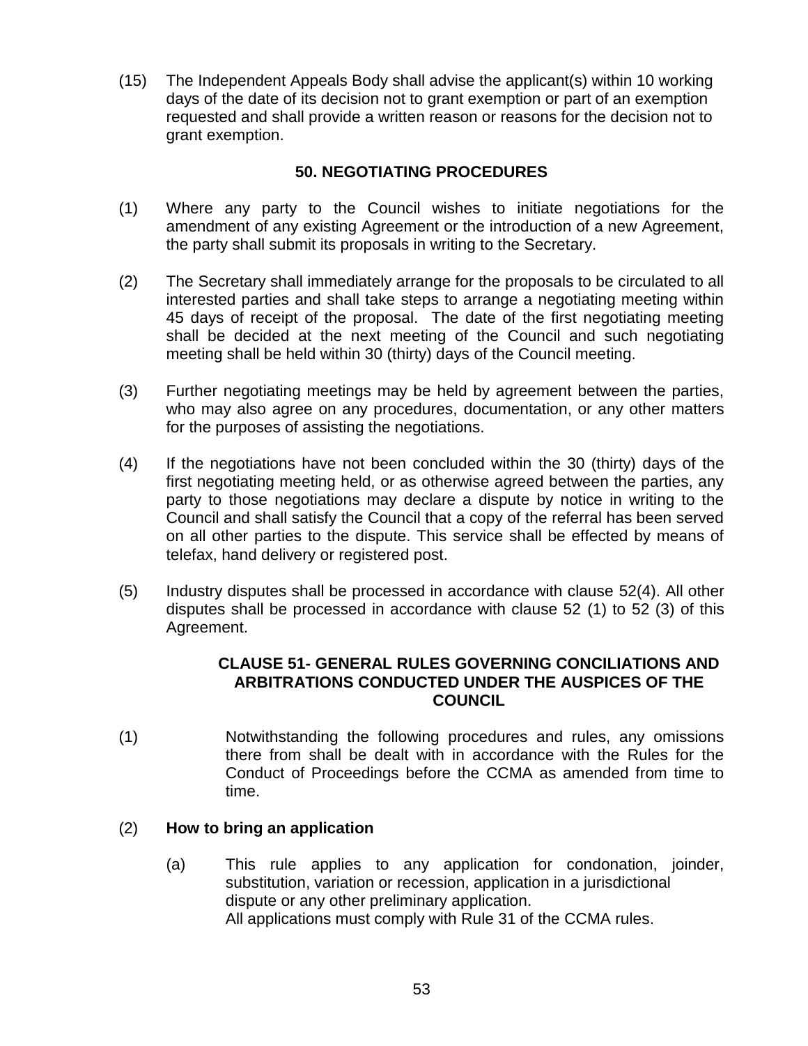(15) The Independent Appeals Body shall advise the applicant(s) within 10 working days of the date of its decision not to grant exemption or part of an exemption requested and shall provide a written reason or reasons for the decision not to grant exemption.

## 50. NEGOTIATING PROCEDURES

(1) Where any party to the Council wishes to initiate negotiations for the amendment of any existing Agreement or the introduction of a new Agreement, the party shall submit its proposals in writing to the Secretary.

(2) The Secretary shall immediately arrange for the proposals to be circulated to all interested parties and shall take steps to arrange a negotiating meeting within 45 days of receipt of the proposal. The date of the first negotiating meeting shall be decided at the next meeting of the Council and such negotiating meeting shall be held within 30 (thirty) days of the Council meeting.

(3) Further negotiating meetings may be held by agreement between the parties, who may also agree on any procedures, documentation, or any other matters for the purposes of assisting the negotiations.

(4) If the negotiations have not been concluded within the 30 (thirty) days of the first negotiating meeting held, or as otherwise agreed between the parties, any party to those negotiations may declare a dispute by notice in writing to the Council and shall satisfy the Council that a copy of the referral has been served on all other parties to the dispute. This service shall be effected by means of telefax, hand delivery or registered post.

(5) Industry disputes shall be processed in accordance with clause 52(4). All other disputes shall be processed in accordance with clause 52 (1) to 52 (3) of this Agreement.

## CLAUSE 51- GENERAL RULES GOVERNING CONCILIATIONS AND ARBITRATIONS CONDUCTED UNDER THE AUSPICES OF THE COUNCIL

(1) Notwithstanding the following procedures and rules, any omissions there from shall be dealt with in accordance with the Rules for the Conduct of Proceedings before the CCMA as amended from time to time.

(2) **How to bring an application**

(a) This rule applies to any application for condonation, joinder, substitution, variation or recession, application in a jurisdictional dispute or any other preliminary application.
All applications must comply with Rule 31 of the CCMA rules.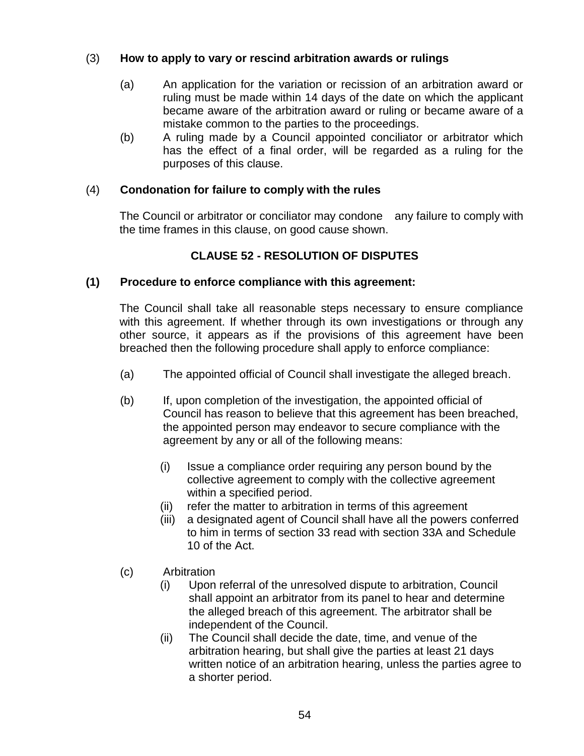(3) **How to apply to vary or rescind arbitration awards or rulings**

(a) An application for the variation or recission of an arbitration award or ruling must be made within 14 days of the date on which the applicant became aware of the arbitration award or ruling or became aware of a mistake common to the parties to the proceedings.

(b) A ruling made by a Council appointed conciliator or arbitrator which has the effect of a final order, will be regarded as a ruling for the purposes of this clause.

(4) **Condonation for failure to comply with the rules**

The Council or arbitrator or conciliator may condone any failure to comply with the time frames in this clause, on good cause shown.

## CLAUSE 52 - RESOLUTION OF DISPUTES

**(1) Procedure to enforce compliance with this agreement:**

The Council shall take all reasonable steps necessary to ensure compliance with this agreement. If whether through its own investigations or through any other source, it appears as if the provisions of this agreement have been breached then the following procedure shall apply to enforce compliance:

(a) The appointed official of Council shall investigate the alleged breach.

(b) If, upon completion of the investigation, the appointed official of Council has reason to believe that this agreement has been breached, the appointed person may endeavor to secure compliance with the agreement by any or all of the following means:

- (i) Issue a compliance order requiring any person bound by the collective agreement to comply with the collective agreement within a specified period.
- (ii) refer the matter to arbitration in terms of this agreement
- (iii) a designated agent of Council shall have all the powers conferred to him in terms of section 33 read with section 33A and Schedule 10 of the Act.

(c) Arbitration

- (i) Upon referral of the unresolved dispute to arbitration, Council shall appoint an arbitrator from its panel to hear and determine the alleged breach of this agreement. The arbitrator shall be independent of the Council.
- (ii) The Council shall decide the date, time, and venue of the arbitration hearing, but shall give the parties at least 21 days written notice of an arbitration hearing, unless the parties agree to a shorter period.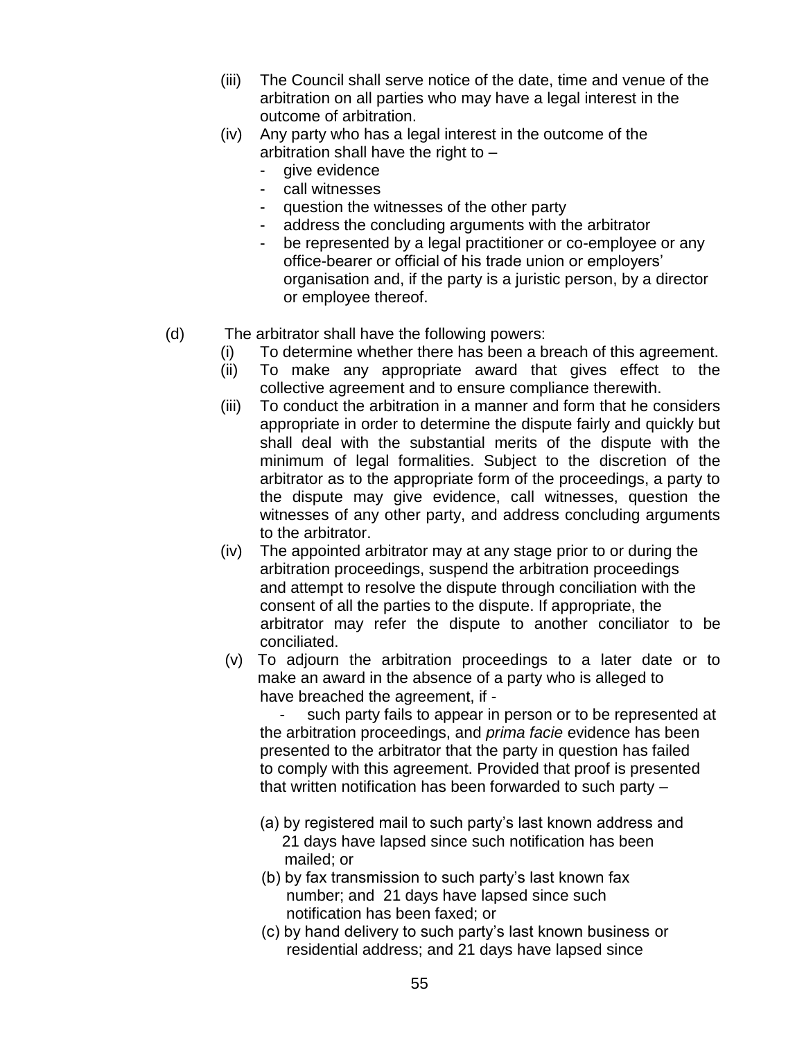(iii) The Council shall serve notice of the date, time and venue of the arbitration on all parties who may have a legal interest in the outcome of arbitration.

(iv) Any party who has a legal interest in the outcome of the arbitration shall have the right to –
- give evidence
- call witnesses
- question the witnesses of the other party
- address the concluding arguments with the arbitrator
- be represented by a legal practitioner or co-employee or any office-bearer or official of his trade union or employers' organisation and, if the party is a juristic person, by a director or employee thereof.

(d) The arbitrator shall have the following powers:

(i) To determine whether there has been a breach of this agreement.

(ii) To make any appropriate award that gives effect to the collective agreement and to ensure compliance therewith.

(iii) To conduct the arbitration in a manner and form that he considers appropriate in order to determine the dispute fairly and quickly but shall deal with the substantial merits of the dispute with the minimum of legal formalities. Subject to the discretion of the arbitrator as to the appropriate form of the proceedings, a party to the dispute may give evidence, call witnesses, question the witnesses of any other party, and address concluding arguments to the arbitrator.

(iv) The appointed arbitrator may at any stage prior to or during the arbitration proceedings, suspend the arbitration proceedings and attempt to resolve the dispute through conciliation with the consent of all the parties to the dispute. If appropriate, the arbitrator may refer the dispute to another conciliator to be conciliated.

(v) To adjourn the arbitration proceedings to a later date or to make an award in the absence of a party who is alleged to have breached the agreement, if -

- such party fails to appear in person or to be represented at the arbitration proceedings, and *prima facie* evidence has been presented to the arbitrator that the party in question has failed to comply with this agreement. Provided that proof is presented that written notification has been forwarded to such party –

(a) by registered mail to such party's last known address and 21 days have lapsed since such notification has been mailed; or

(b) by fax transmission to such party's last known fax number; and 21 days have lapsed since such notification has been faxed; or

(c) by hand delivery to such party's last known business or residential address; and 21 days have lapsed since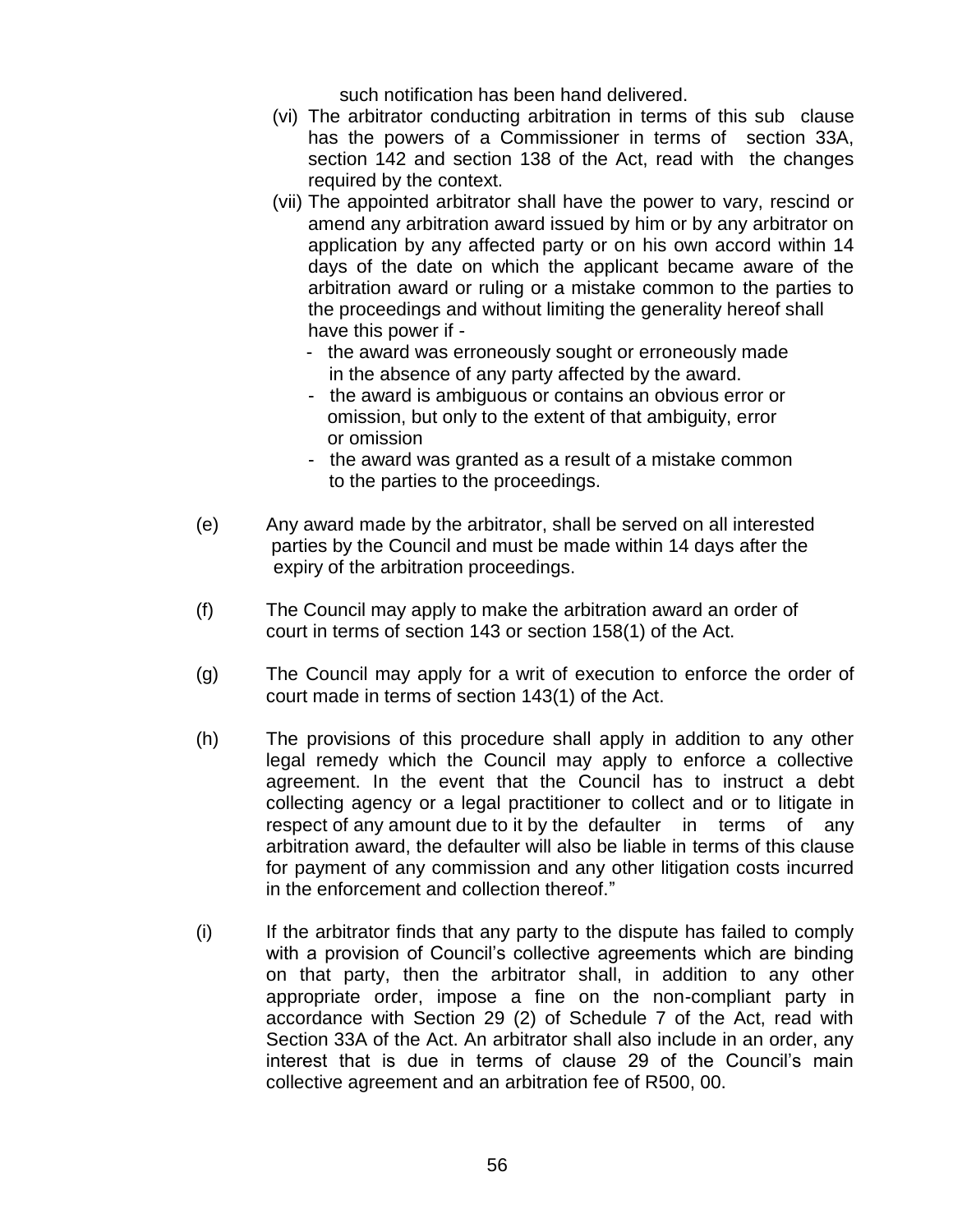such notification has been hand delivered.

(vi) The arbitrator conducting arbitration in terms of this sub clause has the powers of a Commissioner in terms of section 33A, section 142 and section 138 of the Act, read with the changes required by the context.

(vii) The appointed arbitrator shall have the power to vary, rescind or amend any arbitration award issued by him or by any arbitrator on application by any affected party or on his own accord within 14 days of the date on which the applicant became aware of the arbitration award or ruling or a mistake common to the parties to the proceedings and without limiting the generality hereof shall have this power if -

- the award was erroneously sought or erroneously made in the absence of any party affected by the award.
- the award is ambiguous or contains an obvious error or omission, but only to the extent of that ambiguity, error or omission
- the award was granted as a result of a mistake common to the parties to the proceedings.

(e) Any award made by the arbitrator, shall be served on all interested parties by the Council and must be made within 14 days after the expiry of the arbitration proceedings.

(f) The Council may apply to make the arbitration award an order of court in terms of section 143 or section 158(1) of the Act.

(g) The Council may apply for a writ of execution to enforce the order of court made in terms of section 143(1) of the Act.

(h) The provisions of this procedure shall apply in addition to any other legal remedy which the Council may apply to enforce a collective agreement. In the event that the Council has to instruct a debt collecting agency or a legal practitioner to collect and or to litigate in respect of any amount due to it by the defaulter in terms of any arbitration award, the defaulter will also be liable in terms of this clause for payment of any commission and any other litigation costs incurred in the enforcement and collection thereof."

(i) If the arbitrator finds that any party to the dispute has failed to comply with a provision of Council's collective agreements which are binding on that party, then the arbitrator shall, in addition to any other appropriate order, impose a fine on the non-compliant party in accordance with Section 29 (2) of Schedule 7 of the Act, read with Section 33A of the Act. An arbitrator shall also include in an order, any interest that is due in terms of clause 29 of the Council's main collective agreement and an arbitration fee of R500, 00.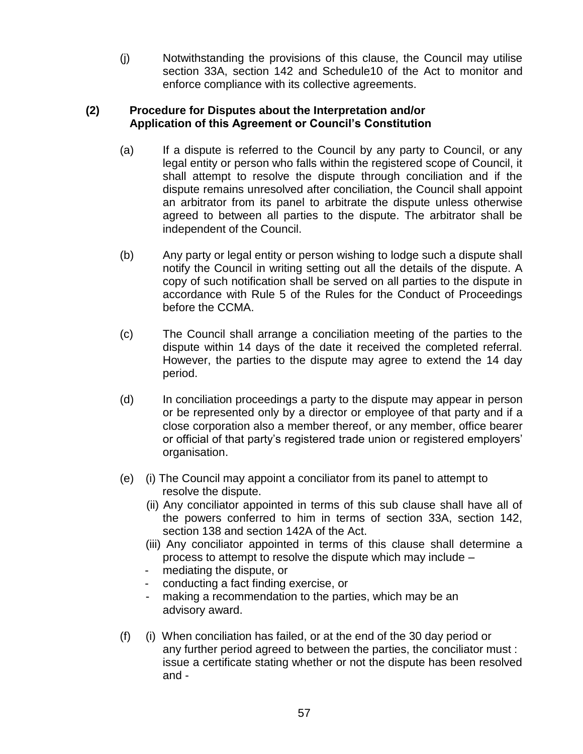(j) Notwithstanding the provisions of this clause, the Council may utilise section 33A, section 142 and Schedule10 of the Act to monitor and enforce compliance with its collective agreements.

**(2) Procedure for Disputes about the Interpretation and/or Application of this Agreement or Council's Constitution**

(a) If a dispute is referred to the Council by any party to Council, or any legal entity or person who falls within the registered scope of Council, it shall attempt to resolve the dispute through conciliation and if the dispute remains unresolved after conciliation, the Council shall appoint an arbitrator from its panel to arbitrate the dispute unless otherwise agreed to between all parties to the dispute. The arbitrator shall be independent of the Council.

(b) Any party or legal entity or person wishing to lodge such a dispute shall notify the Council in writing setting out all the details of the dispute. A copy of such notification shall be served on all parties to the dispute in accordance with Rule 5 of the Rules for the Conduct of Proceedings before the CCMA.

(c) The Council shall arrange a conciliation meeting of the parties to the dispute within 14 days of the date it received the completed referral. However, the parties to the dispute may agree to extend the 14 day period.

(d) In conciliation proceedings a party to the dispute may appear in person or be represented only by a director or employee of that party and if a close corporation also a member thereof, or any member, office bearer or official of that party's registered trade union or registered employers' organisation.

(e) (i) The Council may appoint a conciliator from its panel to attempt to resolve the dispute.

(ii) Any conciliator appointed in terms of this sub clause shall have all of the powers conferred to him in terms of section 33A, section 142, section 138 and section 142A of the Act.

(iii) Any conciliator appointed in terms of this clause shall determine a process to attempt to resolve the dispute which may include –

- mediating the dispute, or
- conducting a fact finding exercise, or
- making a recommendation to the parties, which may be an advisory award.

(f) (i) When conciliation has failed, or at the end of the 30 day period or any further period agreed to between the parties, the conciliator must : issue a certificate stating whether or not the dispute has been resolved and -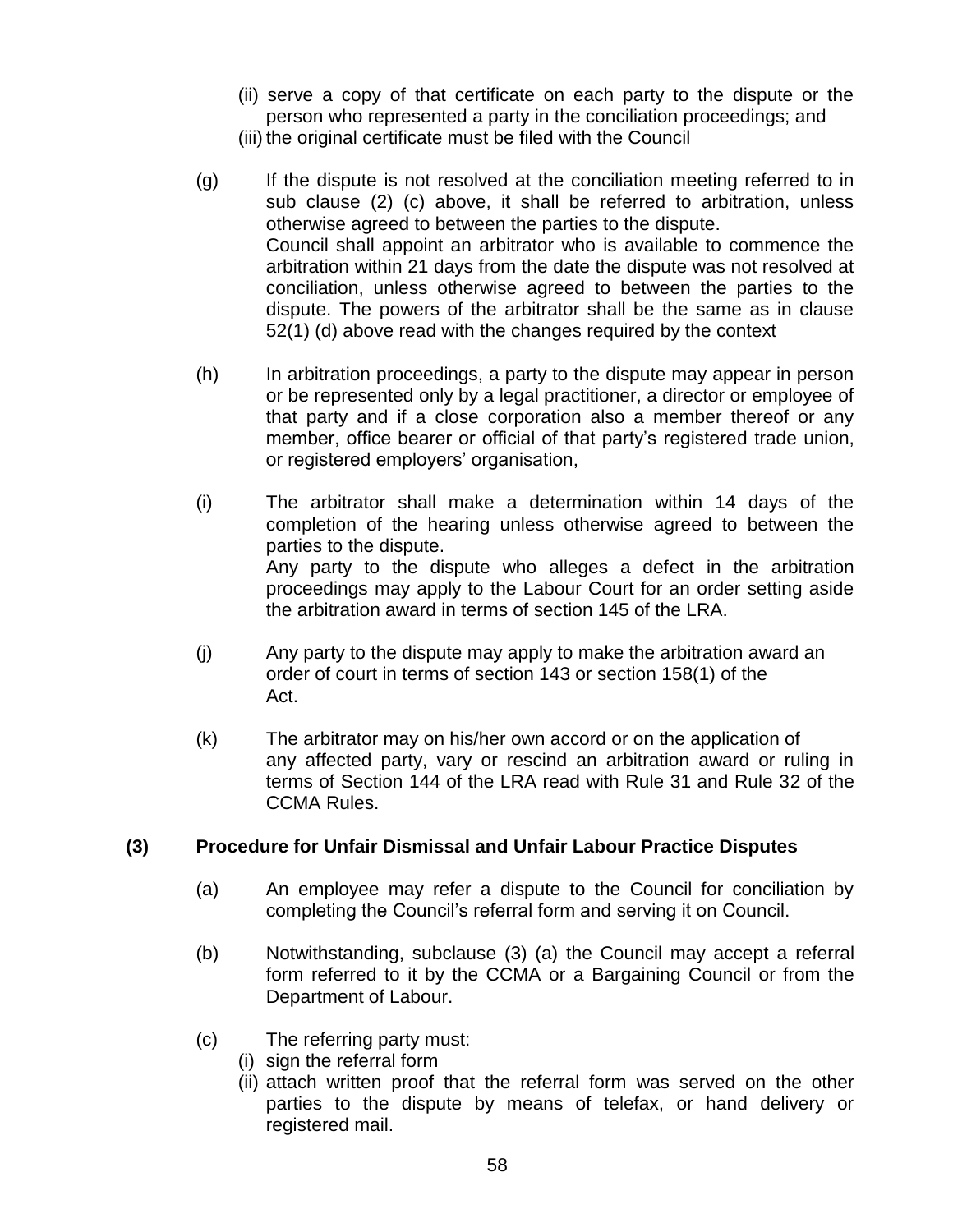(ii) serve a copy of that certificate on each party to the dispute or the person who represented a party in the conciliation proceedings; and

(iii) the original certificate must be filed with the Council

(g) If the dispute is not resolved at the conciliation meeting referred to in sub clause (2) (c) above, it shall be referred to arbitration, unless otherwise agreed to between the parties to the dispute.
Council shall appoint an arbitrator who is available to commence the arbitration within 21 days from the date the dispute was not resolved at conciliation, unless otherwise agreed to between the parties to the dispute. The powers of the arbitrator shall be the same as in clause 52(1) (d) above read with the changes required by the context

(h) In arbitration proceedings, a party to the dispute may appear in person or be represented only by a legal practitioner, a director or employee of that party and if a close corporation also a member thereof or any member, office bearer or official of that party's registered trade union, or registered employers' organisation,

(i) The arbitrator shall make a determination within 14 days of the completion of the hearing unless otherwise agreed to between the parties to the dispute.
Any party to the dispute who alleges a defect in the arbitration proceedings may apply to the Labour Court for an order setting aside the arbitration award in terms of section 145 of the LRA.

(j) Any party to the dispute may apply to make the arbitration award an order of court in terms of section 143 or section 158(1) of the Act.

(k) The arbitrator may on his/her own accord or on the application of any affected party, vary or rescind an arbitration award or ruling in terms of Section 144 of the LRA read with Rule 31 and Rule 32 of the CCMA Rules.

**(3) Procedure for Unfair Dismissal and Unfair Labour Practice Disputes**

(a) An employee may refer a dispute to the Council for conciliation by completing the Council's referral form and serving it on Council.

(b) Notwithstanding, subclause (3) (a) the Council may accept a referral form referred to it by the CCMA or a Bargaining Council or from the Department of Labour.

(c) The referring party must:

(i) sign the referral form

(ii) attach written proof that the referral form was served on the other parties to the dispute by means of telefax, or hand delivery or registered mail.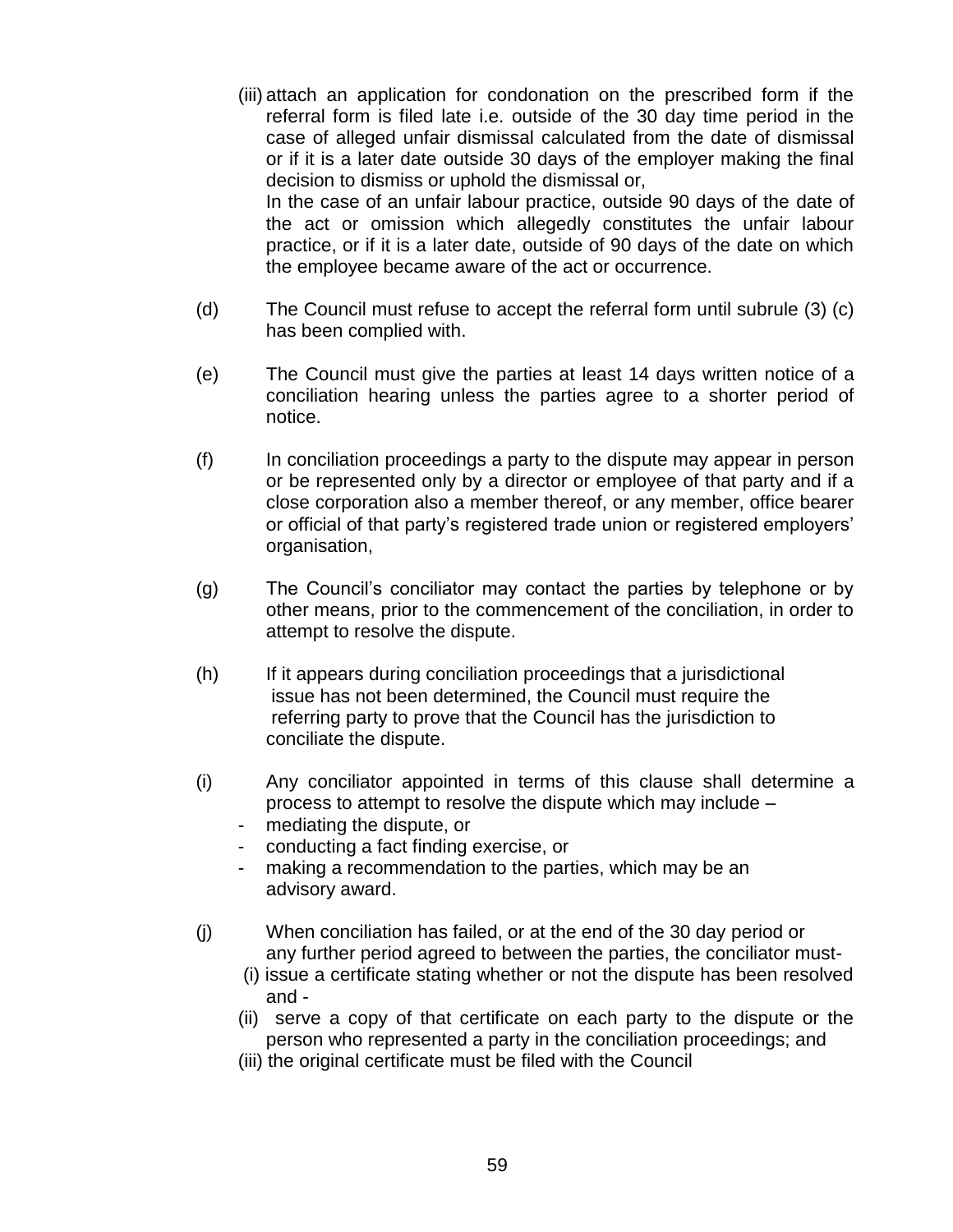(iii) attach an application for condonation on the prescribed form if the referral form is filed late i.e. outside of the 30 day time period in the case of alleged unfair dismissal calculated from the date of dismissal or if it is a later date outside 30 days of the employer making the final decision to dismiss or uphold the dismissal or,
In the case of an unfair labour practice, outside 90 days of the date of the act or omission which allegedly constitutes the unfair labour practice, or if it is a later date, outside of 90 days of the date on which the employee became aware of the act or occurrence.

(d) The Council must refuse to accept the referral form until subrule (3) (c) has been complied with.

(e) The Council must give the parties at least 14 days written notice of a conciliation hearing unless the parties agree to a shorter period of notice.

(f) In conciliation proceedings a party to the dispute may appear in person or be represented only by a director or employee of that party and if a close corporation also a member thereof, or any member, office bearer or official of that party's registered trade union or registered employers' organisation,

(g) The Council's conciliator may contact the parties by telephone or by other means, prior to the commencement of the conciliation, in order to attempt to resolve the dispute.

(h) If it appears during conciliation proceedings that a jurisdictional issue has not been determined, the Council must require the referring party to prove that the Council has the jurisdiction to conciliate the dispute.

(i) Any conciliator appointed in terms of this clause shall determine a process to attempt to resolve the dispute which may include –
- mediating the dispute, or
- conducting a fact finding exercise, or
- making a recommendation to the parties, which may be an advisory award.

(j) When conciliation has failed, or at the end of the 30 day period or any further period agreed to between the parties, the conciliator must-
(i) issue a certificate stating whether or not the dispute has been resolved and -
(ii) serve a copy of that certificate on each party to the dispute or the person who represented a party in the conciliation proceedings; and
(iii) the original certificate must be filed with the Council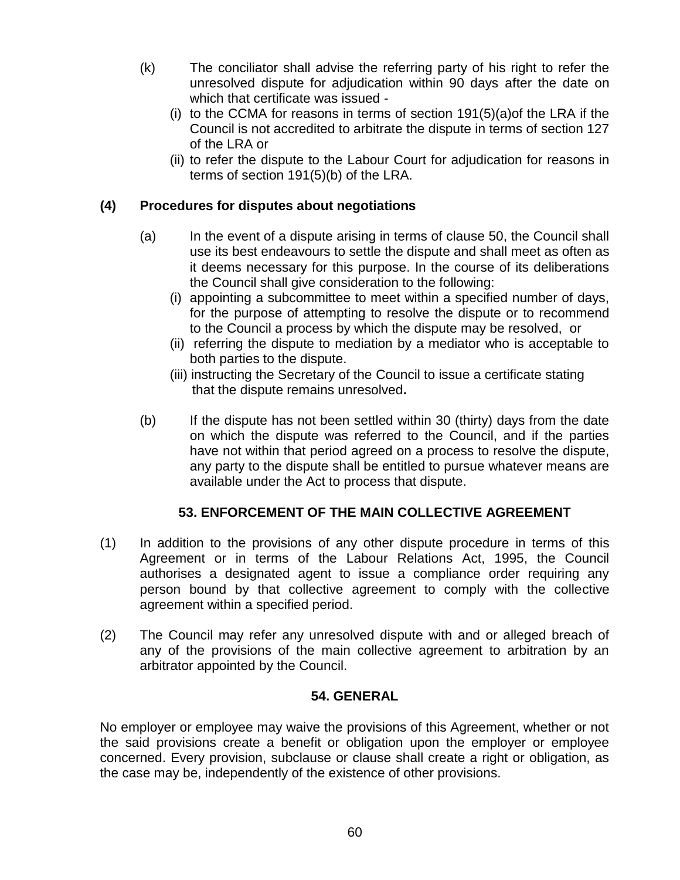(k) The conciliator shall advise the referring party of his right to refer the unresolved dispute for adjudication within 90 days after the date on which that certificate was issued -

   (i) to the CCMA for reasons in terms of section 191(5)(a)of the LRA if the Council is not accredited to arbitrate the dispute in terms of section 127 of the LRA or

   (ii) to refer the dispute to the Labour Court for adjudication for reasons in terms of section 191(5)(b) of the LRA.

**(4) Procedures for disputes about negotiations**

(a) In the event of a dispute arising in terms of clause 50, the Council shall use its best endeavours to settle the dispute and shall meet as often as it deems necessary for this purpose. In the course of its deliberations the Council shall give consideration to the following:

   (i) appointing a subcommittee to meet within a specified number of days, for the purpose of attempting to resolve the dispute or to recommend to the Council a process by which the dispute may be resolved, or

   (ii) referring the dispute to mediation by a mediator who is acceptable to both parties to the dispute.

   (iii) instructing the Secretary of the Council to issue a certificate stating that the dispute remains unresolved**.**

(b) If the dispute has not been settled within 30 (thirty) days from the date on which the dispute was referred to the Council, and if the parties have not within that period agreed on a process to resolve the dispute, any party to the dispute shall be entitled to pursue whatever means are available under the Act to process that dispute.

## 53. ENFORCEMENT OF THE MAIN COLLECTIVE AGREEMENT

(1) In addition to the provisions of any other dispute procedure in terms of this Agreement or in terms of the Labour Relations Act, 1995, the Council authorises a designated agent to issue a compliance order requiring any person bound by that collective agreement to comply with the collective agreement within a specified period.

(2) The Council may refer any unresolved dispute with and or alleged breach of any of the provisions of the main collective agreement to arbitration by an arbitrator appointed by the Council.

## 54. GENERAL

No employer or employee may waive the provisions of this Agreement, whether or not the said provisions create a benefit or obligation upon the employer or employee concerned. Every provision, subclause or clause shall create a right or obligation, as the case may be, independently of the existence of other provisions.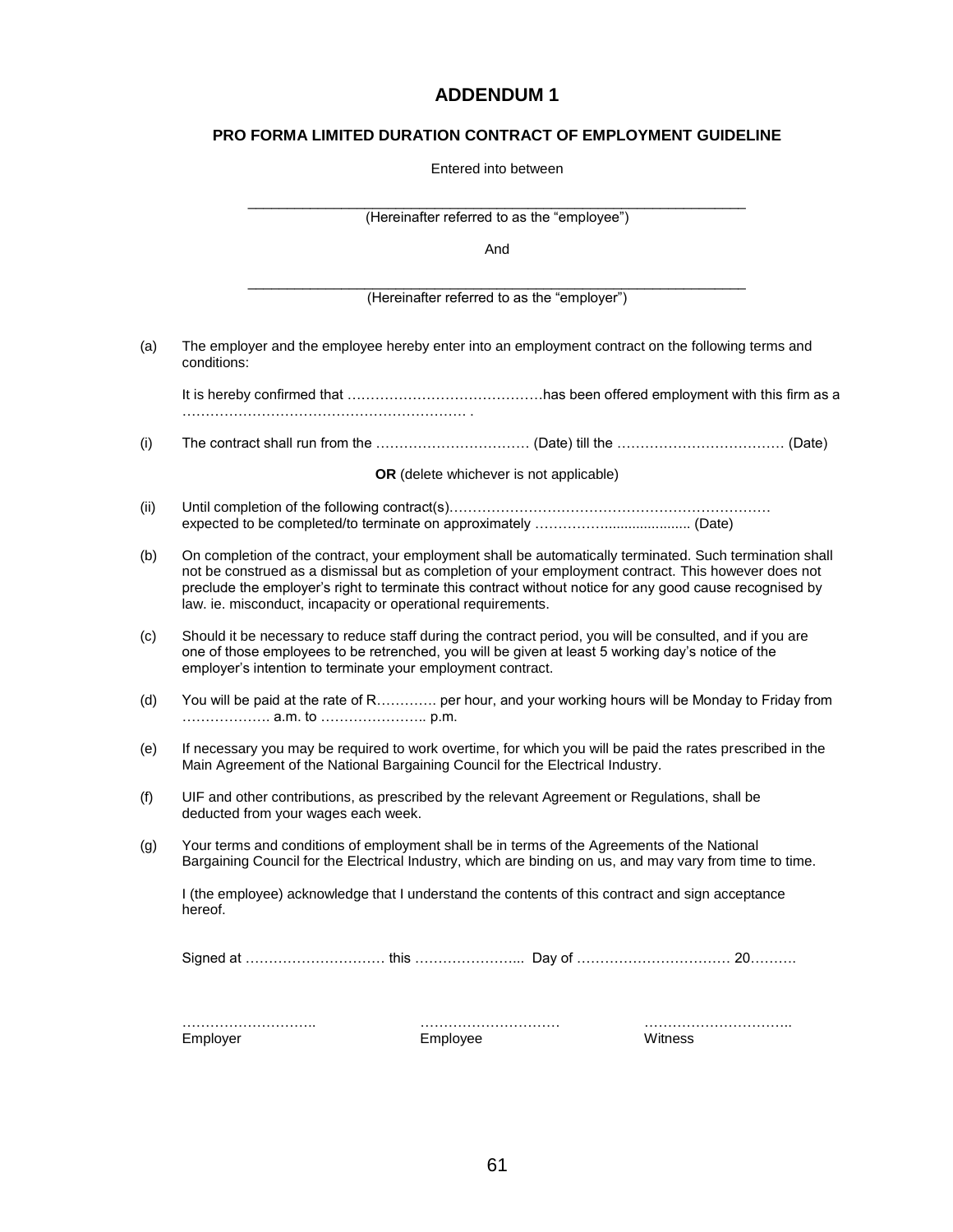# ADDENDUM 1

## PRO FORMA LIMITED DURATION CONTRACT OF EMPLOYMENT GUIDELINE

Entered into between

\_\_\_\_\_\_\_\_\_\_\_\_\_\_\_\_\_\_\_\_\_\_\_\_\_\_\_\_\_\_\_\_\_\_\_\_\_\_\_\_\_\_\_\_\_\_\_\_\_\_\_\_\_\_\_\_\_\_
(Hereinafter referred to as the "employee")

And

\_\_\_\_\_\_\_\_\_\_\_\_\_\_\_\_\_\_\_\_\_\_\_\_\_\_\_\_\_\_\_\_\_\_\_\_\_\_\_\_\_\_\_\_\_\_\_\_\_\_\_\_\_\_\_\_\_\_
(Hereinafter referred to as the "employer")

(a) The employer and the employee hereby enter into an employment contract on the following terms and conditions:

It is hereby confirmed that ……………………………………has been offered employment with this firm as a ……………………………………………………… .

(i) The contract shall run from the …………………………… (Date) till the ……………………………… (Date)

**OR** (delete whichever is not applicable)

(ii) Until completion of the following contract(s)……………………………………………………………
expected to be completed/to terminate on approximately …………….................... (Date)

(b) On completion of the contract, your employment shall be automatically terminated. Such termination shall not be construed as a dismissal but as completion of your employment contract. This however does not preclude the employer's right to terminate this contract without notice for any good cause recognised by law. ie. misconduct, incapacity or operational requirements.

(c) Should it be necessary to reduce staff during the contract period, you will be consulted, and if you are one of those employees to be retrenched, you will be given at least 5 working day's notice of the employer's intention to terminate your employment contract.

(d) You will be paid at the rate of R…………. per hour, and your working hours will be Monday to Friday from ………………. a.m. to ………………….. p.m.

(e) If necessary you may be required to work overtime, for which you will be paid the rates prescribed in the Main Agreement of the National Bargaining Council for the Electrical Industry.

(f) UIF and other contributions, as prescribed by the relevant Agreement or Regulations, shall be deducted from your wages each week.

(g) Your terms and conditions of employment shall be in terms of the Agreements of the National Bargaining Council for the Electrical Industry, which are binding on us, and may vary from time to time.

I (the employee) acknowledge that I understand the contents of this contract and sign acceptance hereof.

Signed at ………………………… this …………………... Day of …………………………… 20……….

|  |  |  |
|---|---|---|
| ……………………….. | ………………………… | ………………………….. |
| Employer | Employee | Witness |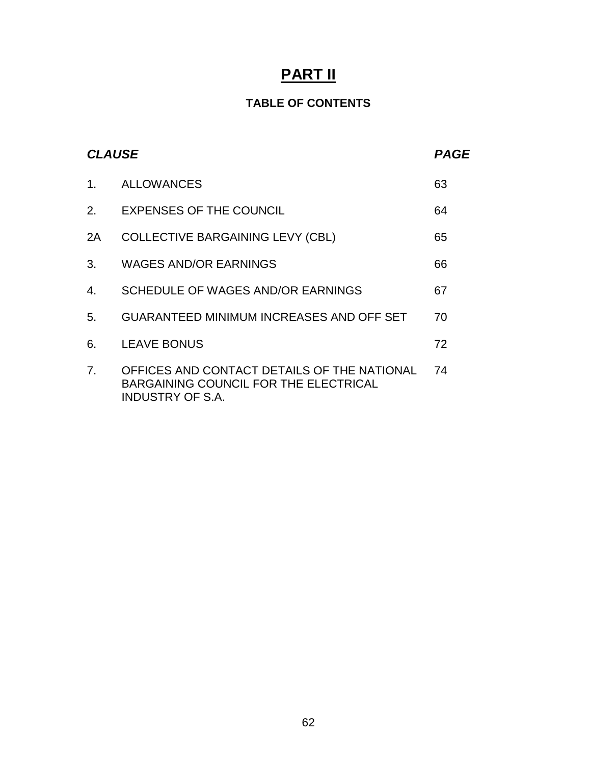# PART II

## TABLE OF CONTENTS

| *CLAUSE* | | *PAGE* |
|---|---|---|
| 1. | ALLOWANCES | 63 |
| 2. | EXPENSES OF THE COUNCIL | 64 |
| 2A | COLLECTIVE BARGAINING LEVY (CBL) | 65 |
| 3. | WAGES AND/OR EARNINGS | 66 |
| 4. | SCHEDULE OF WAGES AND/OR EARNINGS | 67 |
| 5. | GUARANTEED MINIMUM INCREASES AND OFF SET | 70 |
| 6. | LEAVE BONUS | 72 |
| 7. | OFFICES AND CONTACT DETAILS OF THE NATIONAL BARGAINING COUNCIL FOR THE ELECTRICAL INDUSTRY OF S.A. | 74 |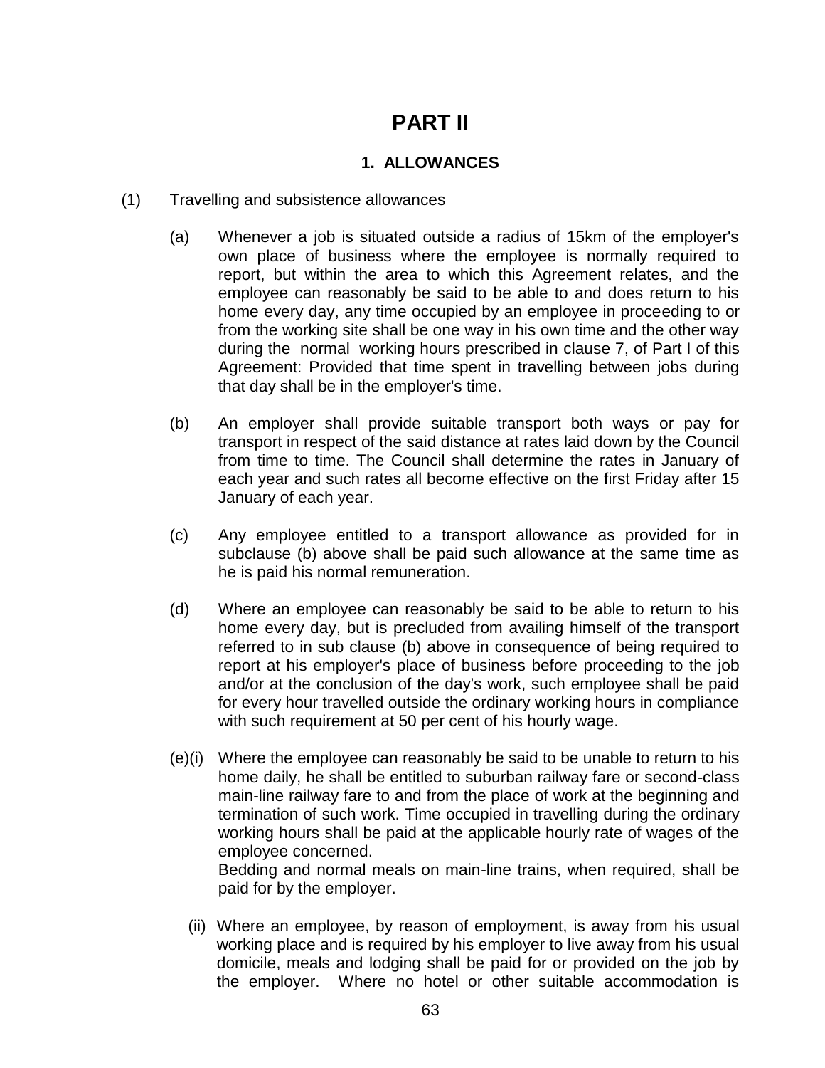# PART II

## 1. ALLOWANCES

(1) Travelling and subsistence allowances

(a) Whenever a job is situated outside a radius of 15km of the employer's own place of business where the employee is normally required to report, but within the area to which this Agreement relates, and the employee can reasonably be said to be able to and does return to his home every day, any time occupied by an employee in proceeding to or from the working site shall be one way in his own time and the other way during the normal working hours prescribed in clause 7, of Part I of this Agreement: Provided that time spent in travelling between jobs during that day shall be in the employer's time.

(b) An employer shall provide suitable transport both ways or pay for transport in respect of the said distance at rates laid down by the Council from time to time. The Council shall determine the rates in January of each year and such rates all become effective on the first Friday after 15 January of each year.

(c) Any employee entitled to a transport allowance as provided for in subclause (b) above shall be paid such allowance at the same time as he is paid his normal remuneration.

(d) Where an employee can reasonably be said to be able to return to his home every day, but is precluded from availing himself of the transport referred to in sub clause (b) above in consequence of being required to report at his employer's place of business before proceeding to the job and/or at the conclusion of the day's work, such employee shall be paid for every hour travelled outside the ordinary working hours in compliance with such requirement at 50 per cent of his hourly wage.

(e)(i) Where the employee can reasonably be said to be unable to return to his home daily, he shall be entitled to suburban railway fare or second-class main-line railway fare to and from the place of work at the beginning and termination of such work. Time occupied in travelling during the ordinary working hours shall be paid at the applicable hourly rate of wages of the employee concerned.
Bedding and normal meals on main-line trains, when required, shall be paid for by the employer.

(ii) Where an employee, by reason of employment, is away from his usual working place and is required by his employer to live away from his usual domicile, meals and lodging shall be paid for or provided on the job by the employer. Where no hotel or other suitable accommodation is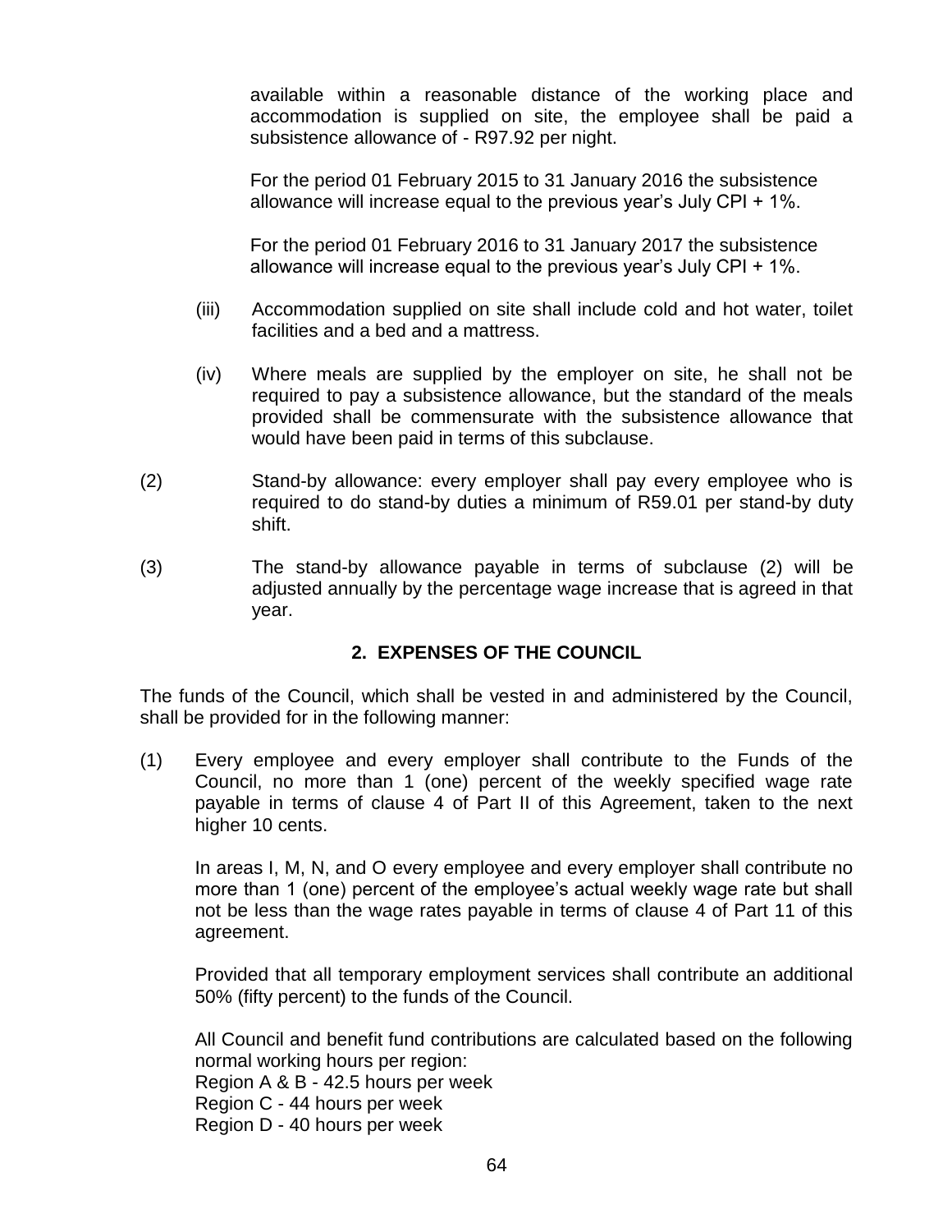available within a reasonable distance of the working place and accommodation is supplied on site, the employee shall be paid a subsistence allowance of - R97.92 per night.

For the period 01 February 2015 to 31 January 2016 the subsistence allowance will increase equal to the previous year's July CPI + 1%.

For the period 01 February 2016 to 31 January 2017 the subsistence allowance will increase equal to the previous year's July CPI + 1%.

(iii) Accommodation supplied on site shall include cold and hot water, toilet facilities and a bed and a mattress.

(iv) Where meals are supplied by the employer on site, he shall not be required to pay a subsistence allowance, but the standard of the meals provided shall be commensurate with the subsistence allowance that would have been paid in terms of this subclause.

(2) Stand-by allowance: every employer shall pay every employee who is required to do stand-by duties a minimum of R59.01 per stand-by duty shift.

(3) The stand-by allowance payable in terms of subclause (2) will be adjusted annually by the percentage wage increase that is agreed in that year.

## 2. EXPENSES OF THE COUNCIL

The funds of the Council, which shall be vested in and administered by the Council, shall be provided for in the following manner:

(1) Every employee and every employer shall contribute to the Funds of the Council, no more than 1 (one) percent of the weekly specified wage rate payable in terms of clause 4 of Part II of this Agreement, taken to the next higher 10 cents.

In areas I, M, N, and O every employee and every employer shall contribute no more than 1 (one) percent of the employee's actual weekly wage rate but shall not be less than the wage rates payable in terms of clause 4 of Part 11 of this agreement.

Provided that all temporary employment services shall contribute an additional 50% (fifty percent) to the funds of the Council.

All Council and benefit fund contributions are calculated based on the following normal working hours per region:
Region A & B - 42.5 hours per week
Region C - 44 hours per week
Region D - 40 hours per week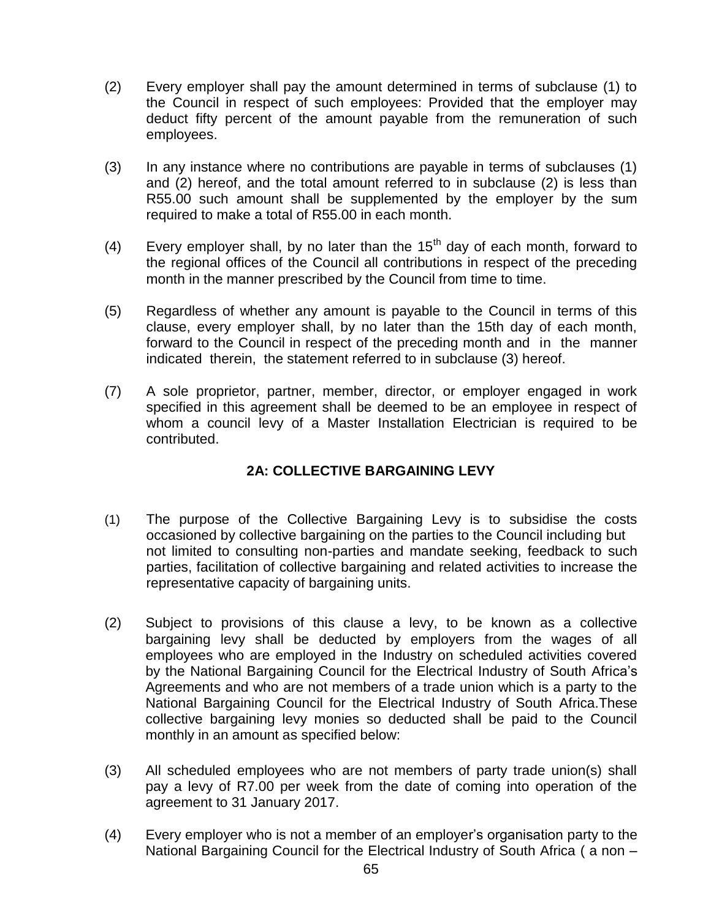(2) Every employer shall pay the amount determined in terms of subclause (1) to the Council in respect of such employees: Provided that the employer may deduct fifty percent of the amount payable from the remuneration of such employees.

(3) In any instance where no contributions are payable in terms of subclauses (1) and (2) hereof, and the total amount referred to in subclause (2) is less than R55.00 such amount shall be supplemented by the employer by the sum required to make a total of R55.00 in each month.

(4) Every employer shall, by no later than the 15th day of each month, forward to the regional offices of the Council all contributions in respect of the preceding month in the manner prescribed by the Council from time to time.

(5) Regardless of whether any amount is payable to the Council in terms of this clause, every employer shall, by no later than the 15th day of each month, forward to the Council in respect of the preceding month and in the manner indicated therein, the statement referred to in subclause (3) hereof.

(7) A sole proprietor, partner, member, director, or employer engaged in work specified in this agreement shall be deemed to be an employee in respect of whom a council levy of a Master Installation Electrician is required to be contributed.

## 2A: COLLECTIVE BARGAINING LEVY

(1) The purpose of the Collective Bargaining Levy is to subsidise the costs occasioned by collective bargaining on the parties to the Council including but not limited to consulting non-parties and mandate seeking, feedback to such parties, facilitation of collective bargaining and related activities to increase the representative capacity of bargaining units.

(2) Subject to provisions of this clause a levy, to be known as a collective bargaining levy shall be deducted by employers from the wages of all employees who are employed in the Industry on scheduled activities covered by the National Bargaining Council for the Electrical Industry of South Africa's Agreements and who are not members of a trade union which is a party to the National Bargaining Council for the Electrical Industry of South Africa.These collective bargaining levy monies so deducted shall be paid to the Council monthly in an amount as specified below:

(3) All scheduled employees who are not members of party trade union(s) shall pay a levy of R7.00 per week from the date of coming into operation of the agreement to 31 January 2017.

(4) Every employer who is not a member of an employer's organisation party to the National Bargaining Council for the Electrical Industry of South Africa ( a non –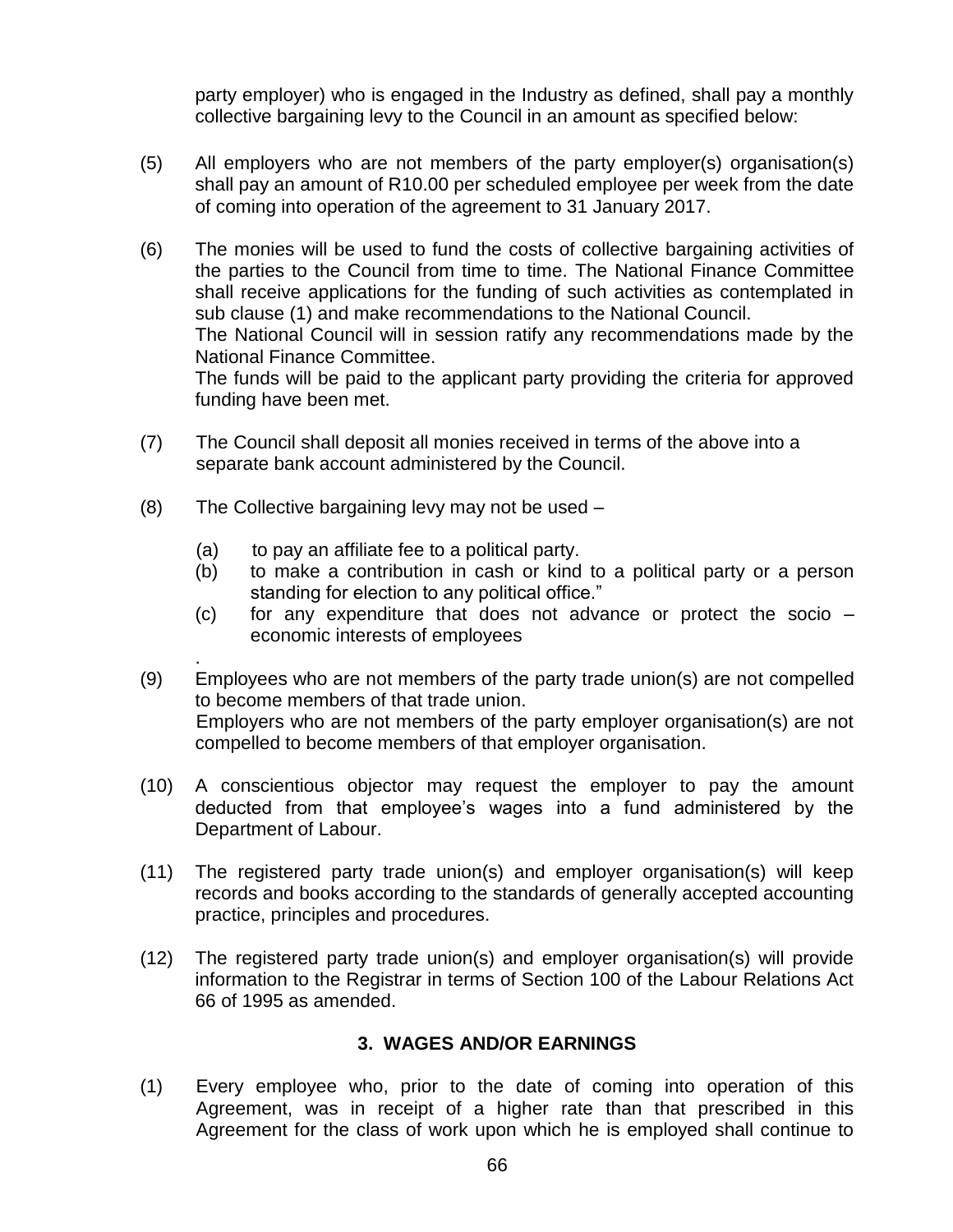party employer) who is engaged in the Industry as defined, shall pay a monthly collective bargaining levy to the Council in an amount as specified below:

(5) All employers who are not members of the party employer(s) organisation(s) shall pay an amount of R10.00 per scheduled employee per week from the date of coming into operation of the agreement to 31 January 2017.

(6) The monies will be used to fund the costs of collective bargaining activities of the parties to the Council from time to time. The National Finance Committee shall receive applications for the funding of such activities as contemplated in sub clause (1) and make recommendations to the National Council.
The National Council will in session ratify any recommendations made by the National Finance Committee.
The funds will be paid to the applicant party providing the criteria for approved funding have been met.

(7) The Council shall deposit all monies received in terms of the above into a separate bank account administered by the Council.

(8) The Collective bargaining levy may not be used –

   (a) to pay an affiliate fee to a political party.
   (b) to make a contribution in cash or kind to a political party or a person standing for election to any political office."
   (c) for any expenditure that does not advance or protect the socio – economic interests of employees

.

(9) Employees who are not members of the party trade union(s) are not compelled to become members of that trade union.
Employers who are not members of the party employer organisation(s) are not compelled to become members of that employer organisation.

(10) A conscientious objector may request the employer to pay the amount deducted from that employee's wages into a fund administered by the Department of Labour.

(11) The registered party trade union(s) and employer organisation(s) will keep records and books according to the standards of generally accepted accounting practice, principles and procedures.

(12) The registered party trade union(s) and employer organisation(s) will provide information to the Registrar in terms of Section 100 of the Labour Relations Act 66 of 1995 as amended.

## 3. WAGES AND/OR EARNINGS

(1) Every employee who, prior to the date of coming into operation of this Agreement, was in receipt of a higher rate than that prescribed in this Agreement for the class of work upon which he is employed shall continue to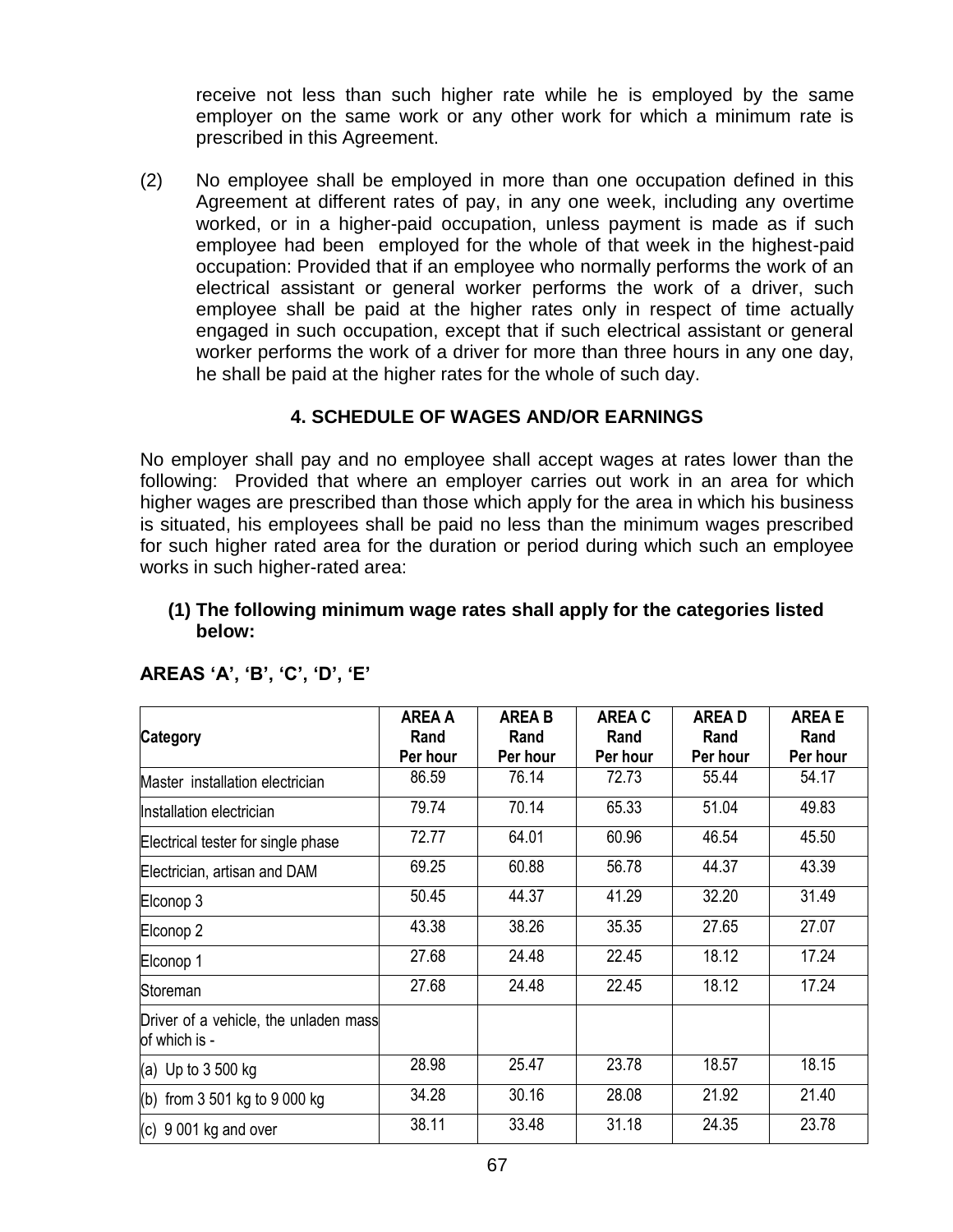receive not less than such higher rate while he is employed by the same employer on the same work or any other work for which a minimum rate is prescribed in this Agreement.

(2) No employee shall be employed in more than one occupation defined in this Agreement at different rates of pay, in any one week, including any overtime worked, or in a higher-paid occupation, unless payment is made as if such employee had been employed for the whole of that week in the highest-paid occupation: Provided that if an employee who normally performs the work of an electrical assistant or general worker performs the work of a driver, such employee shall be paid at the higher rates only in respect of time actually engaged in such occupation, except that if such electrical assistant or general worker performs the work of a driver for more than three hours in any one day, he shall be paid at the higher rates for the whole of such day.

## 4. SCHEDULE OF WAGES AND/OR EARNINGS

No employer shall pay and no employee shall accept wages at rates lower than the following: Provided that where an employer carries out work in an area for which higher wages are prescribed than those which apply for the area in which his business is situated, his employees shall be paid no less than the minimum wages prescribed for such higher rated area for the duration or period during which such an employee works in such higher-rated area:

**(1) The following minimum wage rates shall apply for the categories listed below:**

**AREAS 'A', 'B', 'C', 'D', 'E'**

| Category | AREA A Rand Per hour | AREA B Rand Per hour | AREA C Rand Per hour | AREA D Rand Per hour | AREA E Rand Per hour |
|---|---|---|---|---|---|
| Master installation electrician | 86.59 | 76.14 | 72.73 | 55.44 | 54.17 |
| Installation electrician | 79.74 | 70.14 | 65.33 | 51.04 | 49.83 |
| Electrical tester for single phase | 72.77 | 64.01 | 60.96 | 46.54 | 45.50 |
| Electrician, artisan and DAM | 69.25 | 60.88 | 56.78 | 44.37 | 43.39 |
| Elconop 3 | 50.45 | 44.37 | 41.29 | 32.20 | 31.49 |
| Elconop 2 | 43.38 | 38.26 | 35.35 | 27.65 | 27.07 |
| Elconop 1 | 27.68 | 24.48 | 22.45 | 18.12 | 17.24 |
| Storeman | 27.68 | 24.48 | 22.45 | 18.12 | 17.24 |
| Driver of a vehicle, the unladen mass of which is - | | | | | |
| (a) Up to 3 500 kg | 28.98 | 25.47 | 23.78 | 18.57 | 18.15 |
| (b) from 3 501 kg to 9 000 kg | 34.28 | 30.16 | 28.08 | 21.92 | 21.40 |
| (c) 9 001 kg and over | 38.11 | 33.48 | 31.18 | 24.35 | 23.78 |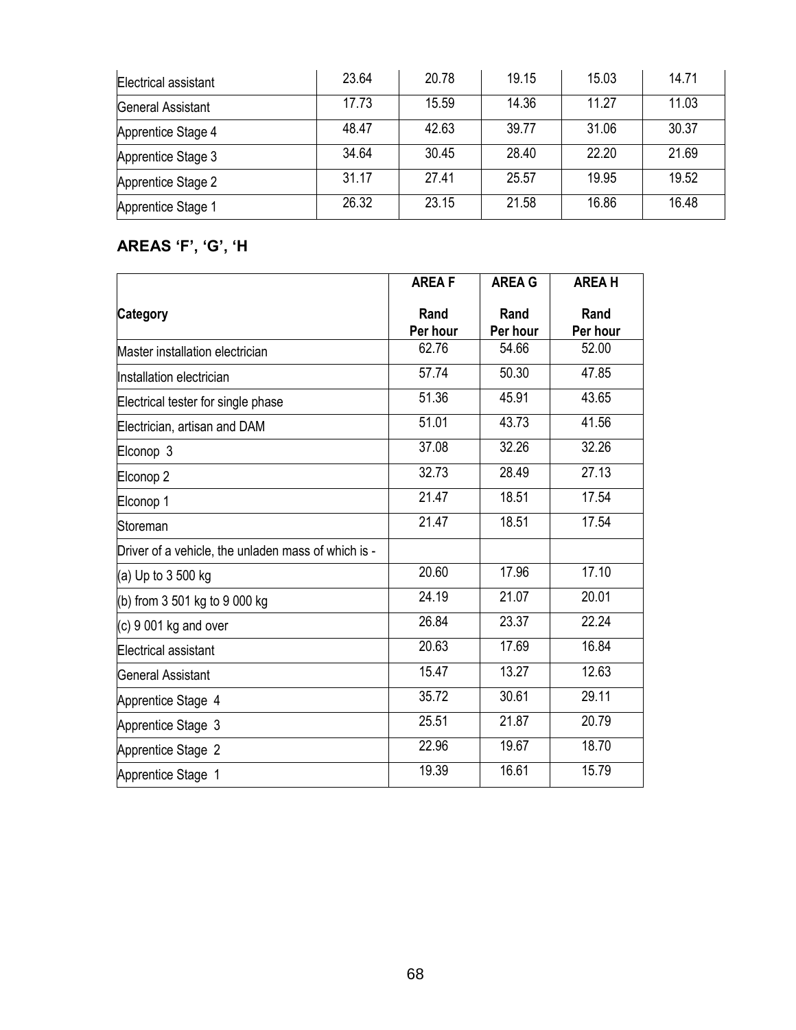| | | | | | |
|---|---|---|---|---|---|
| Electrical assistant | 23.64 | 20.78 | 19.15 | 15.03 | 14.71 |
| General Assistant | 17.73 | 15.59 | 14.36 | 11.27 | 11.03 |
| Apprentice Stage 4 | 48.47 | 42.63 | 39.77 | 31.06 | 30.37 |
| Apprentice Stage 3 | 34.64 | 30.45 | 28.40 | 22.20 | 21.69 |
| Apprentice Stage 2 | 31.17 | 27.41 | 25.57 | 19.95 | 19.52 |
| Apprentice Stage 1 | 26.32 | 23.15 | 21.58 | 16.86 | 16.48 |

## AREAS 'F', 'G', 'H

| Category | AREA F<br>Rand Per hour | AREA G<br>Rand Per hour | AREA H<br>Rand Per hour |
|---|---|---|---|
| Master installation electrician | 62.76 | 54.66 | 52.00 |
| Installation electrician | 57.74 | 50.30 | 47.85 |
| Electrical tester for single phase | 51.36 | 45.91 | 43.65 |
| Electrician, artisan and DAM | 51.01 | 43.73 | 41.56 |
| Elconop 3 | 37.08 | 32.26 | 32.26 |
| Elconop 2 | 32.73 | 28.49 | 27.13 |
| Elconop 1 | 21.47 | 18.51 | 17.54 |
| Storeman | 21.47 | 18.51 | 17.54 |
| Driver of a vehicle, the unladen mass of which is - | | | |
| (a) Up to 3 500 kg | 20.60 | 17.96 | 17.10 |
| (b) from 3 501 kg to 9 000 kg | 24.19 | 21.07 | 20.01 |
| (c) 9 001 kg and over | 26.84 | 23.37 | 22.24 |
| Electrical assistant | 20.63 | 17.69 | 16.84 |
| General Assistant | 15.47 | 13.27 | 12.63 |
| Apprentice Stage 4 | 35.72 | 30.61 | 29.11 |
| Apprentice Stage 3 | 25.51 | 21.87 | 20.79 |
| Apprentice Stage 2 | 22.96 | 19.67 | 18.70 |
| Apprentice Stage 1 | 19.39 | 16.61 | 15.79 |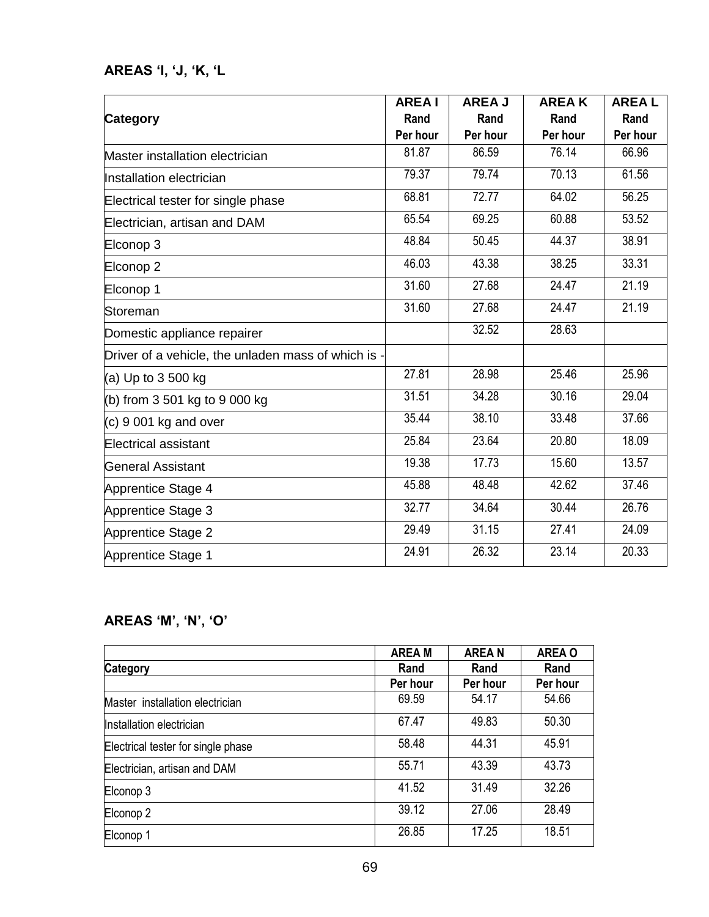**AREAS 'I, 'J, 'K, 'L**

| Category | AREA I Rand Per hour | AREA J Rand Per hour | AREA K Rand Per hour | AREA L Rand Per hour |
|---|---|---|---|---|
| Master installation electrician | 81.87 | 86.59 | 76.14 | 66.96 |
| Installation electrician | 79.37 | 79.74 | 70.13 | 61.56 |
| Electrical tester for single phase | 68.81 | 72.77 | 64.02 | 56.25 |
| Electrician, artisan and DAM | 65.54 | 69.25 | 60.88 | 53.52 |
| Elconop 3 | 48.84 | 50.45 | 44.37 | 38.91 |
| Elconop 2 | 46.03 | 43.38 | 38.25 | 33.31 |
| Elconop 1 | 31.60 | 27.68 | 24.47 | 21.19 |
| Storeman | 31.60 | 27.68 | 24.47 | 21.19 |
| Domestic appliance repairer | | 32.52 | 28.63 | |
| Driver of a vehicle, the unladen mass of which is - | | | | |
| (a) Up to 3 500 kg | 27.81 | 28.98 | 25.46 | 25.96 |
| (b) from 3 501 kg to 9 000 kg | 31.51 | 34.28 | 30.16 | 29.04 |
| (c) 9 001 kg and over | 35.44 | 38.10 | 33.48 | 37.66 |
| Electrical assistant | 25.84 | 23.64 | 20.80 | 18.09 |
| General Assistant | 19.38 | 17.73 | 15.60 | 13.57 |
| Apprentice Stage 4 | 45.88 | 48.48 | 42.62 | 37.46 |
| Apprentice Stage 3 | 32.77 | 34.64 | 30.44 | 26.76 |
| Apprentice Stage 2 | 29.49 | 31.15 | 27.41 | 24.09 |
| Apprentice Stage 1 | 24.91 | 26.32 | 23.14 | 20.33 |

**AREAS 'M', 'N', 'O'**

| Category | AREA M Rand Per hour | AREA N Rand Per hour | AREA O Rand Per hour |
|---|---|---|---|
| Master installation electrician | 69.59 | 54.17 | 54.66 |
| Installation electrician | 67.47 | 49.83 | 50.30 |
| Electrical tester for single phase | 58.48 | 44.31 | 45.91 |
| Electrician, artisan and DAM | 55.71 | 43.39 | 43.73 |
| Elconop 3 | 41.52 | 31.49 | 32.26 |
| Elconop 2 | 39.12 | 27.06 | 28.49 |
| Elconop 1 | 26.85 | 17.25 | 18.51 |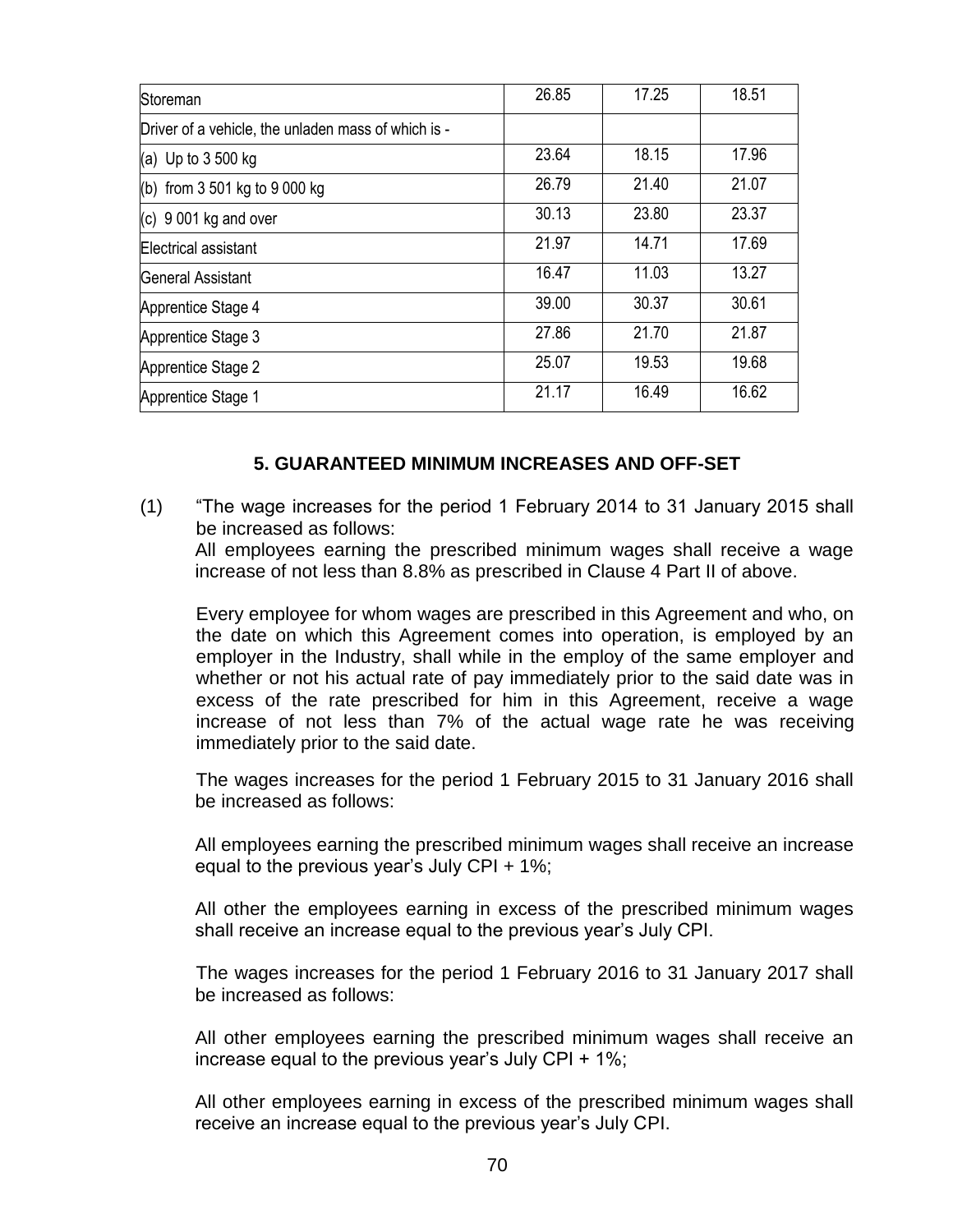| | | | |
|---|---|---|---|
| Storeman | 26.85 | 17.25 | 18.51 |
| Driver of a vehicle, the unladen mass of which is - | | | |
| (a) Up to 3 500 kg | 23.64 | 18.15 | 17.96 |
| (b) from 3 501 kg to 9 000 kg | 26.79 | 21.40 | 21.07 |
| (c) 9 001 kg and over | 30.13 | 23.80 | 23.37 |
| Electrical assistant | 21.97 | 14.71 | 17.69 |
| General Assistant | 16.47 | 11.03 | 13.27 |
| Apprentice Stage 4 | 39.00 | 30.37 | 30.61 |
| Apprentice Stage 3 | 27.86 | 21.70 | 21.87 |
| Apprentice Stage 2 | 25.07 | 19.53 | 19.68 |
| Apprentice Stage 1 | 21.17 | 16.49 | 16.62 |

## 5. GUARANTEED MINIMUM INCREASES AND OFF-SET

(1) "The wage increases for the period 1 February 2014 to 31 January 2015 shall be increased as follows:
All employees earning the prescribed minimum wages shall receive a wage increase of not less than 8.8% as prescribed in Clause 4 Part II of above.

Every employee for whom wages are prescribed in this Agreement and who, on the date on which this Agreement comes into operation, is employed by an employer in the Industry, shall while in the employ of the same employer and whether or not his actual rate of pay immediately prior to the said date was in excess of the rate prescribed for him in this Agreement, receive a wage increase of not less than 7% of the actual wage rate he was receiving immediately prior to the said date.

The wages increases for the period 1 February 2015 to 31 January 2016 shall be increased as follows:

All employees earning the prescribed minimum wages shall receive an increase equal to the previous year's July CPI + 1%;

All other the employees earning in excess of the prescribed minimum wages shall receive an increase equal to the previous year's July CPI.

The wages increases for the period 1 February 2016 to 31 January 2017 shall be increased as follows:

All other employees earning the prescribed minimum wages shall receive an increase equal to the previous year's July CPI + 1%;

All other employees earning in excess of the prescribed minimum wages shall receive an increase equal to the previous year's July CPI.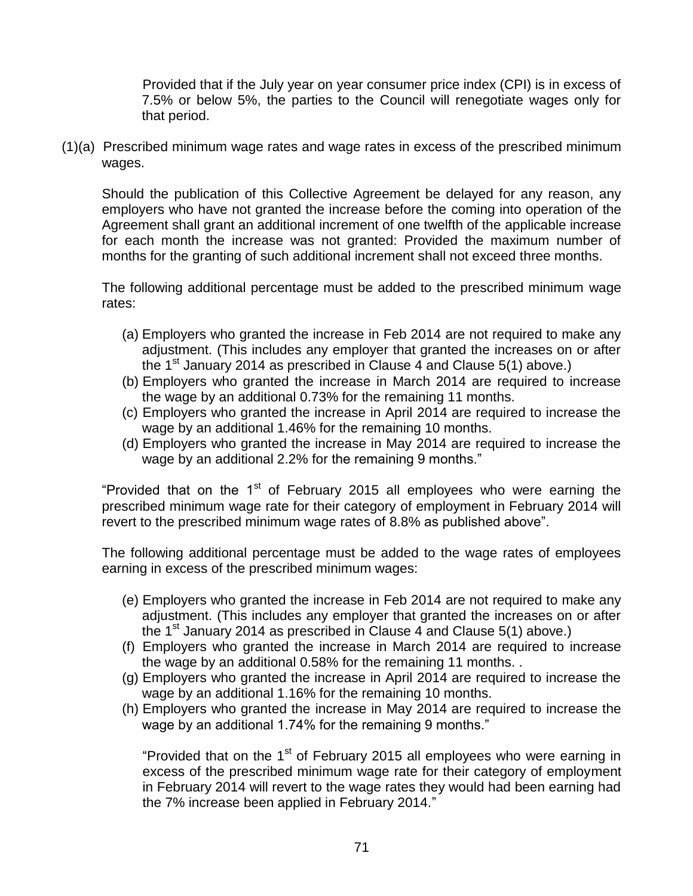Provided that if the July year on year consumer price index (CPI) is in excess of 7.5% or below 5%, the parties to the Council will renegotiate wages only for that period.

(1)(a) Prescribed minimum wage rates and wage rates in excess of the prescribed minimum wages.

Should the publication of this Collective Agreement be delayed for any reason, any employers who have not granted the increase before the coming into operation of the Agreement shall grant an additional increment of one twelfth of the applicable increase for each month the increase was not granted: Provided the maximum number of months for the granting of such additional increment shall not exceed three months.

The following additional percentage must be added to the prescribed minimum wage rates:

(a) Employers who granted the increase in Feb 2014 are not required to make any adjustment. (This includes any employer that granted the increases on or after the 1st January 2014 as prescribed in Clause 4 and Clause 5(1) above.)
(b) Employers who granted the increase in March 2014 are required to increase the wage by an additional 0.73% for the remaining 11 months.
(c) Employers who granted the increase in April 2014 are required to increase the wage by an additional 1.46% for the remaining 10 months.
(d) Employers who granted the increase in May 2014 are required to increase the wage by an additional 2.2% for the remaining 9 months."

"Provided that on the 1st of February 2015 all employees who were earning the prescribed minimum wage rate for their category of employment in February 2014 will revert to the prescribed minimum wage rates of 8.8% as published above".

The following additional percentage must be added to the wage rates of employees earning in excess of the prescribed minimum wages:

(e) Employers who granted the increase in Feb 2014 are not required to make any adjustment. (This includes any employer that granted the increases on or after the 1st January 2014 as prescribed in Clause 4 and Clause 5(1) above.)
(f) Employers who granted the increase in March 2014 are required to increase the wage by an additional 0.58% for the remaining 11 months. .
(g) Employers who granted the increase in April 2014 are required to increase the wage by an additional 1.16% for the remaining 10 months.
(h) Employers who granted the increase in May 2014 are required to increase the wage by an additional 1.74% for the remaining 9 months."

"Provided that on the 1st of February 2015 all employees who were earning in excess of the prescribed minimum wage rate for their category of employment in February 2014 will revert to the wage rates they would had been earning had the 7% increase been applied in February 2014."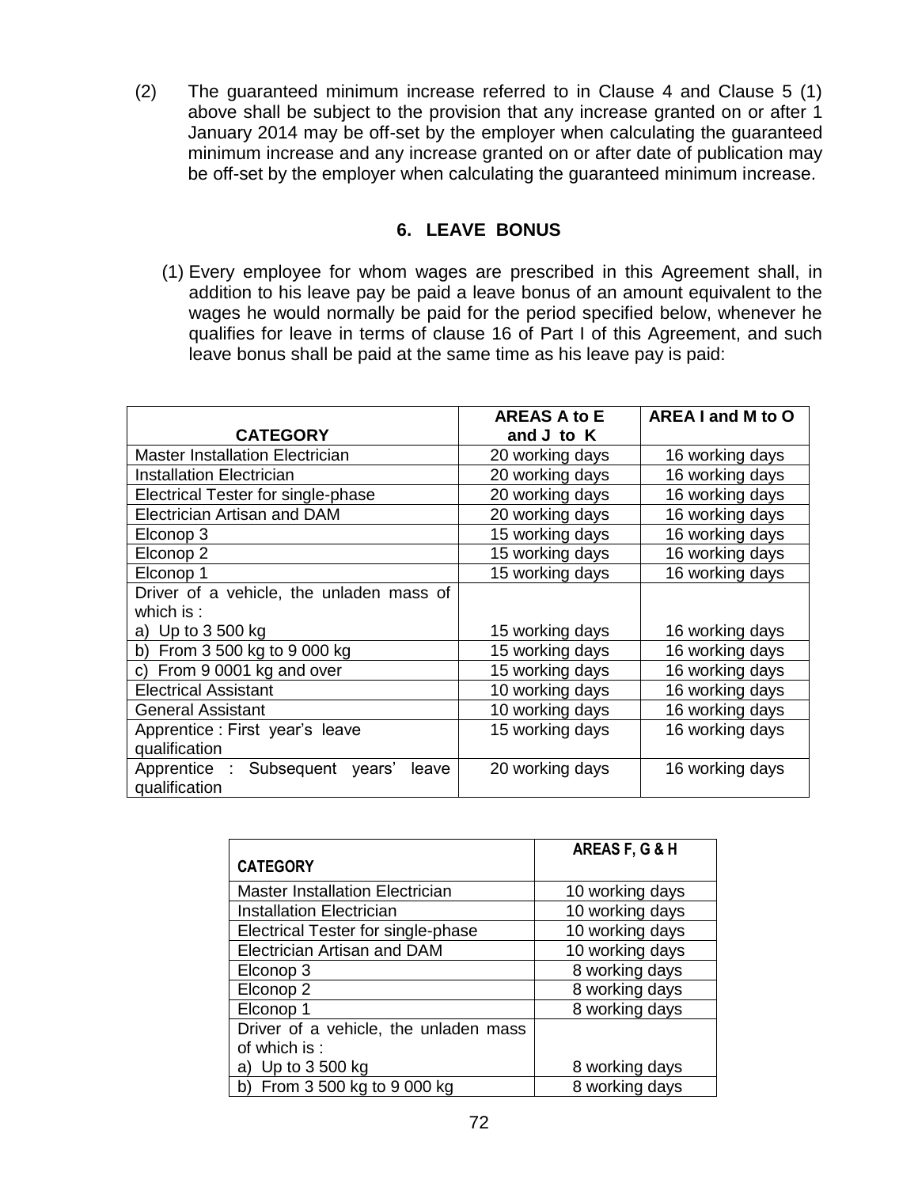(2) The guaranteed minimum increase referred to in Clause 4 and Clause 5 (1) above shall be subject to the provision that any increase granted on or after 1 January 2014 may be off-set by the employer when calculating the guaranteed minimum increase and any increase granted on or after date of publication may be off-set by the employer when calculating the guaranteed minimum increase.

## 6. LEAVE BONUS

(1) Every employee for whom wages are prescribed in this Agreement shall, in addition to his leave pay be paid a leave bonus of an amount equivalent to the wages he would normally be paid for the period specified below, whenever he qualifies for leave in terms of clause 16 of Part I of this Agreement, and such leave bonus shall be paid at the same time as his leave pay is paid:

| CATEGORY | AREAS A to E and J to K | AREA I and M to O |
|---|---|---|
| Master Installation Electrician | 20 working days | 16 working days |
| Installation Electrician | 20 working days | 16 working days |
| Electrical Tester for single-phase | 20 working days | 16 working days |
| Electrician Artisan and DAM | 20 working days | 16 working days |
| Elconop 3 | 15 working days | 16 working days |
| Elconop 2 | 15 working days | 16 working days |
| Elconop 1 | 15 working days | 16 working days |
| Driver of a vehicle, the unladen mass of which is : a) Up to 3 500 kg | 15 working days | 16 working days |
| b) From 3 500 kg to 9 000 kg | 15 working days | 16 working days |
| c) From 9 0001 kg and over | 15 working days | 16 working days |
| Electrical Assistant | 10 working days | 16 working days |
| General Assistant | 10 working days | 16 working days |
| Apprentice : First year's leave qualification | 15 working days | 16 working days |
| Apprentice : Subsequent years' leave qualification | 20 working days | 16 working days |

| CATEGORY | AREAS F, G & H |
|---|---|
| Master Installation Electrician | 10 working days |
| Installation Electrician | 10 working days |
| Electrical Tester for single-phase | 10 working days |
| Electrician Artisan and DAM | 10 working days |
| Elconop 3 | 8 working days |
| Elconop 2 | 8 working days |
| Elconop 1 | 8 working days |
| Driver of a vehicle, the unladen mass of which is : a) Up to 3 500 kg | 8 working days |
| b) From 3 500 kg to 9 000 kg | 8 working days |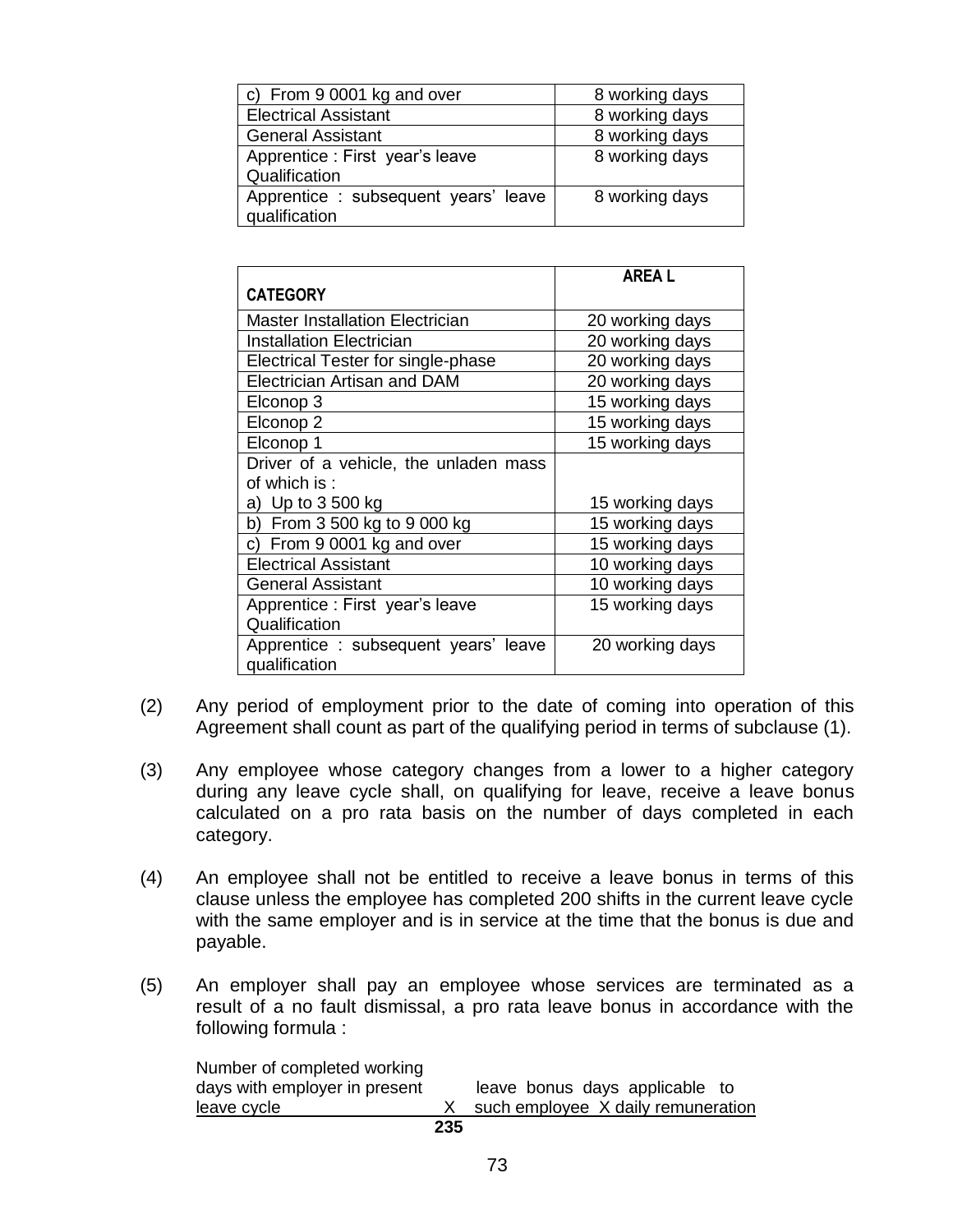| | |
|---|---|
| c) From 9 0001 kg and over | 8 working days |
| Electrical Assistant | 8 working days |
| General Assistant | 8 working days |
| Apprentice : First year's leave Qualification | 8 working days |
| Apprentice : subsequent years' leave qualification | 8 working days |

| **CATEGORY** | **AREA L** |
|---|---|
| Master Installation Electrician | 20 working days |
| Installation Electrician | 20 working days |
| Electrical Tester for single-phase | 20 working days |
| Electrician Artisan and DAM | 20 working days |
| Elconop 3 | 15 working days |
| Elconop 2 | 15 working days |
| Elconop 1 | 15 working days |
| Driver of a vehicle, the unladen mass of which is : a) Up to 3 500 kg | 15 working days |
| b) From 3 500 kg to 9 000 kg | 15 working days |
| c) From 9 0001 kg and over | 15 working days |
| Electrical Assistant | 10 working days |
| General Assistant | 10 working days |
| Apprentice : First year's leave Qualification | 15 working days |
| Apprentice : subsequent years' leave qualification | 20 working days |

(2) Any period of employment prior to the date of coming into operation of this Agreement shall count as part of the qualifying period in terms of subclause (1).

(3) Any employee whose category changes from a lower to a higher category during any leave cycle shall, on qualifying for leave, receive a leave bonus calculated on a pro rata basis on the number of days completed in each category.

(4) An employee shall not be entitled to receive a leave bonus in terms of this clause unless the employee has completed 200 shifts in the current leave cycle with the same employer and is in service at the time that the bonus is due and payable.

(5) An employer shall pay an employee whose services are terminated as a result of a no fault dismissal, a pro rata leave bonus in accordance with the following formula :

$$\frac{\text{Number of completed working days with employer in present leave cycle} \times \text{leave bonus days applicable to such employee} \times \text{daily remuneration}}{235}$$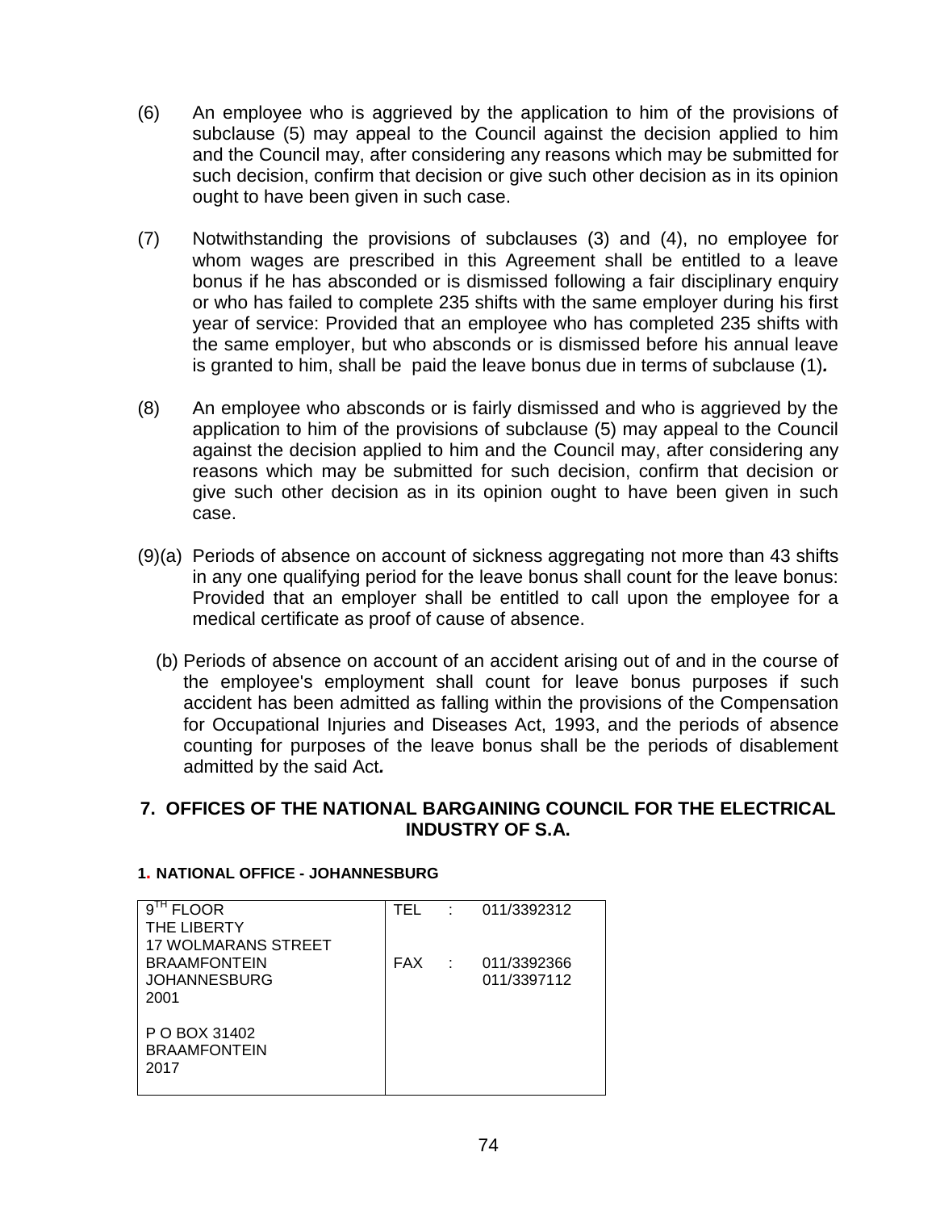(6) An employee who is aggrieved by the application to him of the provisions of subclause (5) may appeal to the Council against the decision applied to him and the Council may, after considering any reasons which may be submitted for such decision, confirm that decision or give such other decision as in its opinion ought to have been given in such case.

(7) Notwithstanding the provisions of subclauses (3) and (4), no employee for whom wages are prescribed in this Agreement shall be entitled to a leave bonus if he has absconded or is dismissed following a fair disciplinary enquiry or who has failed to complete 235 shifts with the same employer during his first year of service: Provided that an employee who has completed 235 shifts with the same employer, but who absconds or is dismissed before his annual leave is granted to him, shall be paid the leave bonus due in terms of subclause (1)***.***

(8) An employee who absconds or is fairly dismissed and who is aggrieved by the application to him of the provisions of subclause (5) may appeal to the Council against the decision applied to him and the Council may, after considering any reasons which may be submitted for such decision, confirm that decision or give such other decision as in its opinion ought to have been given in such case.

(9)(a) Periods of absence on account of sickness aggregating not more than 43 shifts in any one qualifying period for the leave bonus shall count for the leave bonus: Provided that an employer shall be entitled to call upon the employee for a medical certificate as proof of cause of absence.

(b) Periods of absence on account of an accident arising out of and in the course of the employee's employment shall count for leave bonus purposes if such accident has been admitted as falling within the provisions of the Compensation for Occupational Injuries and Diseases Act, 1993, and the periods of absence counting for purposes of the leave bonus shall be the periods of disablement admitted by the said Act***.***

## 7. OFFICES OF THE NATIONAL BARGAINING COUNCIL FOR THE ELECTRICAL INDUSTRY OF S.A.

#### 1. NATIONAL OFFICE - JOHANNESBURG

| | | | |
|---|---|---|---|
| 9TH FLOOR<br>THE LIBERTY<br>17 WOLMARANS STREET<br>BRAAMFONTEIN<br>JOHANNESBURG<br>2001<br><br>P O BOX 31402<br>BRAAMFONTEIN<br>2017 | TEL<br><br><br>FAX | :<br><br><br>: | 011/3392312<br><br><br>011/3392366<br>011/3397112 |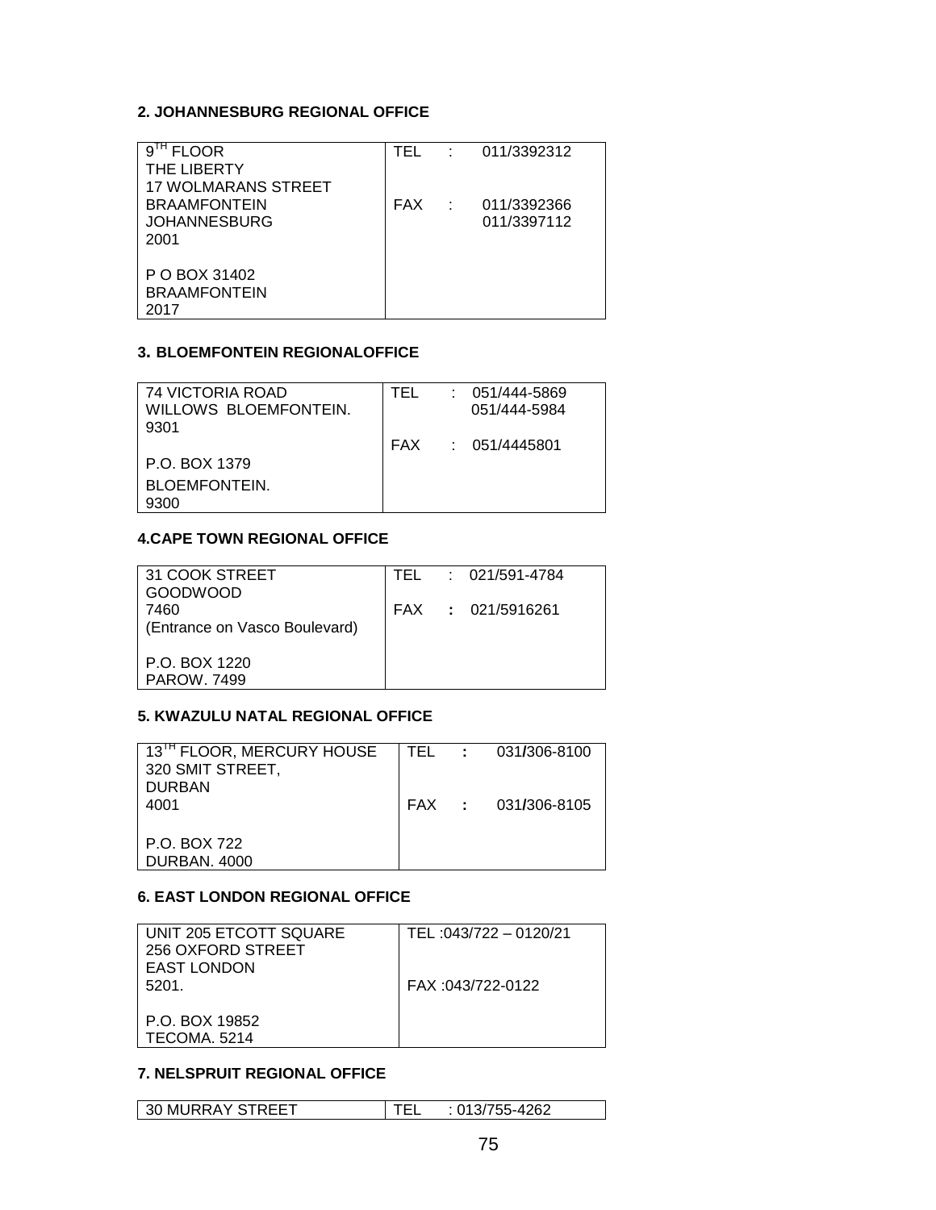### 2. JOHANNESBURG REGIONAL OFFICE

| | |
|---|---|
| 9TH FLOOR<br>THE LIBERTY<br>17 WOLMARANS STREET<br>BRAAMFONTEIN<br>JOHANNESBURG<br>2001<br><br>P O BOX 31402<br>BRAAMFONTEIN<br>2017 | TEL : 011/3392312<br><br><br>FAX : 011/3392366<br>011/3397112 |

### 3. BLOEMFONTEIN REGIONALOFFICE

| | |
|---|---|
| 74 VICTORIA ROAD<br>WILLOWS BLOEMFONTEIN.<br>9301<br><br>P.O. BOX 1379<br>BLOEMFONTEIN.<br>9300 | TEL : 051/444-5869<br>051/444-5984<br><br>FAX : 051/4445801 |

### 4.CAPE TOWN REGIONAL OFFICE

| | |
|---|---|
| 31 COOK STREET<br>GOODWOOD<br>7460<br>(Entrance on Vasco Boulevard)<br><br>P.O. BOX 1220<br>PAROW. 7499 | TEL : 021/591-4784<br><br>FAX : 021/5916261 |

### 5. KWAZULU NATAL REGIONAL OFFICE

| | |
|---|---|
| 13TH FLOOR, MERCURY HOUSE<br>320 SMIT STREET,<br>DURBAN<br>4001<br><br>P.O. BOX 722<br>DURBAN. 4000 | TEL : 031/306-8100<br><br><br>FAX : 031/306-8105 |

### 6. EAST LONDON REGIONAL OFFICE

| | |
|---|---|
| UNIT 205 ETCOTT SQUARE<br>256 OXFORD STREET<br>EAST LONDON<br>5201.<br><br>P.O. BOX 19852<br>TECOMA. 5214 | TEL :043/722 – 0120/21<br><br><br>FAX :043/722-0122 |

### 7. NELSPRUIT REGIONAL OFFICE

| | |
|---|---|
| 30 MURRAY STREET | TEL : 013/755-4262 |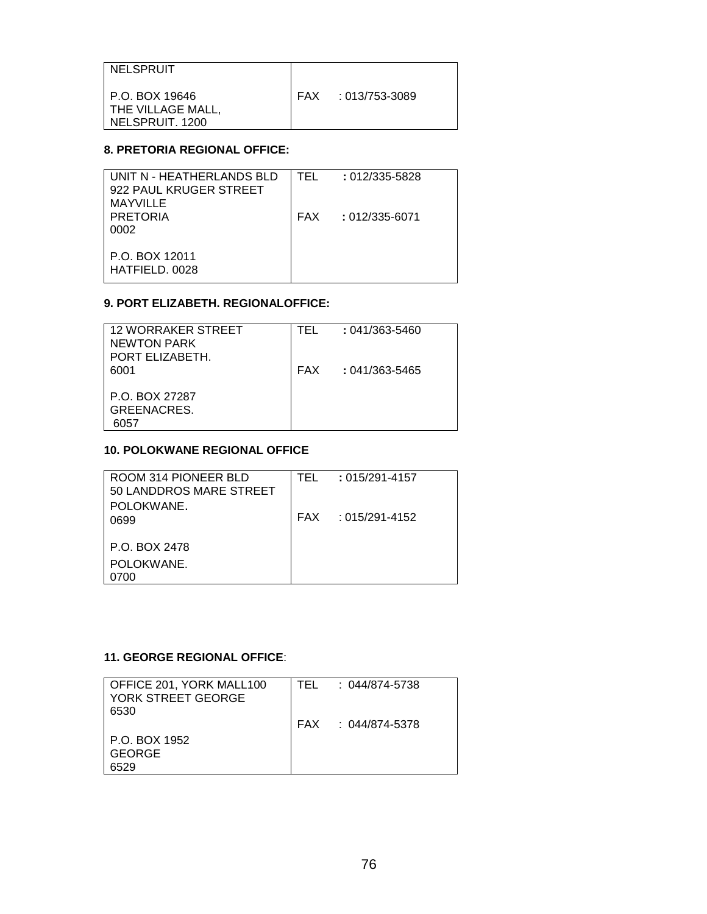| NELSPRUIT<br><br>P.O. BOX 19646<br>THE VILLAGE MALL,<br>NELSPRUIT. 1200 | FAX : 013/753-3089 |
|---|---|

**8. PRETORIA REGIONAL OFFICE:**

| UNIT N - HEATHERLANDS BLD<br>922 PAUL KRUGER STREET<br>MAYVILLE<br>PRETORIA<br>0002<br><br>P.O. BOX 12011<br>HATFIELD. 0028 | TEL **:** 012/335-5828<br><br>FAX **:** 012/335-6071 |
|---|---|

**9. PORT ELIZABETH. REGIONALOFFICE:**

| 12 WORRAKER STREET<br>NEWTON PARK<br>PORT ELIZABETH.<br>6001<br><br>P.O. BOX 27287<br>GREENACRES.<br>6057 | TEL **:** 041/363-5460<br><br>FAX **:** 041/363-5465 |
|---|---|

**10. POLOKWANE REGIONAL OFFICE**

| ROOM 314 PIONEER BLD<br>50 LANDDROS MARE STREET<br>POLOKWANE.<br>0699<br><br>P.O. BOX 2478<br>POLOKWANE.<br>0700 | TEL **:** 015/291-4157<br><br>FAX : 015/291-4152 |
|---|---|

**11. GEORGE REGIONAL OFFICE**:

| OFFICE 201, YORK MALL100<br>YORK STREET GEORGE<br>6530<br><br>P.O. BOX 1952<br>GEORGE<br>6529 | TEL : 044/874-5738<br><br>FAX : 044/874-5378 |
|---|---|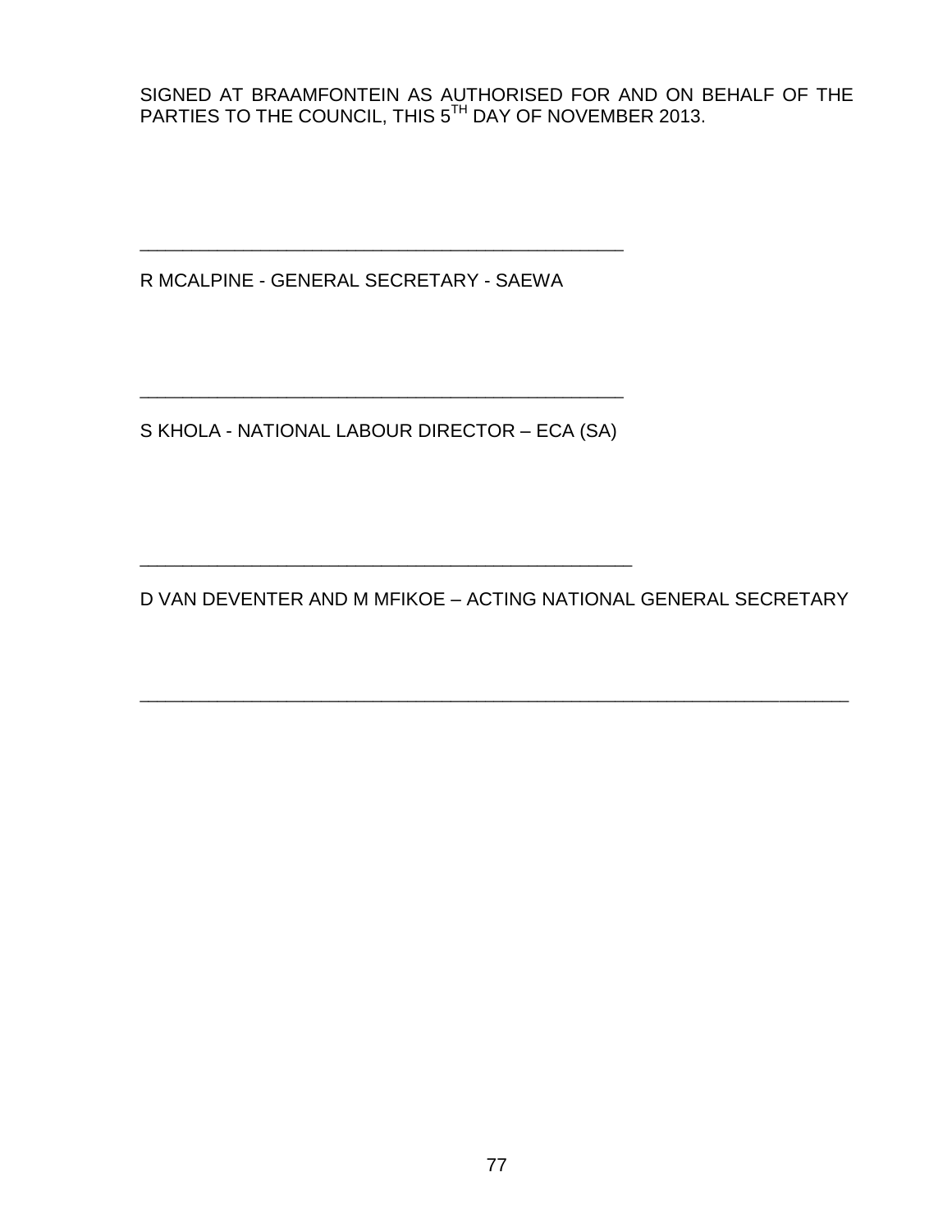SIGNED AT BRAAMFONTEIN AS AUTHORISED FOR AND ON BEHALF OF THE PARTIES TO THE COUNCIL, THIS 5[TH] DAY OF NOVEMBER 2013.

\_\_\_\_\_\_\_\_\_\_\_\_\_\_\_\_\_\_\_\_\_\_\_\_\_\_\_\_\_\_\_\_\_\_\_\_\_\_\_\_\_\_\_\_\_\_\_\_

R MCALPINE - GENERAL SECRETARY - SAEWA

\_\_\_\_\_\_\_\_\_\_\_\_\_\_\_\_\_\_\_\_\_\_\_\_\_\_\_\_\_\_\_\_\_\_\_\_\_\_\_\_\_\_\_\_\_\_\_\_

S KHOLA - NATIONAL LABOUR DIRECTOR – ECA (SA)

\_\_\_\_\_\_\_\_\_\_\_\_\_\_\_\_\_\_\_\_\_\_\_\_\_\_\_\_\_\_\_\_\_\_\_\_\_\_\_\_\_\_\_\_\_\_\_\_

D VAN DEVENTER AND M MFIKOE – ACTING NATIONAL GENERAL SECRETARY

\_\_\_\_\_\_\_\_\_\_\_\_\_\_\_\_\_\_\_\_\_\_\_\_\_\_\_\_\_\_\_\_\_\_\_\_\_\_\_\_\_\_\_\_\_\_\_\_\_\_\_\_\_\_\_\_\_\_\_\_\_\_\_\_\_\_\_\_\_\_\_\_